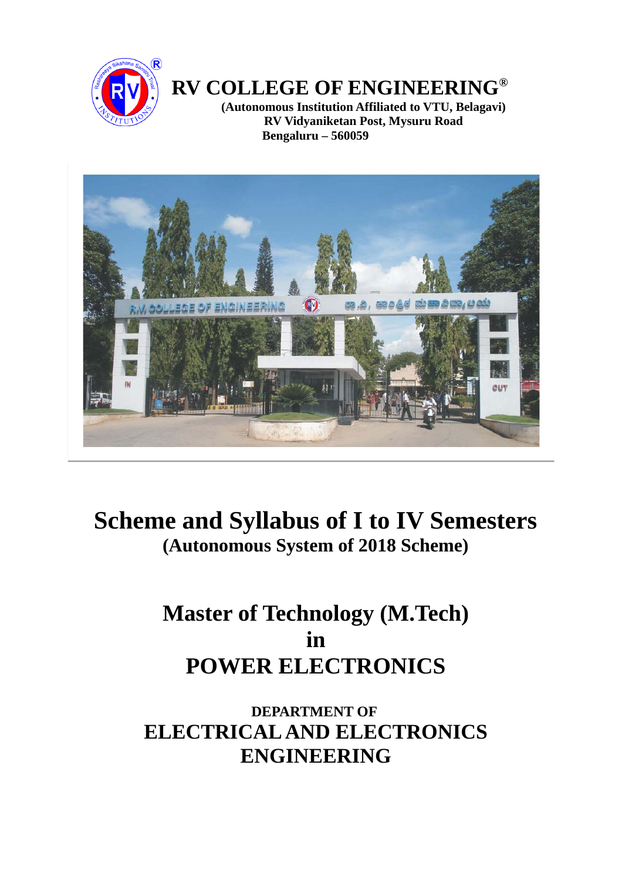# RV COLLEGE OF ENGINEERING®

**(Autonomous Institution Affiliated to VTU, Belagavi)**
**RV Vidyaniketan Post, Mysuru Road**
**Bengaluru – 560059**

# Scheme and Syllabus of I to IV Semesters

**(Autonomous System of 2018 Scheme)**

# Master of Technology (M.Tech)
# in
# POWER ELECTRONICS

**DEPARTMENT OF**

## ELECTRICAL AND ELECTRONICS ENGINEERING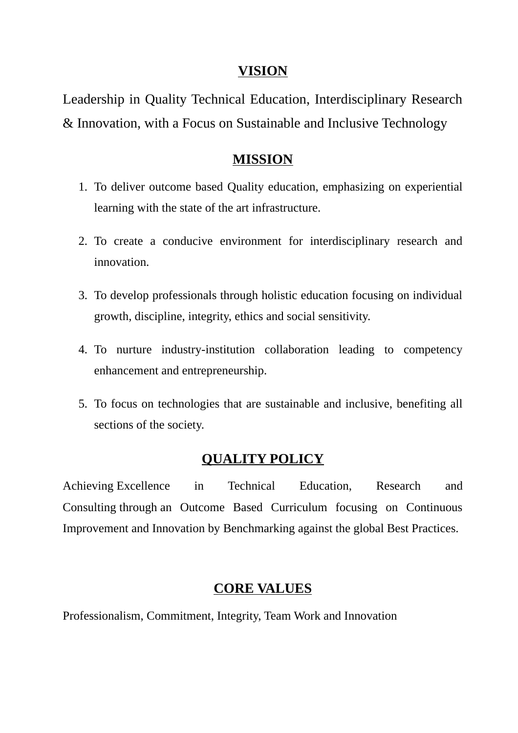## VISION

Leadership in Quality Technical Education, Interdisciplinary Research & Innovation, with a Focus on Sustainable and Inclusive Technology

## MISSION

1. To deliver outcome based Quality education, emphasizing on experiential learning with the state of the art infrastructure.
2. To create a conducive environment for interdisciplinary research and innovation.
3. To develop professionals through holistic education focusing on individual growth, discipline, integrity, ethics and social sensitivity.
4. To nurture industry-institution collaboration leading to competency enhancement and entrepreneurship.
5. To focus on technologies that are sustainable and inclusive, benefiting all sections of the society.

## QUALITY POLICY

Achieving Excellence in Technical Education, Research and Consulting through an Outcome Based Curriculum focusing on Continuous Improvement and Innovation by Benchmarking against the global Best Practices.

## CORE VALUES

Professionalism, Commitment, Integrity, Team Work and Innovation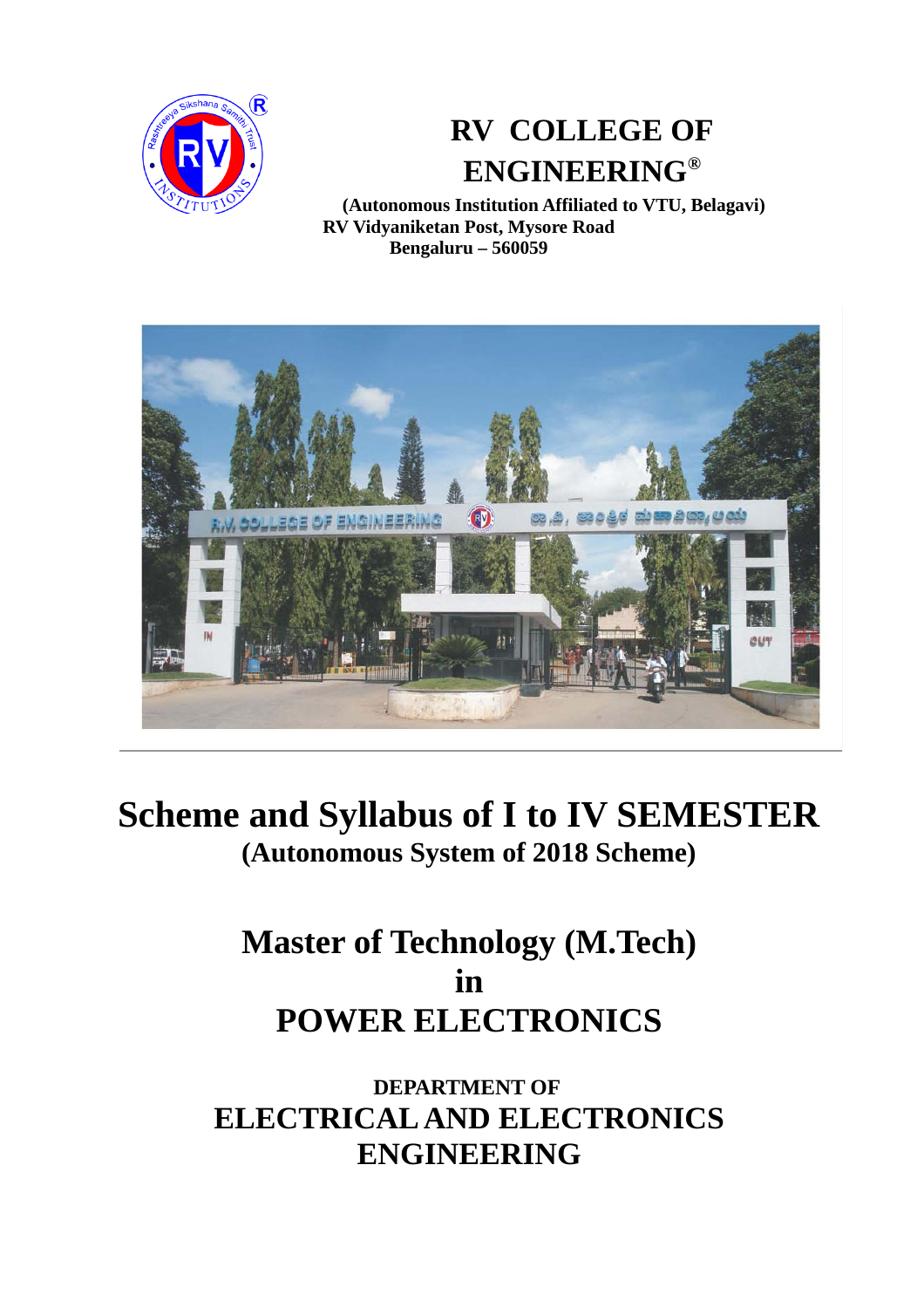# RV COLLEGE OF ENGINEERING®

**(Autonomous Institution Affiliated to VTU, Belagavi)**
**RV Vidyaniketan Post, Mysore Road**
**Bengaluru – 560059**

# Scheme and Syllabus of I to IV SEMESTER

**(Autonomous System of 2018 Scheme)**

# Master of Technology (M.Tech)
# in
# POWER ELECTRONICS

**DEPARTMENT OF**

## ELECTRICAL AND ELECTRONICS ENGINEERING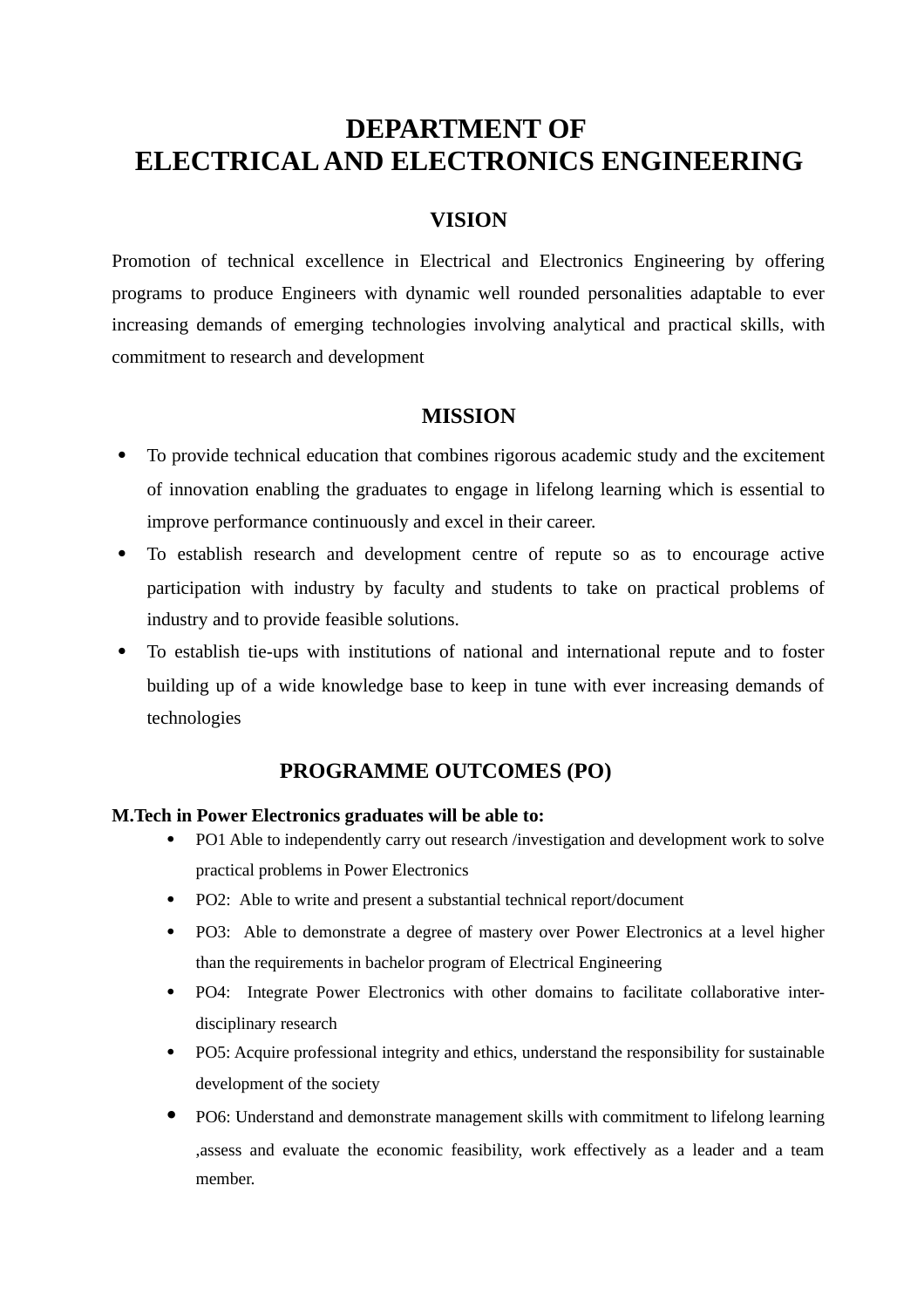# DEPARTMENT OF
# ELECTRICAL AND ELECTRONICS ENGINEERING

## VISION

Promotion of technical excellence in Electrical and Electronics Engineering by offering programs to produce Engineers with dynamic well rounded personalities adaptable to ever increasing demands of emerging technologies involving analytical and practical skills, with commitment to research and development

## MISSION

- To provide technical education that combines rigorous academic study and the excitement of innovation enabling the graduates to engage in lifelong learning which is essential to improve performance continuously and excel in their career.
- To establish research and development centre of repute so as to encourage active participation with industry by faculty and students to take on practical problems of industry and to provide feasible solutions.
- To establish tie-ups with institutions of national and international repute and to foster building up of a wide knowledge base to keep in tune with ever increasing demands of technologies

## PROGRAMME OUTCOMES (PO)

**M.Tech in Power Electronics graduates will be able to:**

- PO1 Able to independently carry out research /investigation and development work to solve practical problems in Power Electronics
- PO2: Able to write and present a substantial technical report/document
- PO3: Able to demonstrate a degree of mastery over Power Electronics at a level higher than the requirements in bachelor program of Electrical Engineering
- PO4: Integrate Power Electronics with other domains to facilitate collaborative inter-disciplinary research
- PO5: Acquire professional integrity and ethics, understand the responsibility for sustainable development of the society
- PO6: Understand and demonstrate management skills with commitment to lifelong learning ,assess and evaluate the economic feasibility, work effectively as a leader and a team member.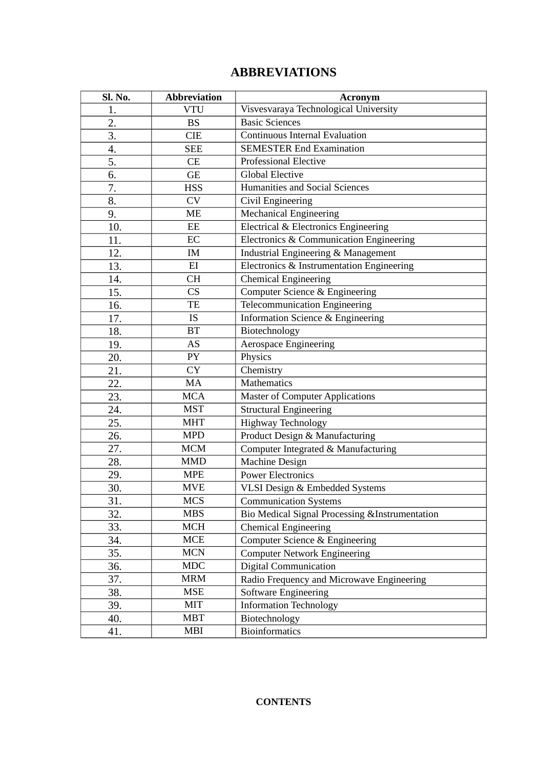# ABBREVIATIONS

| Sl. No. | Abbreviation | Acronym |
|---|---|---|
| 1. | VTU | Visvesvaraya Technological University |
| 2. | BS | Basic Sciences |
| 3. | CIE | Continuous Internal Evaluation |
| 4. | SEE | SEMESTER End Examination |
| 5. | CE | Professional Elective |
| 6. | GE | Global Elective |
| 7. | HSS | Humanities and Social Sciences |
| 8. | CV | Civil Engineering |
| 9. | ME | Mechanical Engineering |
| 10. | EE | Electrical & Electronics Engineering |
| 11. | EC | Electronics & Communication Engineering |
| 12. | IM | Industrial Engineering & Management |
| 13. | EI | Electronics & Instrumentation Engineering |
| 14. | CH | Chemical Engineering |
| 15. | CS | Computer Science & Engineering |
| 16. | TE | Telecommunication Engineering |
| 17. | IS | Information Science & Engineering |
| 18. | BT | Biotechnology |
| 19. | AS | Aerospace Engineering |
| 20. | PY | Physics |
| 21. | CY | Chemistry |
| 22. | MA | Mathematics |
| 23. | MCA | Master of Computer Applications |
| 24. | MST | Structural Engineering |
| 25. | MHT | Highway Technology |
| 26. | MPD | Product Design & Manufacturing |
| 27. | MCM | Computer Integrated & Manufacturing |
| 28. | MMD | Machine Design |
| 29. | MPE | Power Electronics |
| 30. | MVE | VLSI Design & Embedded Systems |
| 31. | MCS | Communication Systems |
| 32. | MBS | Bio Medical Signal Processing &Instrumentation |
| 33. | MCH | Chemical Engineering |
| 34. | MCE | Computer Science & Engineering |
| 35. | MCN | Computer Network Engineering |
| 36. | MDC | Digital Communication |
| 37. | MRM | Radio Frequency and Microwave Engineering |
| 38. | MSE | Software Engineering |
| 39. | MIT | Information Technology |
| 40. | MBT | Biotechnology |
| 41. | MBI | Bioinformatics |

**CONTENTS**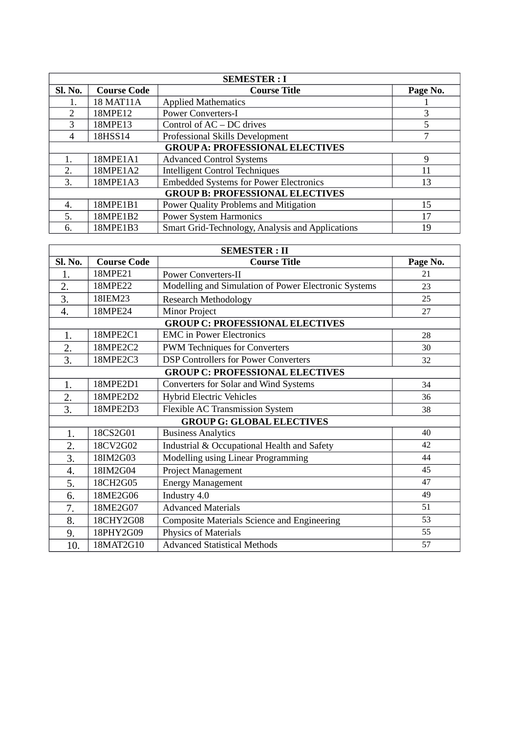| SEMESTER : I | | | |
|---|---|---|---|
| **Sl. No.** | **Course Code** | **Course Title** | **Page No.** |
| 1. | 18 MAT11A | Applied Mathematics | 1 |
| 2 | 18MPE12 | Power Converters-I | 3 |
| 3 | 18MPE13 | Control of AC – DC drives | 5 |
| 4 | 18HSS14 | Professional Skills Development | 7 |
| **GROUP A: PROFESSIONAL ELECTIVES** | | | |
| 1. | 18MPE1A1 | Advanced Control Systems | 9 |
| 2. | 18MPE1A2 | Intelligent Control Techniques | 11 |
| 3. | 18MPE1A3 | Embedded Systems for Power Electronics | 13 |
| **GROUP B: PROFESSIONAL ELECTIVES** | | | |
| 4. | 18MPE1B1 | Power Quality Problems and Mitigation | 15 |
| 5. | 18MPE1B2 | Power System Harmonics | 17 |
| 6. | 18MPE1B3 | Smart Grid-Technology, Analysis and Applications | 19 |

| SEMESTER : II | | | |
|---|---|---|---|
| **Sl. No.** | **Course Code** | **Course Title** | **Page No.** |
| 1. | 18MPE21 | Power Converters-II | 21 |
| 2. | 18MPE22 | Modelling and Simulation of Power Electronic Systems | 23 |
| 3. | 18IEM23 | Research Methodology | 25 |
| 4. | 18MPE24 | Minor Project | 27 |
| **GROUP C: PROFESSIONAL ELECTIVES** | | | |
| 1. | 18MPE2C1 | EMC in Power Electronics | 28 |
| 2. | 18MPE2C2 | PWM Techniques for Converters | 30 |
| 3. | 18MPE2C3 | DSP Controllers for Power Converters | 32 |
| **GROUP C: PROFESSIONAL ELECTIVES** | | | |
| 1. | 18MPE2D1 | Converters for Solar and Wind Systems | 34 |
| 2. | 18MPE2D2 | Hybrid Electric Vehicles | 36 |
| 3. | 18MPE2D3 | Flexible AC Transmission System | 38 |
| **GROUP G: GLOBAL ELECTIVES** | | | |
| 1. | 18CS2G01 | Business Analytics | 40 |
| 2. | 18CV2G02 | Industrial & Occupational Health and Safety | 42 |
| 3. | 18IM2G03 | Modelling using Linear Programming | 44 |
| 4. | 18IM2G04 | Project Management | 45 |
| 5. | 18CH2G05 | Energy Management | 47 |
| 6. | 18ME2G06 | Industry 4.0 | 49 |
| 7. | 18ME2G07 | Advanced Materials | 51 |
| 8. | 18CHY2G08 | Composite Materials Science and Engineering | 53 |
| 9. | 18PHY2G09 | Physics of Materials | 55 |
| 10. | 18MAT2G10 | Advanced Statistical Methods | 57 |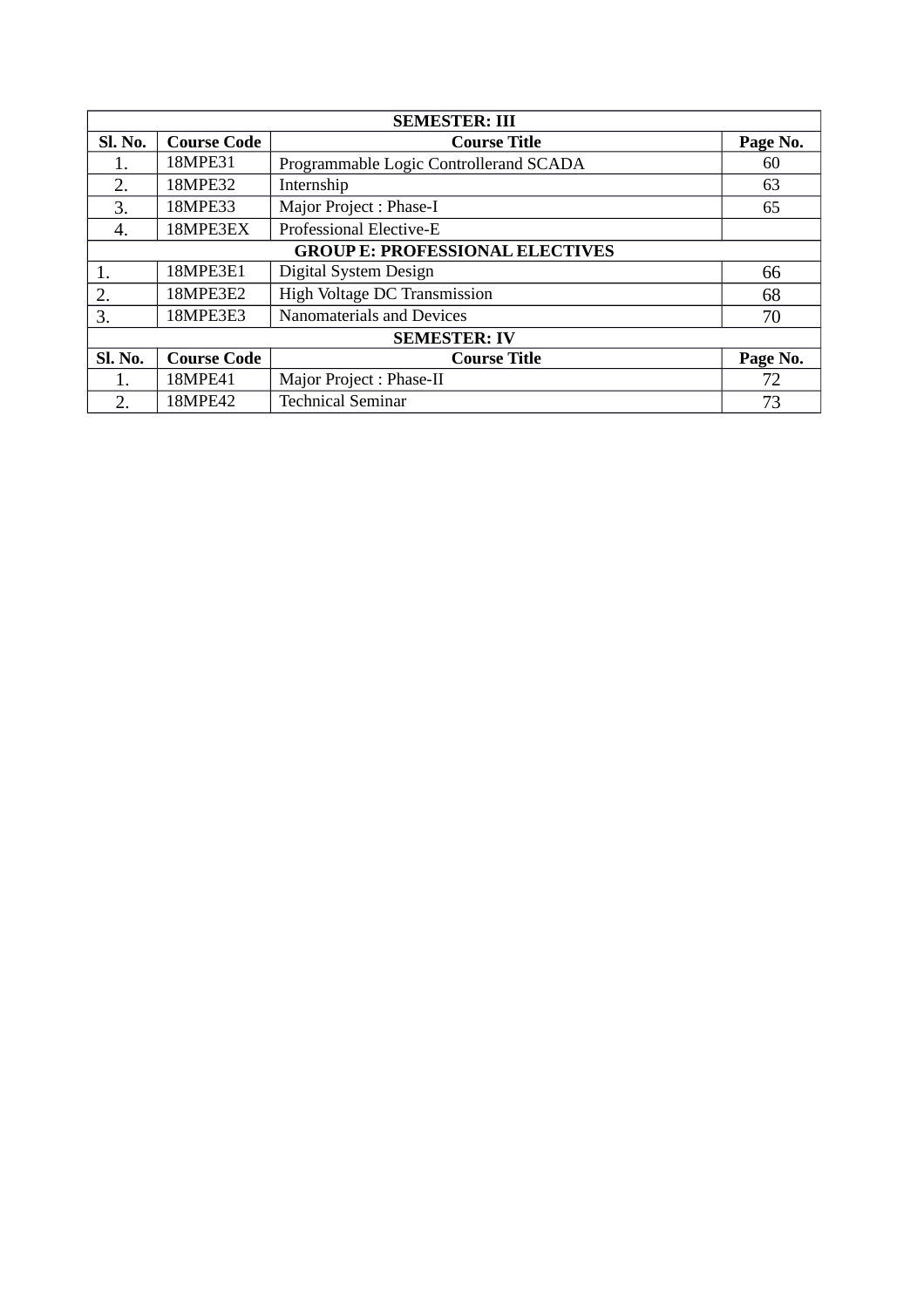| SEMESTER: III | | | |
|---|---|---|---|
| **Sl. No.** | **Course Code** | **Course Title** | **Page No.** |
| 1. | 18MPE31 | Programmable Logic Controllerand SCADA | 60 |
| 2. | 18MPE32 | Internship | 63 |
| 3. | 18MPE33 | Major Project : Phase-I | 65 |
| 4. | 18MPE3EX | Professional Elective-E | |
| **GROUP E: PROFESSIONAL ELECTIVES** | | | |
| 1. | 18MPE3E1 | Digital System Design | 66 |
| 2. | 18MPE3E2 | High Voltage DC Transmission | 68 |
| 3. | 18MPE3E3 | Nanomaterials and Devices | 70 |
| **SEMESTER: IV** | | | |
| **Sl. No.** | **Course Code** | **Course Title** | **Page No.** |
| 1. | 18MPE41 | Major Project : Phase-II | 72 |
| 2. | 18MPE42 | Technical Seminar | 73 |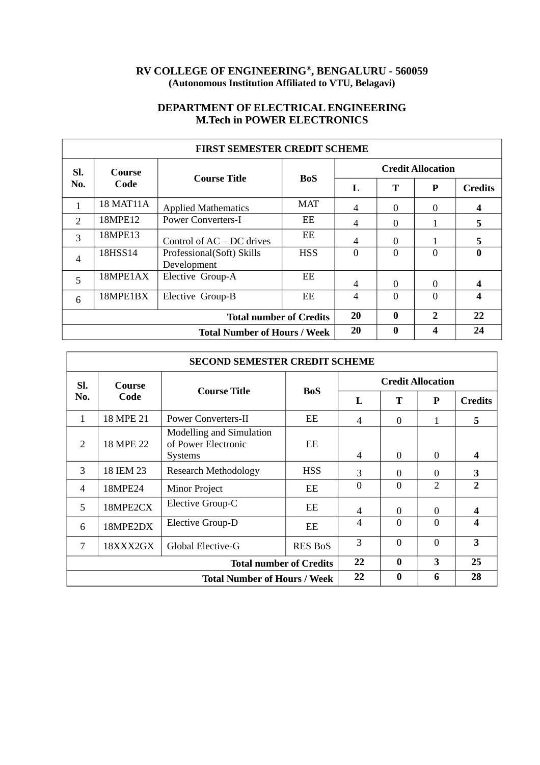**RV COLLEGE OF ENGINEERING®, BENGALURU - 560059**
**(Autonomous Institution Affiliated to VTU, Belagavi)**

**DEPARTMENT OF ELECTRICAL ENGINEERING**
**M.Tech in POWER ELECTRONICS**

| FIRST SEMESTER CREDIT SCHEME | | | | | | | |
|---|---|---|---|---|---|---|---|
| **Sl. No.** | **Course Code** | **Course Title** | **BoS** | **Credit Allocation** | | | |
| | | | | **L** | **T** | **P** | **Credits** |
| 1 | 18 MAT11A | Applied Mathematics | MAT | 4 | 0 | 0 | **4** |
| 2 | 18MPE12 | Power Converters-I | EE | 4 | 0 | 1 | **5** |
| 3 | 18MPE13 | Control of AC – DC drives | EE | 4 | 0 | 1 | **5** |
| 4 | 18HSS14 | Professional(Soft) Skills Development | HSS | 0 | 0 | 0 | **0** |
| 5 | 18MPE1AX | Elective Group-A | EE | 4 | 0 | 0 | **4** |
| 6 | 18MPE1BX | Elective Group-B | EE | 4 | 0 | 0 | **4** |
| **Total number of Credits** | | | | **20** | **0** | **2** | **22** |
| **Total Number of Hours / Week** | | | | **20** | **0** | **4** | **24** |

| SECOND SEMESTER CREDIT SCHEME | | | | | | | |
|---|---|---|---|---|---|---|---|
| **Sl. No.** | **Course Code** | **Course Title** | **BoS** | **Credit Allocation** | | | |
| | | | | **L** | **T** | **P** | **Credits** |
| 1 | 18 MPE 21 | Power Converters-II | EE | 4 | 0 | 1 | **5** |
| 2 | 18 MPE 22 | Modelling and Simulation of Power Electronic Systems | EE | 4 | 0 | 0 | **4** |
| 3 | 18 IEM 23 | Research Methodology | HSS | 3 | 0 | 0 | **3** |
| 4 | 18MPE24 | Minor Project | EE | 0 | 0 | 2 | **2** |
| 5 | 18MPE2CX | Elective Group-C | EE | 4 | 0 | 0 | **4** |
| 6 | 18MPE2DX | Elective Group-D | EE | 4 | 0 | 0 | **4** |
| 7 | 18XXX2GX | Global Elective-G | RES BoS | 3 | 0 | 0 | **3** |
| **Total number of Credits** | | | | **22** | **0** | **3** | **25** |
| **Total Number of Hours / Week** | | | | **22** | **0** | **6** | **28** |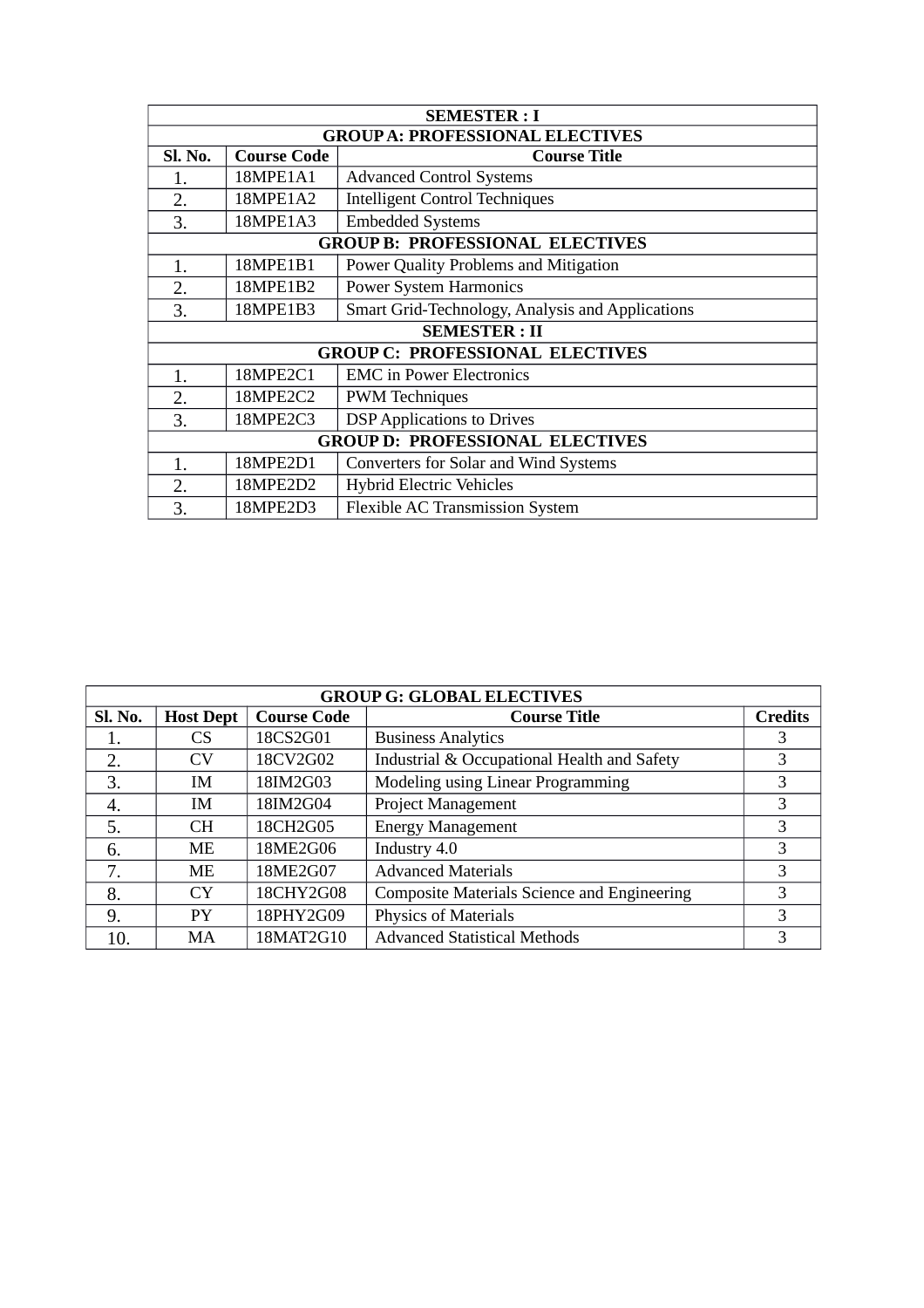| SEMESTER : I | | |
|---|---|---|
| **GROUP A: PROFESSIONAL ELECTIVES** | | |
| **Sl. No.** | **Course Code** | **Course Title** |
| 1. | 18MPE1A1 | Advanced Control Systems |
| 2. | 18MPE1A2 | Intelligent Control Techniques |
| 3. | 18MPE1A3 | Embedded Systems |
| **GROUP B: PROFESSIONAL ELECTIVES** | | |
| 1. | 18MPE1B1 | Power Quality Problems and Mitigation |
| 2. | 18MPE1B2 | Power System Harmonics |
| 3. | 18MPE1B3 | Smart Grid-Technology, Analysis and Applications |
| **SEMESTER : II** | | |
| **GROUP C: PROFESSIONAL ELECTIVES** | | |
| 1. | 18MPE2C1 | EMC in Power Electronics |
| 2. | 18MPE2C2 | PWM Techniques |
| 3. | 18MPE2C3 | DSP Applications to Drives |
| **GROUP D: PROFESSIONAL ELECTIVES** | | |
| 1. | 18MPE2D1 | Converters for Solar and Wind Systems |
| 2. | 18MPE2D2 | Hybrid Electric Vehicles |
| 3. | 18MPE2D3 | Flexible AC Transmission System |

| GROUP G: GLOBAL ELECTIVES | | | | |
|---|---|---|---|---|
| **Sl. No.** | **Host Dept** | **Course Code** | **Course Title** | **Credits** |
| 1. | CS | 18CS2G01 | Business Analytics | 3 |
| 2. | CV | 18CV2G02 | Industrial & Occupational Health and Safety | 3 |
| 3. | IM | 18IM2G03 | Modeling using Linear Programming | 3 |
| 4. | IM | 18IM2G04 | Project Management | 3 |
| 5. | CH | 18CH2G05 | Energy Management | 3 |
| 6. | ME | 18ME2G06 | Industry 4.0 | 3 |
| 7. | ME | 18ME2G07 | Advanced Materials | 3 |
| 8. | CY | 18CHY2G08 | Composite Materials Science and Engineering | 3 |
| 9. | PY | 18PHY2G09 | Physics of Materials | 3 |
| 10. | MA | 18MAT2G10 | Advanced Statistical Methods | 3 |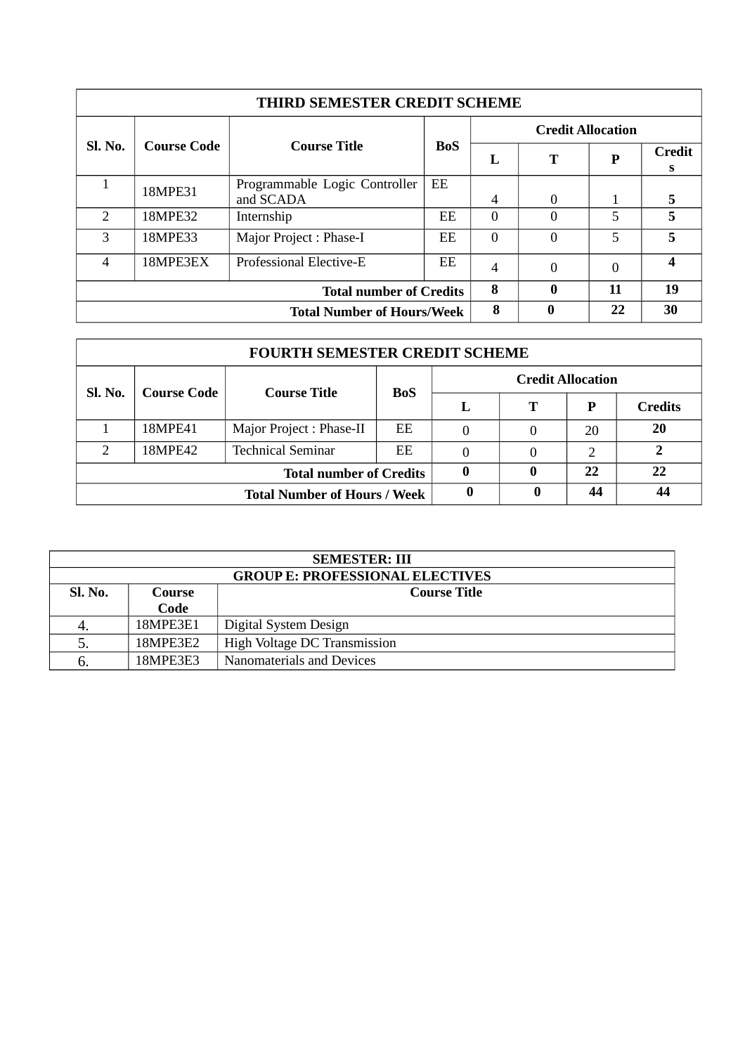| THIRD SEMESTER CREDIT SCHEME | | | | | | | |
|---|---|---|---|---|---|---|---|
| **Sl. No.** | **Course Code** | **Course Title** | **BoS** | **Credit Allocation** | | | |
| | | | | **L** | **T** | **P** | **Credits** |
| 1 | 18MPE31 | Programmable Logic Controller and SCADA | EE | 4 | 0 | 1 | **5** |
| 2 | 18MPE32 | Internship | EE | 0 | 0 | 5 | **5** |
| 3 | 18MPE33 | Major Project : Phase-I | EE | 0 | 0 | 5 | **5** |
| 4 | 18MPE3EX | Professional Elective-E | EE | 4 | 0 | 0 | **4** |
| **Total number of Credits** | | | | **8** | **0** | **11** | **19** |
| **Total Number of Hours/Week** | | | | **8** | **0** | **22** | **30** |

| FOURTH SEMESTER CREDIT SCHEME | | | | | | | |
|---|---|---|---|---|---|---|---|
| **Sl. No.** | **Course Code** | **Course Title** | **BoS** | **Credit Allocation** | | | |
| | | | | **L** | **T** | **P** | **Credits** |
| 1 | 18MPE41 | Major Project : Phase-II | EE | 0 | 0 | 20 | **20** |
| 2 | 18MPE42 | Technical Seminar | EE | 0 | 0 | 2 | **2** |
| **Total number of Credits** | | | | **0** | **0** | **22** | **22** |
| **Total Number of Hours / Week** | | | | **0** | **0** | **44** | **44** |

| SEMESTER: III | | |
|---|---|---|
| **GROUP E: PROFESSIONAL ELECTIVES** | | |
| **Sl. No.** | **Course Code** | **Course Title** |
| 4. | 18MPE3E1 | Digital System Design |
| 5. | 18MPE3E2 | High Voltage DC Transmission |
| 6. | 18MPE3E3 | Nanomaterials and Devices |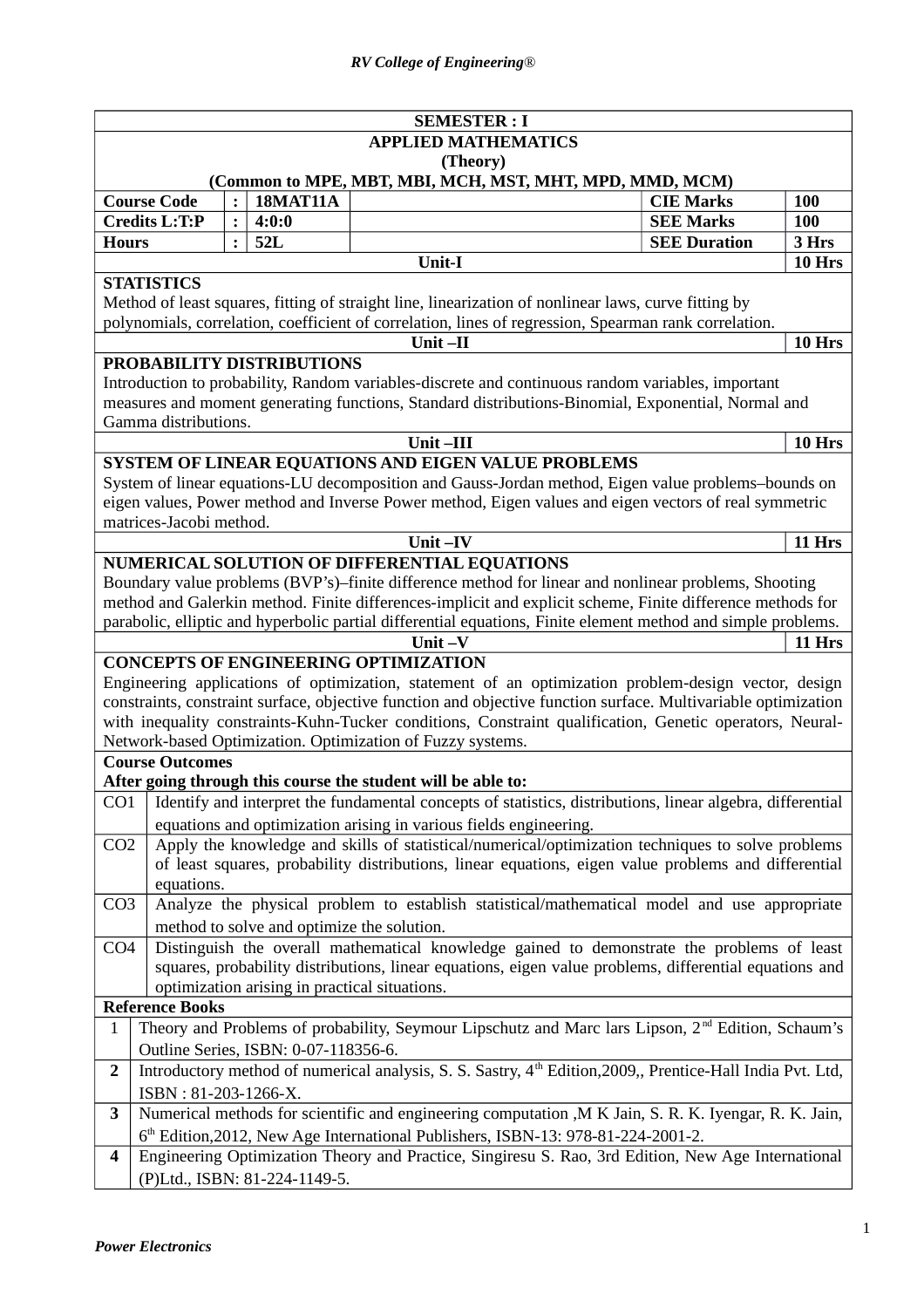| SEMESTER : I | | | | | |
|---|---|---|---|---|---|
| **APPLIED MATHEMATICS (Theory) (Common to MPE, MBT, MBI, MCH, MST, MHT, MPD, MMD, MCM)** | | | | | |
| **Course Code** | **:** | **18MAT11A** | | **CIE Marks** | **100** |
| **Credits L:T:P** | **:** | **4:0:0** | | **SEE Marks** | **100** |
| **Hours** | **:** | **52L** | | **SEE Duration** | **3 Hrs** |

**Unit-I** — **10 Hrs**

**STATISTICS**

Method of least squares, fitting of straight line, linearization of nonlinear laws, curve fitting by polynomials, correlation, coefficient of correlation, lines of regression, Spearman rank correlation.

**Unit –II** — **10 Hrs**

**PROBABILITY DISTRIBUTIONS**

Introduction to probability, Random variables-discrete and continuous random variables, important measures and moment generating functions, Standard distributions-Binomial, Exponential, Normal and Gamma distributions.

**Unit –III** — **10 Hrs**

**SYSTEM OF LINEAR EQUATIONS AND EIGEN VALUE PROBLEMS**

System of linear equations-LU decomposition and Gauss-Jordan method, Eigen value problems–bounds on eigen values, Power method and Inverse Power method, Eigen values and eigen vectors of real symmetric matrices-Jacobi method.

**Unit –IV** — **11 Hrs**

**NUMERICAL SOLUTION OF DIFFERENTIAL EQUATIONS**

Boundary value problems (BVP's)–finite difference method for linear and nonlinear problems, Shooting method and Galerkin method. Finite differences-implicit and explicit scheme, Finite difference methods for parabolic, elliptic and hyperbolic partial differential equations, Finite element method and simple problems.

**Unit –V** — **11 Hrs**

**CONCEPTS OF ENGINEERING OPTIMIZATION**

Engineering applications of optimization, statement of an optimization problem-design vector, design constraints, constraint surface, objective function and objective function surface. Multivariable optimization with inequality constraints-Kuhn-Tucker conditions, Constraint qualification, Genetic operators, Neural-Network-based Optimization. Optimization of Fuzzy systems.

**Course Outcomes**

**After going through this course the student will be able to:**

| | |
|---|---|
| CO1 | Identify and interpret the fundamental concepts of statistics, distributions, linear algebra, differential equations and optimization arising in various fields engineering. |
| CO2 | Apply the knowledge and skills of statistical/numerical/optimization techniques to solve problems of least squares, probability distributions, linear equations, eigen value problems and differential equations. |
| CO3 | Analyze the physical problem to establish statistical/mathematical model and use appropriate method to solve and optimize the solution. |
| CO4 | Distinguish the overall mathematical knowledge gained to demonstrate the problems of least squares, probability distributions, linear equations, eigen value problems, differential equations and optimization arising in practical situations. |

**Reference Books**

| | |
|---|---|
| 1 | Theory and Problems of probability, Seymour Lipschutz and Marc lars Lipson, 2nd Edition, Schaum's Outline Series, ISBN: 0-07-118356-6. |
| **2** | Introductory method of numerical analysis, S. S. Sastry, 4th Edition,2009,, Prentice-Hall India Pvt. Ltd, ISBN : 81-203-1266-X. |
| **3** | Numerical methods for scientific and engineering computation ,M K Jain, S. R. K. Iyengar, R. K. Jain, 6th Edition,2012, New Age International Publishers, ISBN-13: 978-81-224-2001-2. |
| **4** | Engineering Optimization Theory and Practice, Singiresu S. Rao, 3rd Edition, New Age International (P)Ltd., ISBN: 81-224-1149-5. |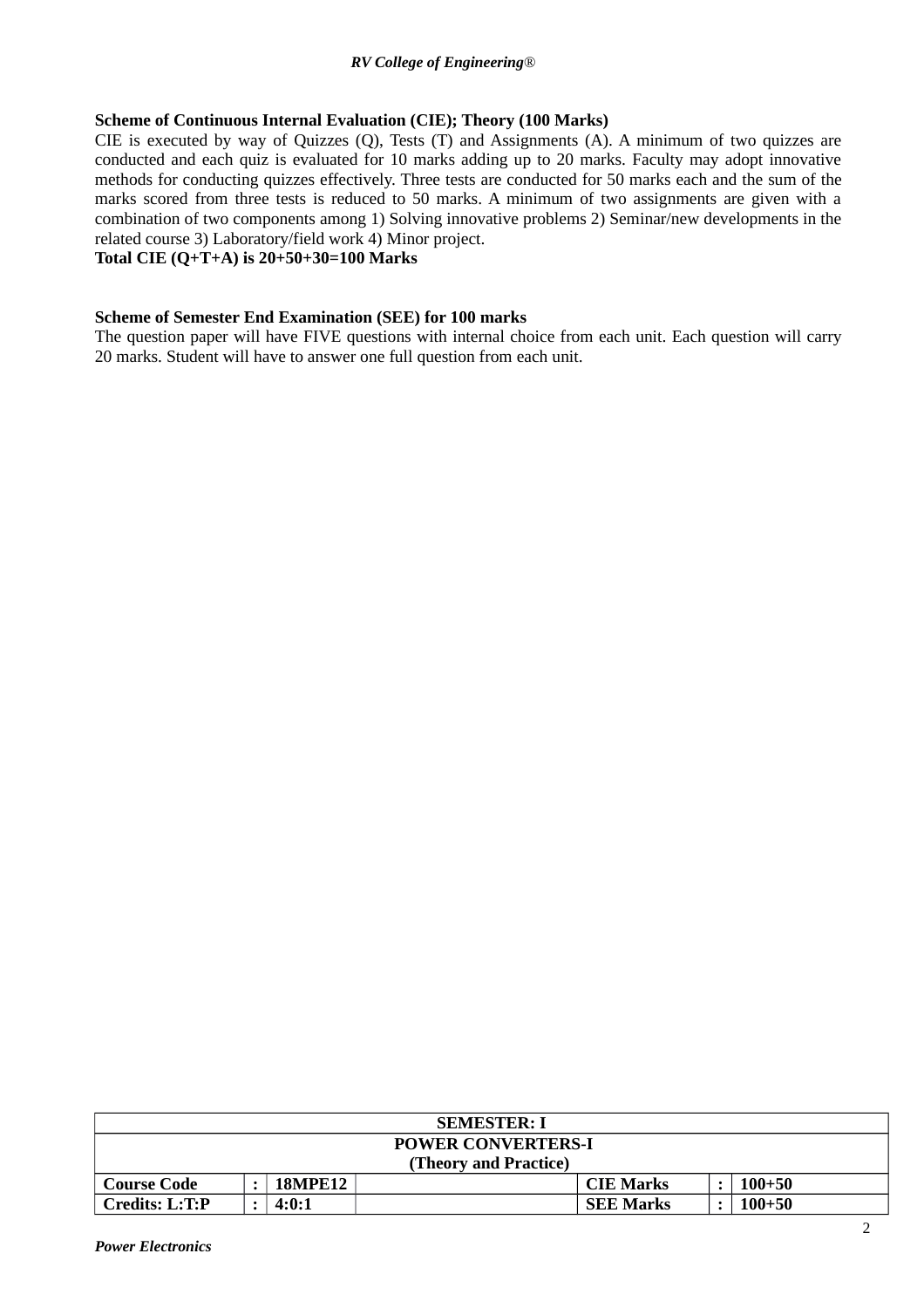**Scheme of Continuous Internal Evaluation (CIE); Theory (100 Marks)**

CIE is executed by way of Quizzes (Q), Tests (T) and Assignments (A). A minimum of two quizzes are conducted and each quiz is evaluated for 10 marks adding up to 20 marks. Faculty may adopt innovative methods for conducting quizzes effectively. Three tests are conducted for 50 marks each and the sum of the marks scored from three tests is reduced to 50 marks. A minimum of two assignments are given with a combination of two components among 1) Solving innovative problems 2) Seminar/new developments in the related course 3) Laboratory/field work 4) Minor project.

**Total CIE (Q+T+A) is 20+50+30=100 Marks**

**Scheme of Semester End Examination (SEE) for 100 marks**

The question paper will have FIVE questions with internal choice from each unit. Each question will carry 20 marks. Student will have to answer one full question from each unit.

| SEMESTER: I | | | | | | |
|---|---|---|---|---|---|---|
| **POWER CONVERTERS-I (Theory and Practice)** | | | | | | |
| **Course Code** | **:** | **18MPE12** | | **CIE Marks** | **:** | **100+50** |
| **Credits: L:T:P** | **:** | **4:0:1** | | **SEE Marks** | **:** | **100+50** |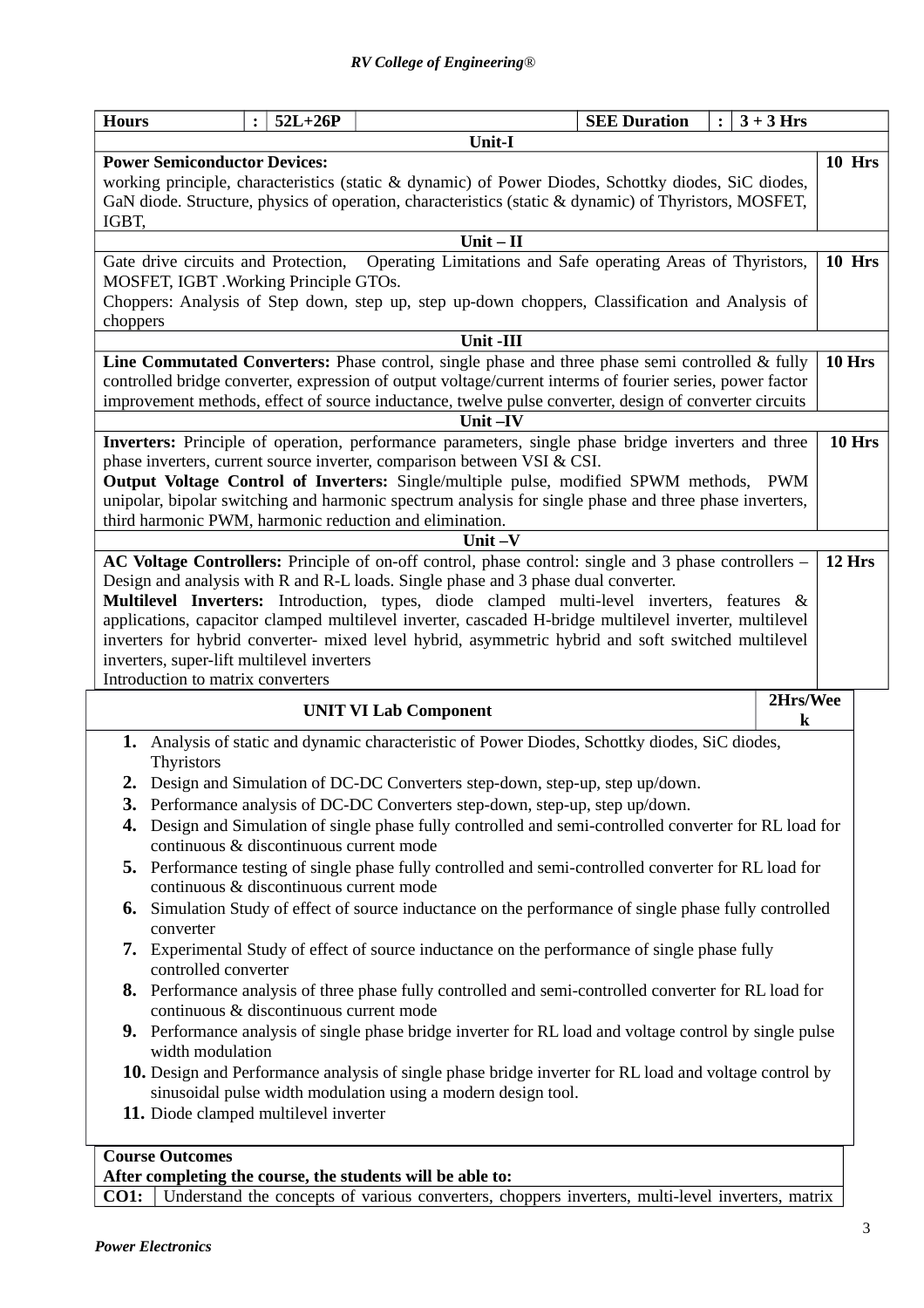| Hours | : | 52L+26P | | SEE Duration | : | 3 + 3 Hrs |
|---|---|---|---|---|---|---|

| Unit-I | |
|---|---|
| **Power Semiconductor Devices:** working principle, characteristics (static & dynamic) of Power Diodes, Schottky diodes, SiC diodes, GaN diode. Structure, physics of operation, characteristics (static & dynamic) of Thyristors, MOSFET, IGBT, | 10 Hrs |
| **Unit – II** | |
| Gate drive circuits and Protection, Operating Limitations and Safe operating Areas of Thyristors, MOSFET, IGBT .Working Principle GTOs. Choppers: Analysis of Step down, step up, step up-down choppers, Classification and Analysis of choppers | 10 Hrs |
| **Unit -III** | |
| **Line Commutated Converters:** Phase control, single phase and three phase semi controlled & fully controlled bridge converter, expression of output voltage/current interms of fourier series, power factor improvement methods, effect of source inductance, twelve pulse converter, design of converter circuits | 10 Hrs |
| **Unit –IV** | |
| **Inverters:** Principle of operation, performance parameters, single phase bridge inverters and three phase inverters, current source inverter, comparison between VSI & CSI. **Output Voltage Control of Inverters:** Single/multiple pulse, modified SPWM methods, PWM unipolar, bipolar switching and harmonic spectrum analysis for single phase and three phase inverters, third harmonic PWM, harmonic reduction and elimination. | 10 Hrs |
| **Unit –V** | |
| **AC Voltage Controllers:** Principle of on-off control, phase control: single and 3 phase controllers – Design and analysis with R and R-L loads. Single phase and 3 phase dual converter. **Multilevel Inverters:** Introduction, types, diode clamped multi-level inverters, features & applications, capacitor clamped multilevel inverter, cascaded H-bridge multilevel inverter, multilevel inverters for hybrid converter- mixed level hybrid, asymmetric hybrid and soft switched multilevel inverters, super-lift multilevel inverters Introduction to matrix converters | 12 Hrs |

| UNIT VI Lab Component | 2Hrs/Week |
|---|---|

1. Analysis of static and dynamic characteristic of Power Diodes, Schottky diodes, SiC diodes, Thyristors
2. Design and Simulation of DC-DC Converters step-down, step-up, step up/down.
3. Performance analysis of DC-DC Converters step-down, step-up, step up/down.
4. Design and Simulation of single phase fully controlled and semi-controlled converter for RL load for continuous & discontinuous current mode
5. Performance testing of single phase fully controlled and semi-controlled converter for RL load for continuous & discontinuous current mode
6. Simulation Study of effect of source inductance on the performance of single phase fully controlled converter
7. Experimental Study of effect of source inductance on the performance of single phase fully controlled converter
8. Performance analysis of three phase fully controlled and semi-controlled converter for RL load for continuous & discontinuous current mode
9. Performance analysis of single phase bridge inverter for RL load and voltage control by single pulse width modulation
10. Design and Performance analysis of single phase bridge inverter for RL load and voltage control by sinusoidal pulse width modulation using a modern design tool.
11. Diode clamped multilevel inverter

| **Course Outcomes** | |
|---|---|
| **After completing the course, the students will be able to:** | |
| **CO1:** | Understand the concepts of various converters, choppers inverters, multi-level inverters, matrix |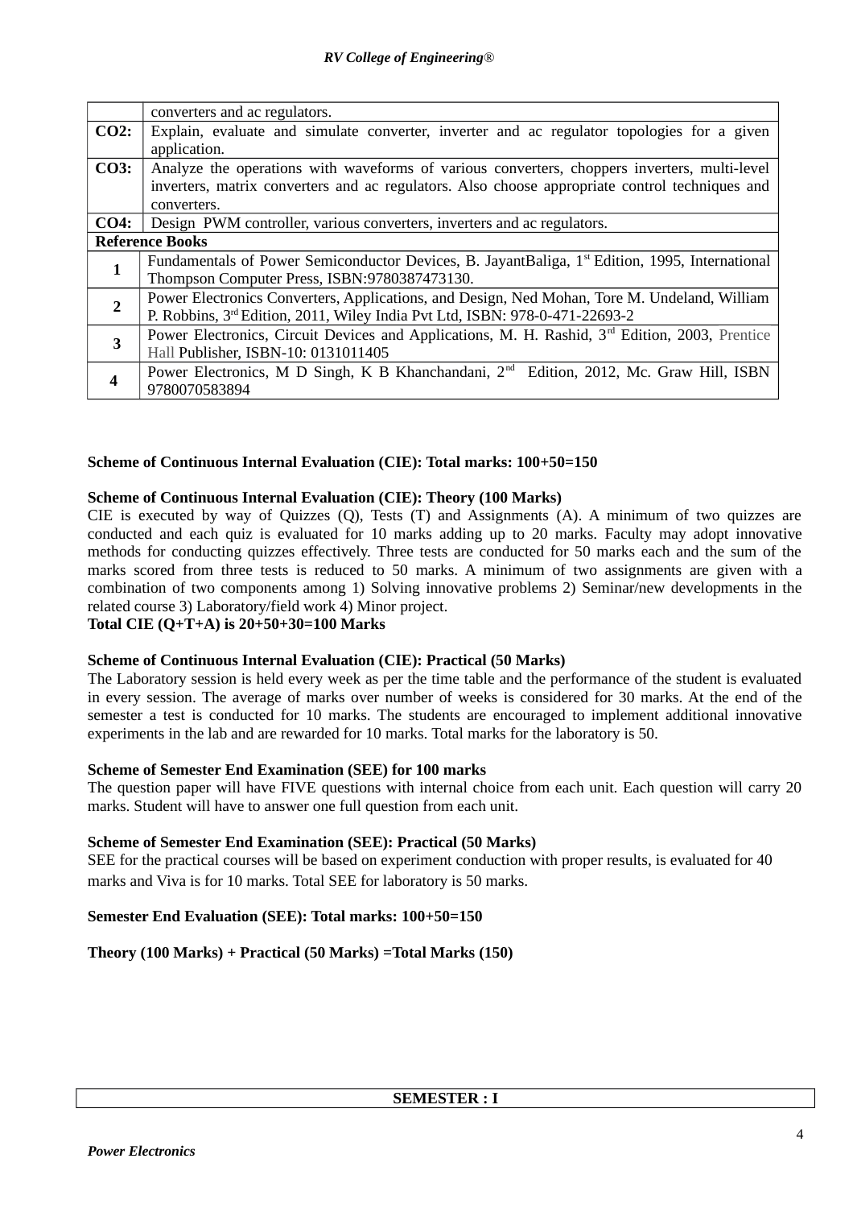| | |
|---|---|
| | converters and ac regulators. |
| **CO2:** | Explain, evaluate and simulate converter, inverter and ac regulator topologies for a given application. |
| **CO3:** | Analyze the operations with waveforms of various converters, choppers inverters, multi-level inverters, matrix converters and ac regulators. Also choose appropriate control techniques and converters. |
| **CO4:** | Design PWM controller, various converters, inverters and ac regulators. |
| **Reference Books** | |
| **1** | Fundamentals of Power Semiconductor Devices, B. JayantBaliga, 1st Edition, 1995, International Thompson Computer Press, ISBN:9780387473130. |
| **2** | Power Electronics Converters, Applications, and Design, Ned Mohan, Tore M. Undeland, William P. Robbins, 3rd Edition, 2011, Wiley India Pvt Ltd, ISBN: 978-0-471-22693-2 |
| **3** | Power Electronics, Circuit Devices and Applications, M. H. Rashid, 3rd Edition, 2003, Prentice Hall Publisher, ISBN-10: 0131011405 |
| **4** | Power Electronics, M D Singh, K B Khanchandani, 2nd Edition, 2012, Mc. Graw Hill, ISBN 9780070583894 |

**Scheme of Continuous Internal Evaluation (CIE): Total marks: 100+50=150**

**Scheme of Continuous Internal Evaluation (CIE): Theory (100 Marks)**

CIE is executed by way of Quizzes (Q), Tests (T) and Assignments (A). A minimum of two quizzes are conducted and each quiz is evaluated for 10 marks adding up to 20 marks. Faculty may adopt innovative methods for conducting quizzes effectively. Three tests are conducted for 50 marks each and the sum of the marks scored from three tests is reduced to 50 marks. A minimum of two assignments are given with a combination of two components among 1) Solving innovative problems 2) Seminar/new developments in the related course 3) Laboratory/field work 4) Minor project.

**Total CIE (Q+T+A) is 20+50+30=100 Marks**

**Scheme of Continuous Internal Evaluation (CIE): Practical (50 Marks)**

The Laboratory session is held every week as per the time table and the performance of the student is evaluated in every session. The average of marks over number of weeks is considered for 30 marks. At the end of the semester a test is conducted for 10 marks. The students are encouraged to implement additional innovative experiments in the lab and are rewarded for 10 marks. Total marks for the laboratory is 50.

**Scheme of Semester End Examination (SEE) for 100 marks**

The question paper will have FIVE questions with internal choice from each unit. Each question will carry 20 marks. Student will have to answer one full question from each unit.

**Scheme of Semester End Examination (SEE): Practical (50 Marks)**

SEE for the practical courses will be based on experiment conduction with proper results, is evaluated for 40 marks and Viva is for 10 marks. Total SEE for laboratory is 50 marks.

**Semester End Evaluation (SEE): Total marks: 100+50=150**

**Theory (100 Marks) + Practical (50 Marks) =Total Marks (150)**

**SEMESTER : I**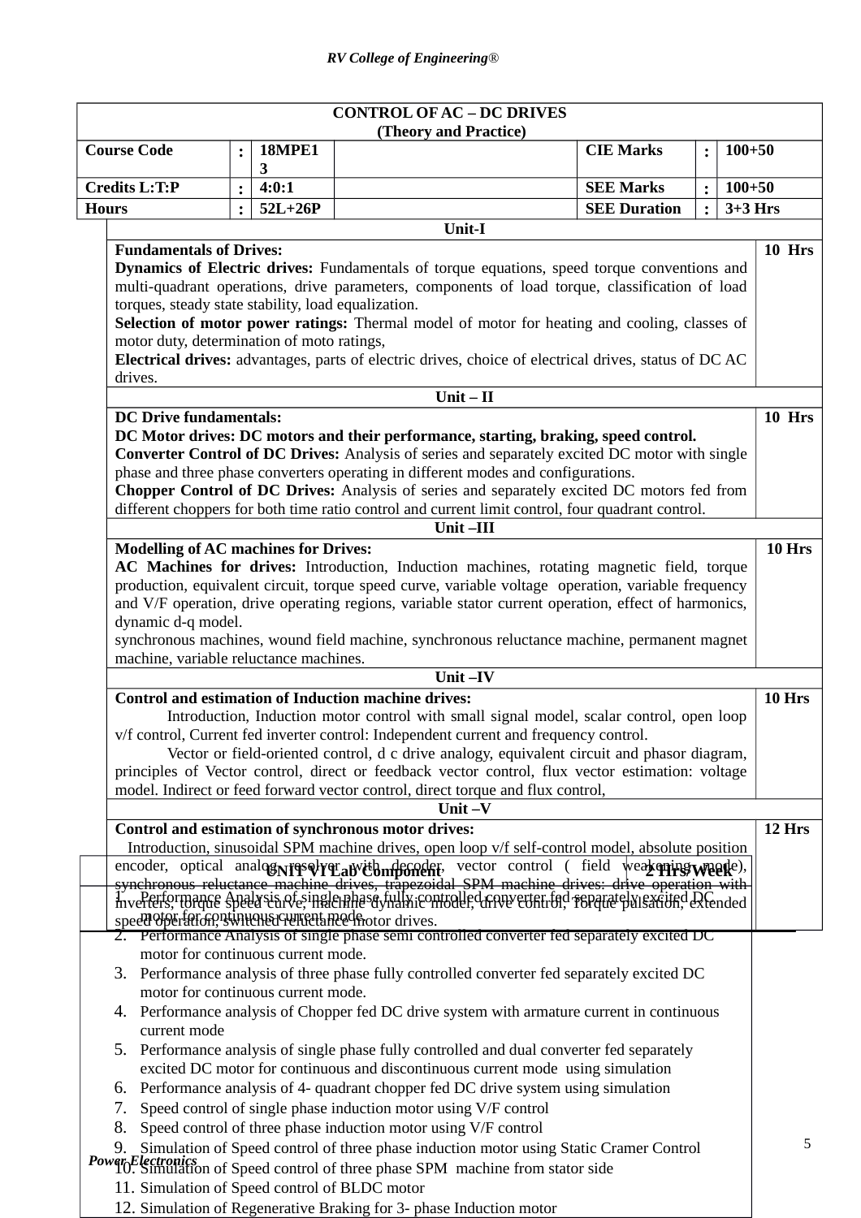| CONTROL OF AC – DC DRIVES (Theory and Practice) | | | | | | |
|---|---|---|---|---|---|---|
| **Course Code** | : | **18MPE13** | | **CIE Marks** | : | **100+50** |
| **Credits L:T:P** | : | **4:0:1** | | **SEE Marks** | : | **100+50** |
| **Hours** | : | **52L+26P** | | **SEE Duration** | : | **3+3 Hrs** |

| Unit-I | |
|---|---|
| **Fundamentals of Drives:**<br>**Dynamics of Electric drives:** Fundamentals of torque equations, speed torque conventions and multi-quadrant operations, drive parameters, components of load torque, classification of load torques, steady state stability, load equalization.<br>**Selection of motor power ratings:** Thermal model of motor for heating and cooling, classes of motor duty, determination of moto ratings,<br>**Electrical drives:** advantages, parts of electric drives, choice of electrical drives, status of DC AC drives. | 10 Hrs |
| **Unit – II** | |
| **DC Drive fundamentals:**<br>**DC Motor drives: DC motors and their performance, starting, braking, speed control.**<br>**Converter Control of DC Drives:** Analysis of series and separately excited DC motor with single phase and three phase converters operating in different modes and configurations.<br>**Chopper Control of DC Drives:** Analysis of series and separately excited DC motors fed from different choppers for both time ratio control and current limit control, four quadrant control. | 10 Hrs |
| **Unit –III** | |
| **Modelling of AC machines for Drives:**<br>**AC Machines for drives:** Introduction, Induction machines, rotating magnetic field, torque production, equivalent circuit, torque speed curve, variable voltage operation, variable frequency and V/F operation, drive operating regions, variable stator current operation, effect of harmonics, dynamic d-q model.<br>synchronous machines, wound field machine, synchronous reluctance machine, permanent magnet machine, variable reluctance machines. | 10 Hrs |
| **Unit –IV** | |
| **Control and estimation of Induction machine drives:**<br>Introduction, Induction motor control with small signal model, scalar control, open loop v/f control, Current fed inverter control: Independent current and frequency control.<br>Vector or field-oriented control, d c drive analogy, equivalent circuit and phasor diagram, principles of Vector control, direct or feedback vector control, flux vector estimation: voltage model. Indirect or feed forward vector control, direct torque and flux control, | 10 Hrs |
| **Unit –V** | |
| **Control and estimation of synchronous motor drives:**<br>Introduction, sinusoidal SPM machine drives, open loop v/f self-control model, absolute position encoder, optical analog, resolver with decoder, vector control ( field weakening mode), synchronous reluctance machine drives, trapezoidal SPM machine drives: drive operation with inverters, torque speed curve, machine dynamic model, drive control, Torque pulsation, extended speed operation, switched reluctance motor drives. | 12 Hrs |

| UNIT VI Lab Component | 2 Hrs/Week |
|---|---|

1. Performance Analysis of single phase fully controlled converter fed separately excited DC motor for continuous current mode.
2. Performance Analysis of single phase semi controlled converter fed separately excited DC motor for continuous current mode.
3. Performance analysis of three phase fully controlled converter fed separately excited DC motor for continuous current mode.
4. Performance analysis of Chopper fed DC drive system with armature current in continuous current mode
5. Performance analysis of single phase fully controlled and dual converter fed separately excited DC motor for continuous and discontinuous current mode using simulation
6. Performance analysis of 4- quadrant chopper fed DC drive system using simulation
7. Speed control of single phase induction motor using V/F control
8. Speed control of three phase induction motor using V/F control
9. Simulation of Speed control of three phase induction motor using Static Cramer Control
10. Simulation of Speed control of three phase SPM machine from stator side
11. Simulation of Speed control of BLDC motor
12. Simulation of Regenerative Braking for 3- phase Induction motor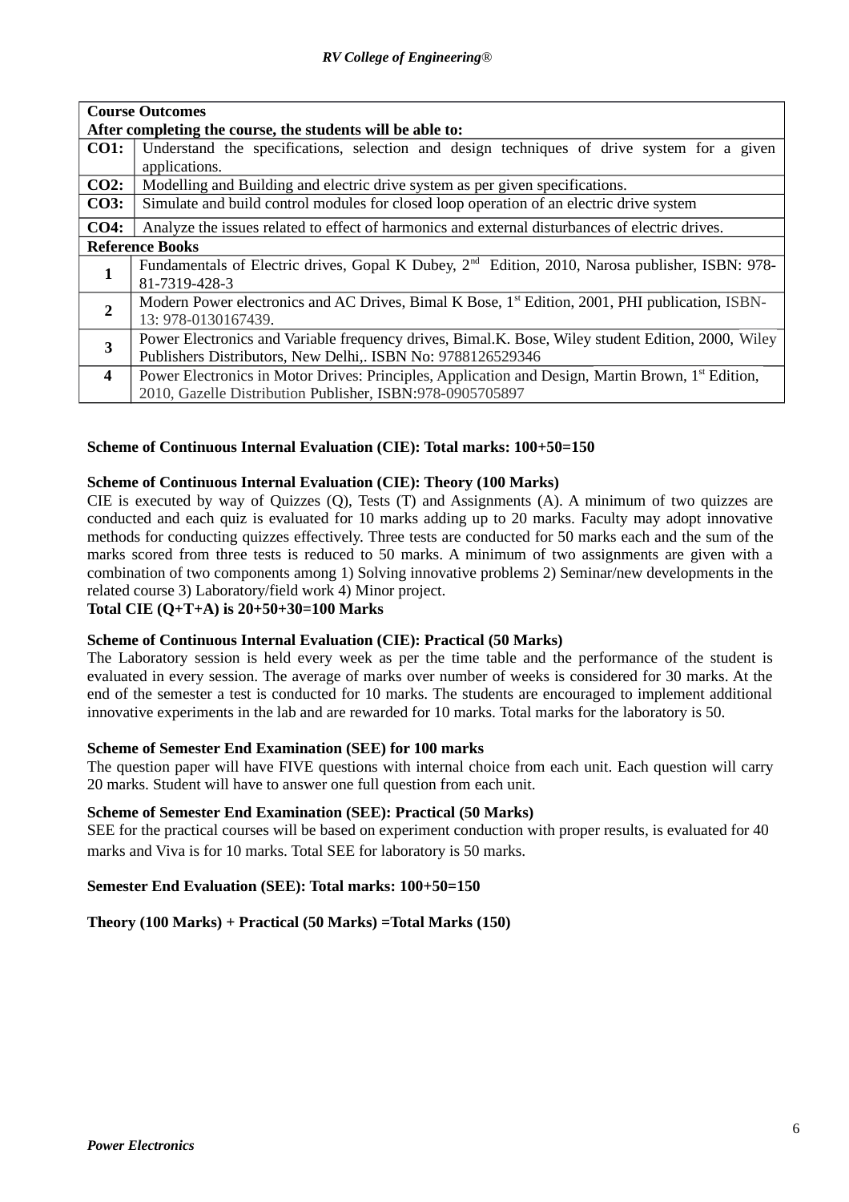| **Course Outcomes**<br>**After completing the course, the students will be able to:** | |
|---|---|
| **CO1:** | Understand the specifications, selection and design techniques of drive system for a given applications. |
| **CO2:** | Modelling and Building and electric drive system as per given specifications. |
| **CO3:** | Simulate and build control modules for closed loop operation of an electric drive system |
| **CO4:** | Analyze the issues related to effect of harmonics and external disturbances of electric drives. |

| **Reference Books** | |
|---|---|
| **1** | Fundamentals of Electric drives, Gopal K Dubey, 2nd Edition, 2010, Narosa publisher, ISBN: 978-81-7319-428-3 |
| **2** | Modern Power electronics and AC Drives, Bimal K Bose, 1st Edition, 2001, PHI publication, ISBN-13: 978-0130167439. |
| **3** | Power Electronics and Variable frequency drives, Bimal.K. Bose, Wiley student Edition, 2000, Wiley Publishers Distributors, New Delhi,. ISBN No: 9788126529346 |
| **4** | Power Electronics in Motor Drives: Principles, Application and Design, Martin Brown, 1st Edition, 2010, Gazelle Distribution Publisher, ISBN:978-0905705897 |

**Scheme of Continuous Internal Evaluation (CIE): Total marks: 100+50=150**

**Scheme of Continuous Internal Evaluation (CIE): Theory (100 Marks)**

CIE is executed by way of Quizzes (Q), Tests (T) and Assignments (A). A minimum of two quizzes are conducted and each quiz is evaluated for 10 marks adding up to 20 marks. Faculty may adopt innovative methods for conducting quizzes effectively. Three tests are conducted for 50 marks each and the sum of the marks scored from three tests is reduced to 50 marks. A minimum of two assignments are given with a combination of two components among 1) Solving innovative problems 2) Seminar/new developments in the related course 3) Laboratory/field work 4) Minor project.

**Total CIE (Q+T+A) is 20+50+30=100 Marks**

**Scheme of Continuous Internal Evaluation (CIE): Practical (50 Marks)**

The Laboratory session is held every week as per the time table and the performance of the student is evaluated in every session. The average of marks over number of weeks is considered for 30 marks. At the end of the semester a test is conducted for 10 marks. The students are encouraged to implement additional innovative experiments in the lab and are rewarded for 10 marks. Total marks for the laboratory is 50.

**Scheme of Semester End Examination (SEE) for 100 marks**

The question paper will have FIVE questions with internal choice from each unit. Each question will carry 20 marks. Student will have to answer one full question from each unit.

**Scheme of Semester End Examination (SEE): Practical (50 Marks)**

SEE for the practical courses will be based on experiment conduction with proper results, is evaluated for 40 marks and Viva is for 10 marks. Total SEE for laboratory is 50 marks.

**Semester End Evaluation (SEE): Total marks: 100+50=150**

**Theory (100 Marks) + Practical (50 Marks) =Total Marks (150)**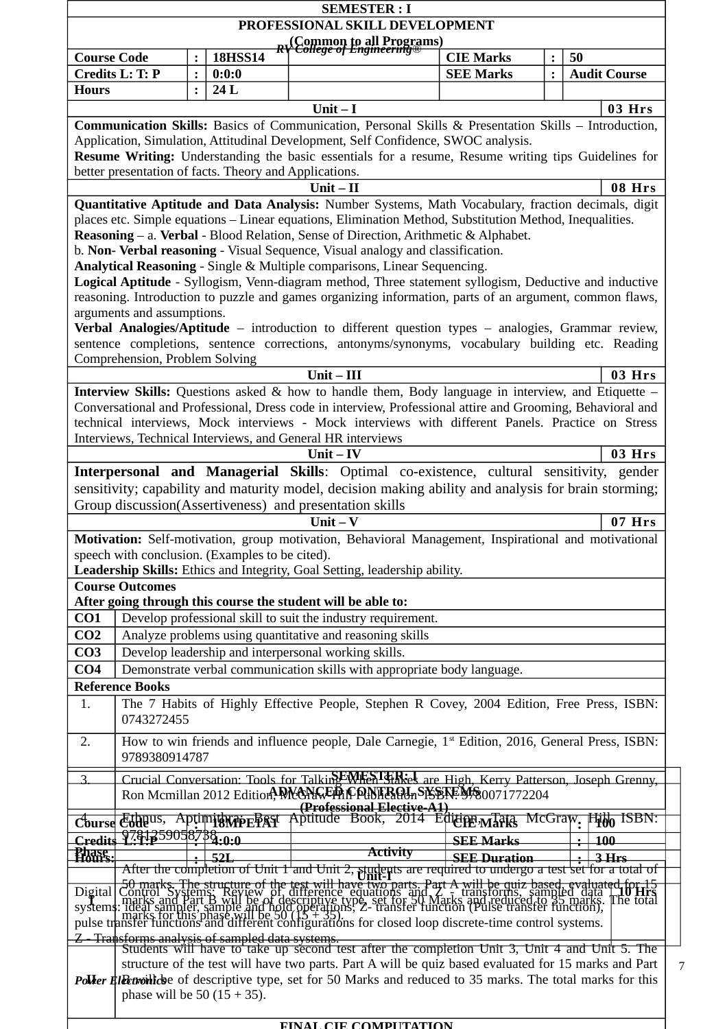| SEMESTER : I | | | | | | |
|---|---|---|---|---|---|---|
| **PROFESSIONAL SKILL DEVELOPMENT (Common to all Programs)** | | | | | | |
| **Course Code** | : | **18HSS14** | | **CIE Marks** | : | **50** |
| **Credits L: T: P** | : | **0:0:0** | | **SEE Marks** | : | **Audit Course** |
| **Hours** | : | **24 L** | | | | |

| Unit – I | 03 Hrs |
|---|---|
| **Communication Skills:** Basics of Communication, Personal Skills & Presentation Skills – Introduction, Application, Simulation, Attitudinal Development, Self Confidence, SWOC analysis. **Resume Writing:** Understanding the basic essentials for a resume, Resume writing tips Guidelines for better presentation of facts. Theory and Applications. | |
| **Unit – II** | **08 Hrs** |
| **Quantitative Aptitude and Data Analysis:** Number Systems, Math Vocabulary, fraction decimals, digit places etc. Simple equations – Linear equations, Elimination Method, Substitution Method, Inequalities. **Reasoning** – a. **Verbal** - Blood Relation, Sense of Direction, Arithmetic & Alphabet. b. **Non- Verbal reasoning** - Visual Sequence, Visual analogy and classification. **Analytical Reasoning** - Single & Multiple comparisons, Linear Sequencing. **Logical Aptitude** - Syllogism, Venn-diagram method, Three statement syllogism, Deductive and inductive reasoning. Introduction to puzzle and games organizing information, parts of an argument, common flaws, arguments and assumptions. **Verbal Analogies/Aptitude** – introduction to different question types – analogies, Grammar review, sentence completions, sentence corrections, antonyms/synonyms, vocabulary building etc. Reading Comprehension, Problem Solving | |
| **Unit – III** | **03 Hrs** |
| **Interview Skills:** Questions asked & how to handle them, Body language in interview, and Etiquette – Conversational and Professional, Dress code in interview, Professional attire and Grooming, Behavioral and technical interviews, Mock interviews - Mock interviews with different Panels. Practice on Stress Interviews, Technical Interviews, and General HR interviews | |
| **Unit – IV** | **03 Hrs** |
| **Interpersonal and Managerial Skills**: Optimal co-existence, cultural sensitivity, gender sensitivity; capability and maturity model, decision making ability and analysis for brain storming; Group discussion(Assertiveness) and presentation skills | |
| **Unit – V** | **07 Hrs** |
| **Motivation:** Self-motivation, group motivation, Behavioral Management, Inspirational and motivational speech with conclusion. (Examples to be cited). **Leadership Skills:** Ethics and Integrity, Goal Setting, leadership ability. | |

**Course Outcomes**
**After going through this course the student will be able to:**

| | |
|---|---|
| **CO1** | Develop professional skill to suit the industry requirement. |
| **CO2** | Analyze problems using quantitative and reasoning skills |
| **CO3** | Develop leadership and interpersonal working skills. |
| **CO4** | Demonstrate verbal communication skills with appropriate body language. |

**Reference Books**

| | |
|---|---|
| 1. | The 7 Habits of Highly Effective People, Stephen R Covey, 2004 Edition, Free Press, ISBN: 0743272455 |
| 2. | How to win friends and influence people, Dale Carnegie, 1st Edition, 2016, General Press, ISBN: 9789380914787 |
| 3. | Crucial Conversation: Tools for Talking When Stakes are High, Kerry Patterson, Joseph Grenny, Ron Mcmillan 2012 Edition, McGraw-Hill Publication ISBN: 9780071772204 |
| 4. | Ethnus, Aptimithra: Best Aptitude Book, 2014 Edition, Tata McGraw Hill ISBN: 9781259058738 |

| Phase | Activity |
|---|---|
| I | After the completion of Unit 1 and Unit 2, students are required to undergo a test set for a total of 50 marks. The structure of the test will have two parts. Part A will be quiz based, evaluated for 15 marks and Part B will be of descriptive type, set for 50 Marks and reduced to 35 marks. The total marks for this phase will be 50 (15 + 35). |
| II | Students will have to take up second test after the completion Unit 3, Unit 4 and Unit 5. The structure of the test will have two parts. Part A will be quiz based evaluated for 15 marks and Part B will be of descriptive type, set for 50 Marks and reduced to 35 marks. The total marks for this phase will be 50 (15 + 35). |

**FINAL CIE COMPUTATION**

| SEMESTER: I | | | | | | |
|---|---|---|---|---|---|---|
| **ADVANCED CONTROL SYSTEMS (Professional Elective-A1)** | | | | | | |
| **Course Code** | : | **18MPE1A1** | | **CIE Marks** | : | **100** |
| **Credits L:T:P** | : | **4:0:0** | | **SEE Marks** | : | **100** |
| **Hours:** | : | **52L** | | **SEE Duration** | : | **3 Hrs** |

| Unit-I | 10 Hrs |
|---|---|
| Digital Control Systems: Review of difference equations and Z - transforms, sampled data systems: ideal sampler, sample and hold operations, Z- transfer function (Pulse transfer function), pulse transfer functions and different configurations for closed loop discrete-time control systems. Z - Transforms analysis of sampled data systems. | |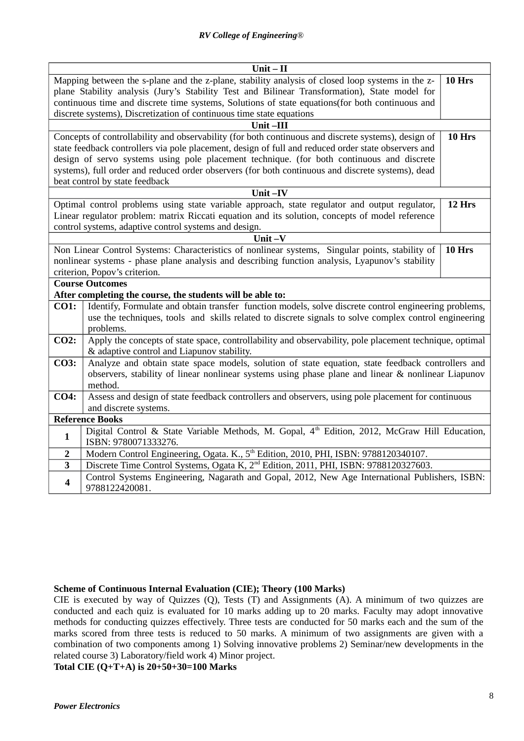| Unit – II | |
|---|---|
| Mapping between the s-plane and the z-plane, stability analysis of closed loop systems in the z-plane Stability analysis (Jury's Stability Test and Bilinear Transformation), State model for continuous time and discrete time systems, Solutions of state equations(for both continuous and discrete systems), Discretization of continuous time state equations | **10 Hrs** |
| **Unit –III** | |
| Concepts of controllability and observability (for both continuous and discrete systems), design of state feedback controllers via pole placement, design of full and reduced order state observers and design of servo systems using pole placement technique. (for both continuous and discrete systems), full order and reduced order observers (for both continuous and discrete systems), dead beat control by state feedback | **10 Hrs** |
| **Unit –IV** | |
| Optimal control problems using state variable approach, state regulator and output regulator, Linear regulator problem: matrix Riccati equation and its solution, concepts of model reference control systems, adaptive control systems and design. | **12 Hrs** |
| **Unit –V** | |
| Non Linear Control Systems: Characteristics of nonlinear systems, Singular points, stability of nonlinear systems - phase plane analysis and describing function analysis, Lyapunov's stability criterion, Popov's criterion. | **10 Hrs** |

**Course Outcomes**

**After completing the course, the students will be able to:**

| | |
|---|---|
| **CO1:** | Identify, Formulate and obtain transfer function models, solve discrete control engineering problems, use the techniques, tools and skills related to discrete signals to solve complex control engineering problems. |
| **CO2:** | Apply the concepts of state space, controllability and observability, pole placement technique, optimal & adaptive control and Liapunov stability. |
| **CO3:** | Analyze and obtain state space models, solution of state equation, state feedback controllers and observers, stability of linear nonlinear systems using phase plane and linear & nonlinear Liapunov method. |
| **CO4:** | Assess and design of state feedback controllers and observers, using pole placement for continuous and discrete systems. |

**Reference Books**

| | |
|---|---|
| **1** | Digital Control & State Variable Methods, M. Gopal, 4th Edition, 2012, McGraw Hill Education, ISBN: 9780071333276. |
| **2** | Modern Control Engineering, Ogata. K., 5th Edition, 2010, PHI, ISBN: 9788120340107. |
| **3** | Discrete Time Control Systems, Ogata K, 2nd Edition, 2011, PHI, ISBN: 9788120327603. |
| **4** | Control Systems Engineering, Nagarath and Gopal, 2012, New Age International Publishers, ISBN: 9788122420081. |

**Scheme of Continuous Internal Evaluation (CIE); Theory (100 Marks)**

CIE is executed by way of Quizzes (Q), Tests (T) and Assignments (A). A minimum of two quizzes are conducted and each quiz is evaluated for 10 marks adding up to 20 marks. Faculty may adopt innovative methods for conducting quizzes effectively. Three tests are conducted for 50 marks each and the sum of the marks scored from three tests is reduced to 50 marks. A minimum of two assignments are given with a combination of two components among 1) Solving innovative problems 2) Seminar/new developments in the related course 3) Laboratory/field work 4) Minor project.

**Total CIE (Q+T+A) is 20+50+30=100 Marks**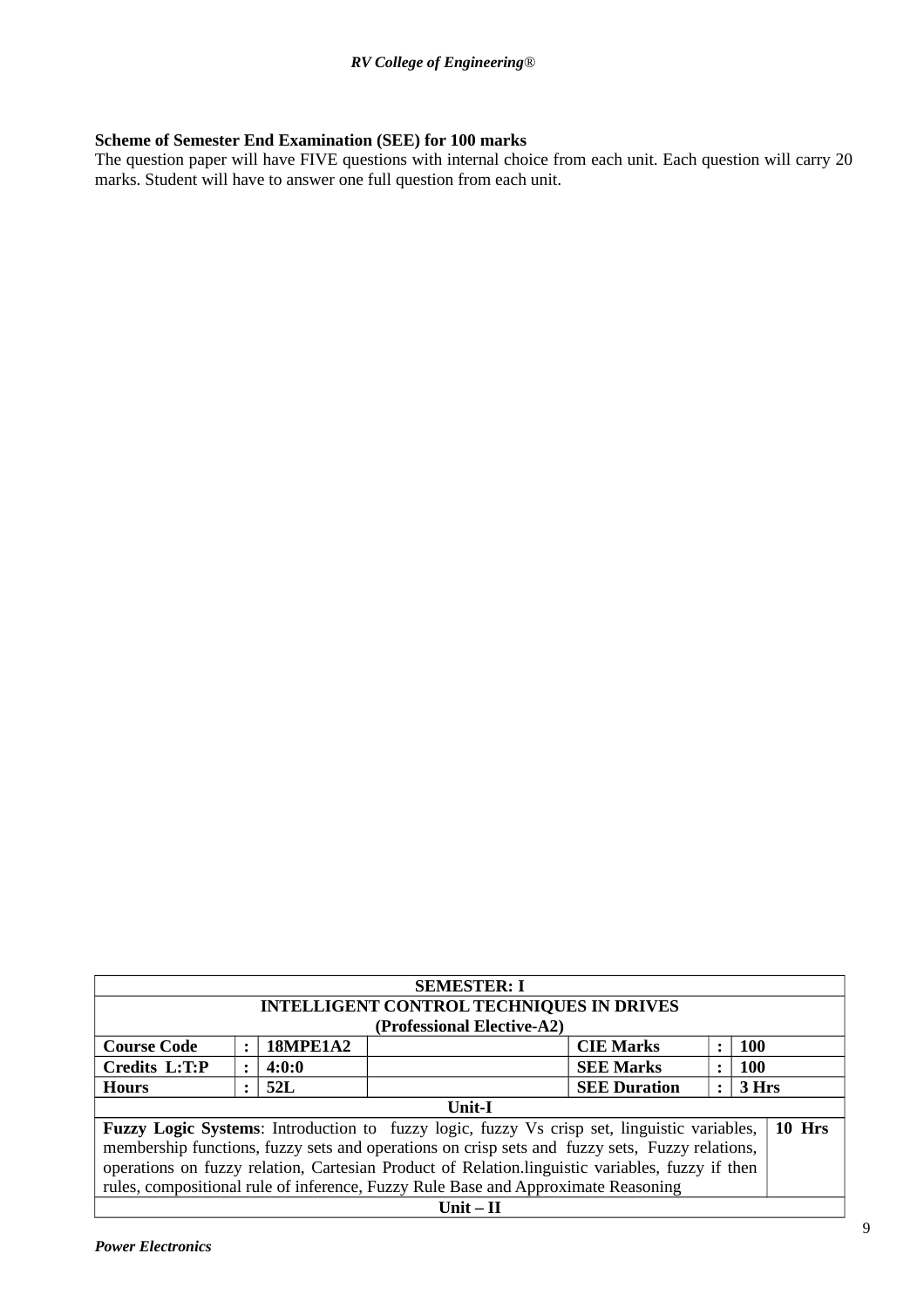**Scheme of Semester End Examination (SEE) for 100 marks**

The question paper will have FIVE questions with internal choice from each unit. Each question will carry 20 marks. Student will have to answer one full question from each unit.

| **SEMESTER: I** | | | | | | | |
|---|---|---|---|---|---|---|---|
| **INTELLIGENT CONTROL TECHNIQUES IN DRIVES** | | | | | | | |
| **(Professional Elective-A2)** | | | | | | | |
| **Course Code** | **:** | **18MPE1A2** | | **CIE Marks** | **:** | **100** | |
| **Credits L:T:P** | **:** | **4:0:0** | | **SEE Marks** | **:** | **100** | |
| **Hours** | **:** | **52L** | | **SEE Duration** | **:** | **3 Hrs** | |
| **Unit-I** | | | | | | | |
| **Fuzzy Logic Systems**: Introduction to fuzzy logic, fuzzy Vs crisp set, linguistic variables, membership functions, fuzzy sets and operations on crisp sets and fuzzy sets, Fuzzy relations, operations on fuzzy relation, Cartesian Product of Relation.linguistic variables, fuzzy if then rules, compositional rule of inference, Fuzzy Rule Base and Approximate Reasoning | | | | | | | **10 Hrs** |
| **Unit – II** | | | | | | | |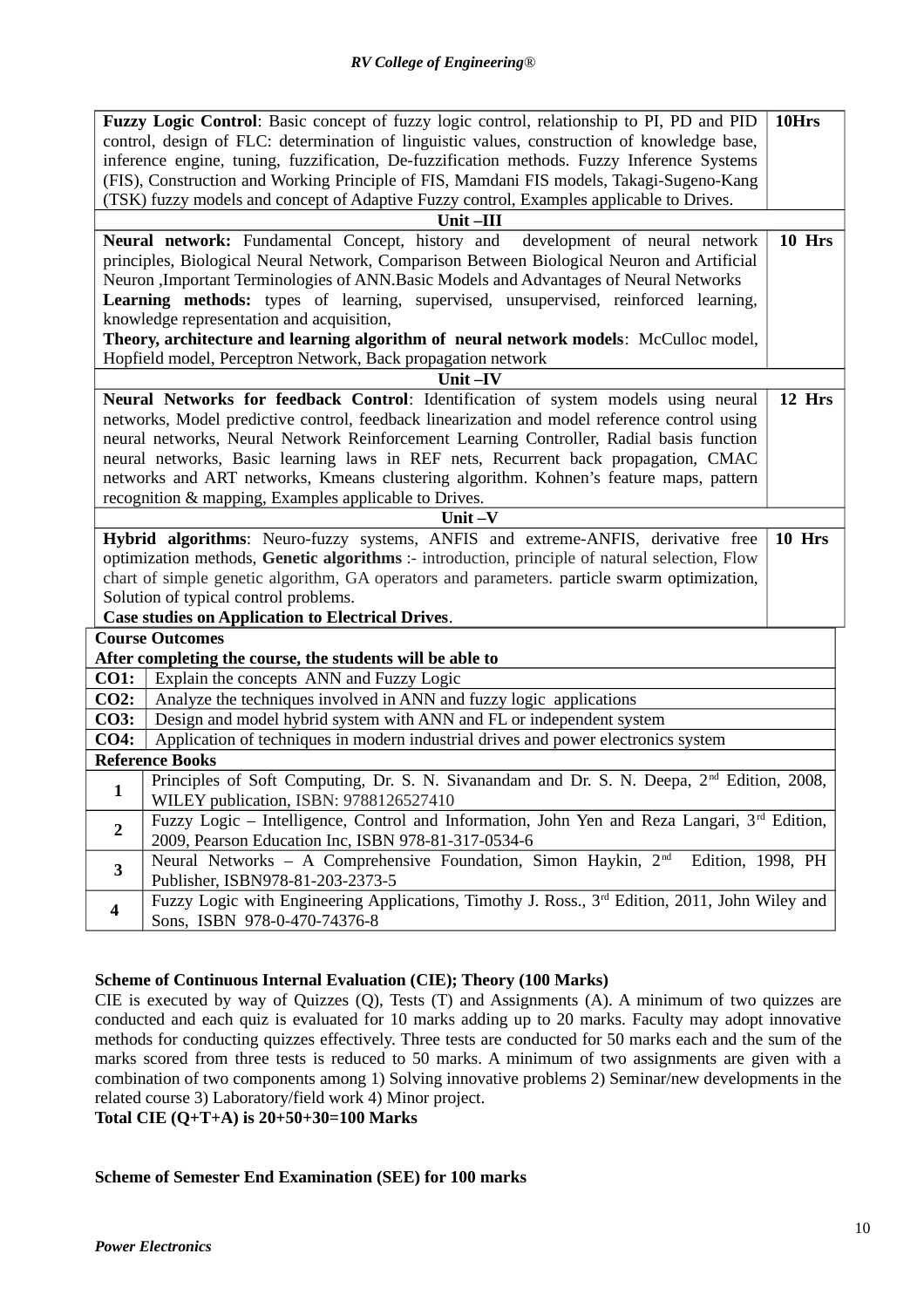| | |
|---|---|
| **Fuzzy Logic Control**: Basic concept of fuzzy logic control, relationship to PI, PD and PID control, design of FLC: determination of linguistic values, construction of knowledge base, inference engine, tuning, fuzzification, De-fuzzification methods. Fuzzy Inference Systems (FIS), Construction and Working Principle of FIS, Mamdani FIS models, Takagi-Sugeno-Kang (TSK) fuzzy models and concept of Adaptive Fuzzy control, Examples applicable to Drives. | **10Hrs** |
| **Unit –III** | |
| **Neural network:** Fundamental Concept, history and development of neural network principles, Biological Neural Network, Comparison Between Biological Neuron and Artificial Neuron ,Important Terminologies of ANN.Basic Models and Advantages of Neural Networks **Learning methods:** types of learning, supervised, unsupervised, reinforced learning, knowledge representation and acquisition, **Theory, architecture and learning algorithm of neural network models**: McCulloc model, Hopfield model, Perceptron Network, Back propagation network | **10 Hrs** |
| **Unit –IV** | |
| **Neural Networks for feedback Control**: Identification of system models using neural networks, Model predictive control, feedback linearization and model reference control using neural networks, Neural Network Reinforcement Learning Controller, Radial basis function neural networks, Basic learning laws in REF nets, Recurrent back propagation, CMAC networks and ART networks, Kmeans clustering algorithm. Kohnen's feature maps, pattern recognition & mapping, Examples applicable to Drives. | **12 Hrs** |
| **Unit –V** | |
| **Hybrid algorithms**: Neuro-fuzzy systems, ANFIS and extreme-ANFIS, derivative free optimization methods, **Genetic algorithms** :- introduction, principle of natural selection, Flow chart of simple genetic algorithm, GA operators and parameters. particle swarm optimization, Solution of typical control problems. **Case studies on Application to Electrical Drives**. | **10 Hrs** |

| **Course Outcomes** | |
|---|---|
| **After completing the course, the students will be able to** | |
| **CO1:** | Explain the concepts ANN and Fuzzy Logic |
| **CO2:** | Analyze the techniques involved in ANN and fuzzy logic applications |
| **CO3:** | Design and model hybrid system with ANN and FL or independent system |
| **CO4:** | Application of techniques in modern industrial drives and power electronics system |

| **Reference Books** | |
|---|---|
| **1** | Principles of Soft Computing, Dr. S. N. Sivanandam and Dr. S. N. Deepa, 2nd Edition, 2008, WILEY publication, ISBN: 9788126527410 |
| **2** | Fuzzy Logic – Intelligence, Control and Information, John Yen and Reza Langari, 3rd Edition, 2009, Pearson Education Inc, ISBN 978-81-317-0534-6 |
| **3** | Neural Networks – A Comprehensive Foundation, Simon Haykin, 2nd Edition, 1998, PH Publisher, ISBN978-81-203-2373-5 |
| **4** | Fuzzy Logic with Engineering Applications, Timothy J. Ross., 3rd Edition, 2011, John Wiley and Sons, ISBN 978-0-470-74376-8 |

**Scheme of Continuous Internal Evaluation (CIE); Theory (100 Marks)**

CIE is executed by way of Quizzes (Q), Tests (T) and Assignments (A). A minimum of two quizzes are conducted and each quiz is evaluated for 10 marks adding up to 20 marks. Faculty may adopt innovative methods for conducting quizzes effectively. Three tests are conducted for 50 marks each and the sum of the marks scored from three tests is reduced to 50 marks. A minimum of two assignments are given with a combination of two components among 1) Solving innovative problems 2) Seminar/new developments in the related course 3) Laboratory/field work 4) Minor project.

**Total CIE (Q+T+A) is 20+50+30=100 Marks**

**Scheme of Semester End Examination (SEE) for 100 marks**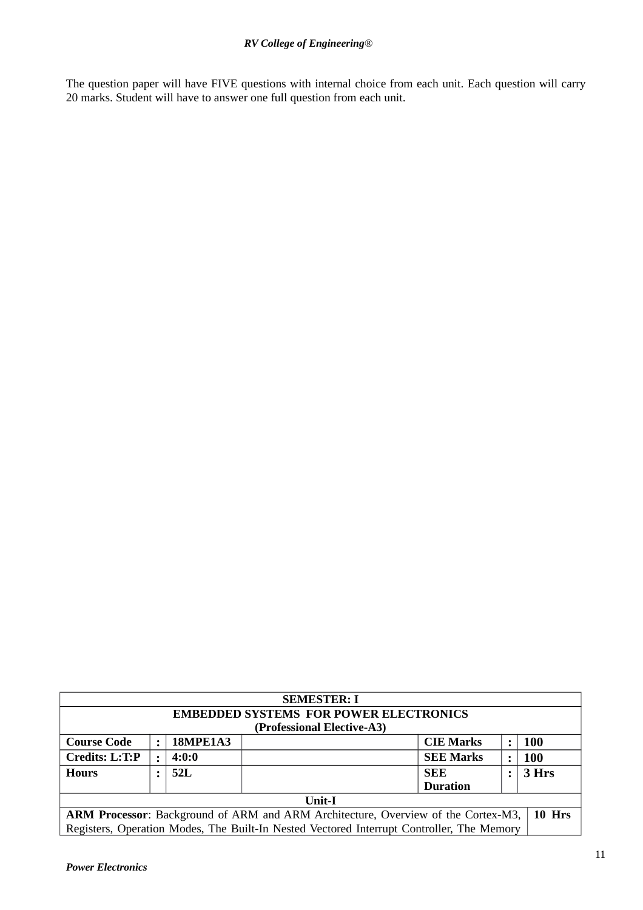The question paper will have FIVE questions with internal choice from each unit. Each question will carry 20 marks. Student will have to answer one full question from each unit.

| SEMESTER: I | | | | | | |
|---|---|---|---|---|---|---|
| **EMBEDDED SYSTEMS FOR POWER ELECTRONICS (Professional Elective-A3)** | | | | | | |
| **Course Code** | **:** | **18MPE1A3** | | **CIE Marks** | **:** | **100** |
| **Credits: L:T:P** | **:** | **4:0:0** | | **SEE Marks** | **:** | **100** |
| **Hours** | **:** | **52L** | | **SEE Duration** | **:** | **3 Hrs** |
| **Unit-I** | | | | | | |
| **ARM Processor**: Background of ARM and ARM Architecture, Overview of the Cortex-M3, Registers, Operation Modes, The Built-In Nested Vectored Interrupt Controller, The Memory | | | | | | **10 Hrs** |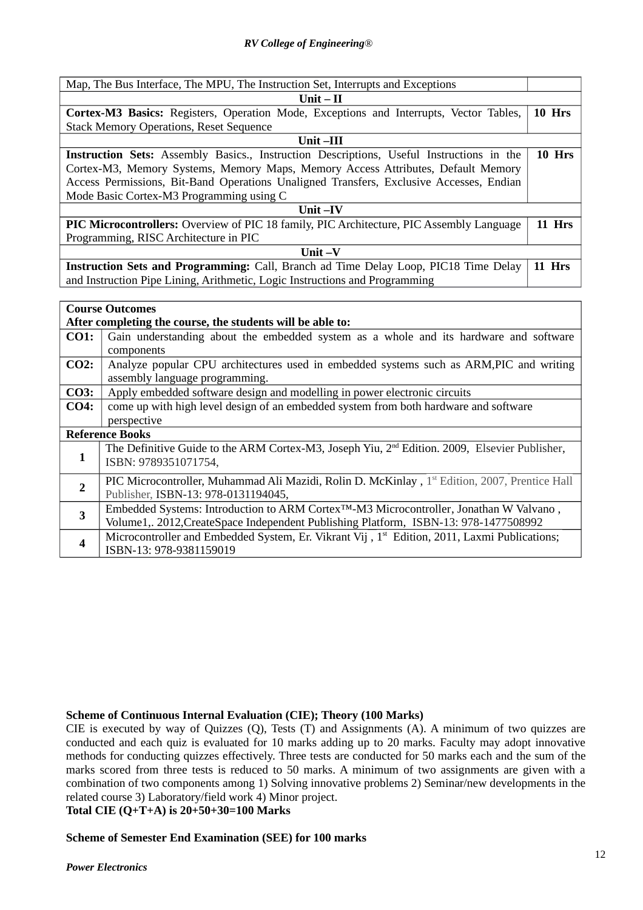| | |
|---|---|
| Map, The Bus Interface, The MPU, The Instruction Set, Interrupts and Exceptions | |
| **Unit – II** | |
| **Cortex-M3 Basics:** Registers, Operation Mode, Exceptions and Interrupts, Vector Tables, Stack Memory Operations, Reset Sequence | **10 Hrs** |
| **Unit –III** | |
| **Instruction Sets:** Assembly Basics., Instruction Descriptions, Useful Instructions in the Cortex-M3, Memory Systems, Memory Maps, Memory Access Attributes, Default Memory Access Permissions, Bit-Band Operations Unaligned Transfers, Exclusive Accesses, Endian Mode Basic Cortex-M3 Programming using C | **10 Hrs** |
| **Unit –IV** | |
| **PIC Microcontrollers:** Overview of PIC 18 family, PIC Architecture, PIC Assembly Language Programming, RISC Architecture in PIC | **11 Hrs** |
| **Unit –V** | |
| **Instruction Sets and Programming:** Call, Branch ad Time Delay Loop, PIC18 Time Delay and Instruction Pipe Lining, Arithmetic, Logic Instructions and Programming | **11 Hrs** |

| **Course Outcomes** | |
|---|---|
| **After completing the course, the students will be able to:** | |
| **CO1:** | Gain understanding about the embedded system as a whole and its hardware and software components |
| **CO2:** | Analyze popular CPU architectures used in embedded systems such as ARM,PIC and writing assembly language programming. |
| **CO3:** | Apply embedded software design and modelling in power electronic circuits |
| **CO4:** | come up with high level design of an embedded system from both hardware and software perspective |
| **Reference Books** | |
| **1** | The Definitive Guide to the ARM Cortex-M3, Joseph Yiu, 2nd Edition. 2009, Elsevier Publisher, ISBN: 9789351071754, |
| **2** | PIC Microcontroller, Muhammad Ali Mazidi, Rolin D. McKinlay , 1st Edition, 2007, Prentice Hall Publisher, ISBN-13: 978-0131194045, |
| **3** | Embedded Systems: Introduction to ARM Cortex™-M3 Microcontroller, Jonathan W Valvano , Volume1,. 2012,CreateSpace Independent Publishing Platform, ISBN-13: 978-1477508992 |
| **4** | Microcontroller and Embedded System, Er. Vikrant Vij , 1st Edition, 2011, Laxmi Publications; ISBN-13: 978-9381159019 |

**Scheme of Continuous Internal Evaluation (CIE); Theory (100 Marks)**

CIE is executed by way of Quizzes (Q), Tests (T) and Assignments (A). A minimum of two quizzes are conducted and each quiz is evaluated for 10 marks adding up to 20 marks. Faculty may adopt innovative methods for conducting quizzes effectively. Three tests are conducted for 50 marks each and the sum of the marks scored from three tests is reduced to 50 marks. A minimum of two assignments are given with a combination of two components among 1) Solving innovative problems 2) Seminar/new developments in the related course 3) Laboratory/field work 4) Minor project.

**Total CIE (Q+T+A) is 20+50+30=100 Marks**

**Scheme of Semester End Examination (SEE) for 100 marks**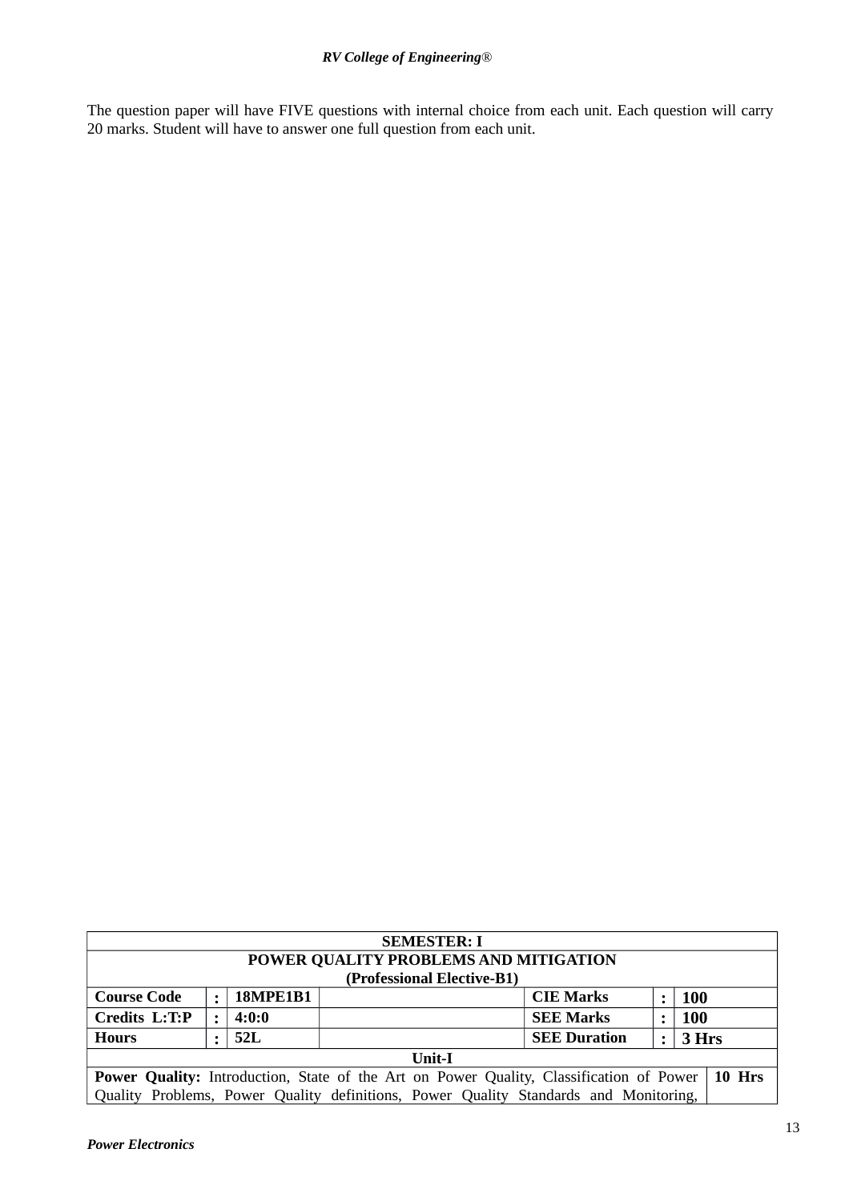The question paper will have FIVE questions with internal choice from each unit. Each question will carry 20 marks. Student will have to answer one full question from each unit.

| SEMESTER: I | | | | | | | |
|---|---|---|---|---|---|---|---|
| **POWER QUALITY PROBLEMS AND MITIGATION (Professional Elective-B1)** | | | | | | | |
| **Course Code** | **:** | **18MPE1B1** | | **CIE Marks** | **:** | **100** | |
| **Credits L:T:P** | **:** | **4:0:0** | | **SEE Marks** | **:** | **100** | |
| **Hours** | **:** | **52L** | | **SEE Duration** | **:** | **3 Hrs** | |
| **Unit-I** | | | | | | | |
| **Power Quality:** Introduction, State of the Art on Power Quality, Classification of Power Quality Problems, Power Quality definitions, Power Quality Standards and Monitoring, | | | | | | | **10 Hrs** |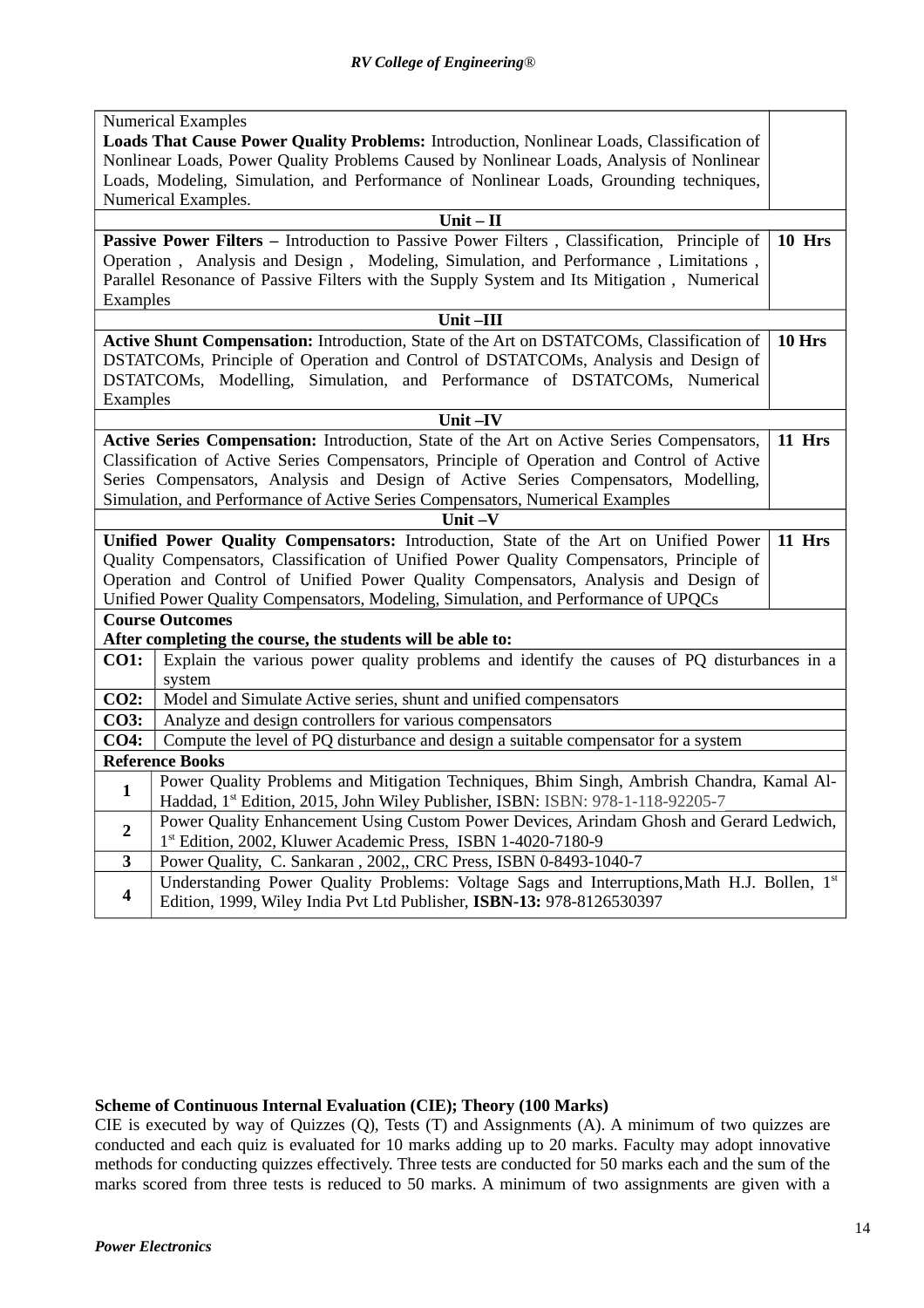| | |
|---|---|
| Numerical Examples<br>**Loads That Cause Power Quality Problems:** Introduction, Nonlinear Loads, Classification of Nonlinear Loads, Power Quality Problems Caused by Nonlinear Loads, Analysis of Nonlinear Loads, Modeling, Simulation, and Performance of Nonlinear Loads, Grounding techniques, Numerical Examples. | |
| **Unit – II** | |
| **Passive Power Filters –** Introduction to Passive Power Filters , Classification, Principle of Operation , Analysis and Design , Modeling, Simulation, and Performance , Limitations , Parallel Resonance of Passive Filters with the Supply System and Its Mitigation , Numerical Examples | **10 Hrs** |
| **Unit –III** | |
| **Active Shunt Compensation:** Introduction, State of the Art on DSTATCOMs, Classification of DSTATCOMs, Principle of Operation and Control of DSTATCOMs, Analysis and Design of DSTATCOMs, Modelling, Simulation, and Performance of DSTATCOMs, Numerical Examples | **10 Hrs** |
| **Unit –IV** | |
| **Active Series Compensation:** Introduction, State of the Art on Active Series Compensators, Classification of Active Series Compensators, Principle of Operation and Control of Active Series Compensators, Analysis and Design of Active Series Compensators, Modelling, Simulation, and Performance of Active Series Compensators, Numerical Examples | **11 Hrs** |
| **Unit –V** | |
| **Unified Power Quality Compensators:** Introduction, State of the Art on Unified Power Quality Compensators, Classification of Unified Power Quality Compensators, Principle of Operation and Control of Unified Power Quality Compensators, Analysis and Design of Unified Power Quality Compensators, Modeling, Simulation, and Performance of UPQCs | **11 Hrs** |

**Course Outcomes**

**After completing the course, the students will be able to:**

| | |
|---|---|
| **CO1:** | Explain the various power quality problems and identify the causes of PQ disturbances in a system |
| **CO2:** | Model and Simulate Active series, shunt and unified compensators |
| **CO3:** | Analyze and design controllers for various compensators |
| **CO4:** | Compute the level of PQ disturbance and design a suitable compensator for a system |

**Reference Books**

| | |
|---|---|
| **1** | Power Quality Problems and Mitigation Techniques, Bhim Singh, Ambrish Chandra, Kamal Al-Haddad, 1st Edition, 2015, John Wiley Publisher, ISBN: ISBN: 978-1-118-92205-7 |
| **2** | Power Quality Enhancement Using Custom Power Devices, Arindam Ghosh and Gerard Ledwich, 1st Edition, 2002, Kluwer Academic Press, ISBN 1-4020-7180-9 |
| **3** | Power Quality, C. Sankaran , 2002,, CRC Press, ISBN 0-8493-1040-7 |
| **4** | Understanding Power Quality Problems: Voltage Sags and Interruptions,Math H.J. Bollen, 1st Edition, 1999, Wiley India Pvt Ltd Publisher, **ISBN-13:** 978-8126530397 |

**Scheme of Continuous Internal Evaluation (CIE); Theory (100 Marks)**

CIE is executed by way of Quizzes (Q), Tests (T) and Assignments (A). A minimum of two quizzes are conducted and each quiz is evaluated for 10 marks adding up to 20 marks. Faculty may adopt innovative methods for conducting quizzes effectively. Three tests are conducted for 50 marks each and the sum of the marks scored from three tests is reduced to 50 marks. A minimum of two assignments are given with a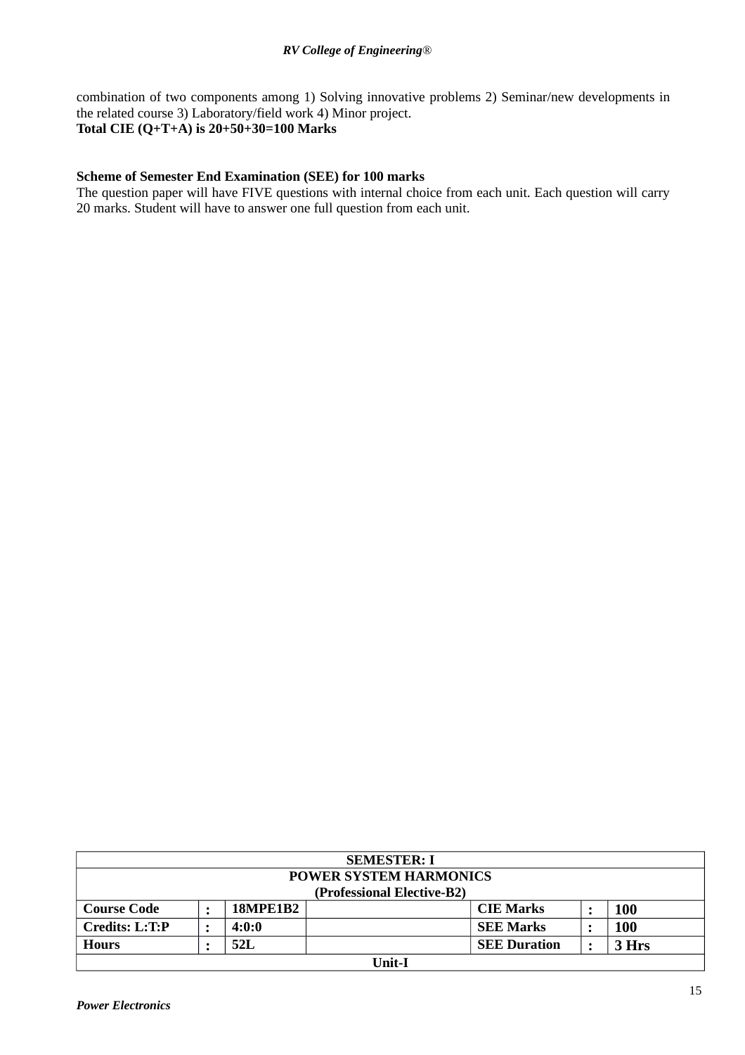combination of two components among 1) Solving innovative problems 2) Seminar/new developments in the related course 3) Laboratory/field work 4) Minor project.
**Total CIE (Q+T+A) is 20+50+30=100 Marks**

**Scheme of Semester End Examination (SEE) for 100 marks**
The question paper will have FIVE questions with internal choice from each unit. Each question will carry 20 marks. Student will have to answer one full question from each unit.

| SEMESTER: I | | | | | | |
|---|---|---|---|---|---|---|
| **POWER SYSTEM HARMONICS (Professional Elective-B2)** | | | | | | |
| **Course Code** | **:** | **18MPE1B2** | | **CIE Marks** | **:** | **100** |
| **Credits: L:T:P** | **:** | **4:0:0** | | **SEE Marks** | **:** | **100** |
| **Hours** | **:** | **52L** | | **SEE Duration** | **:** | **3 Hrs** |
| **Unit-I** | | | | | | |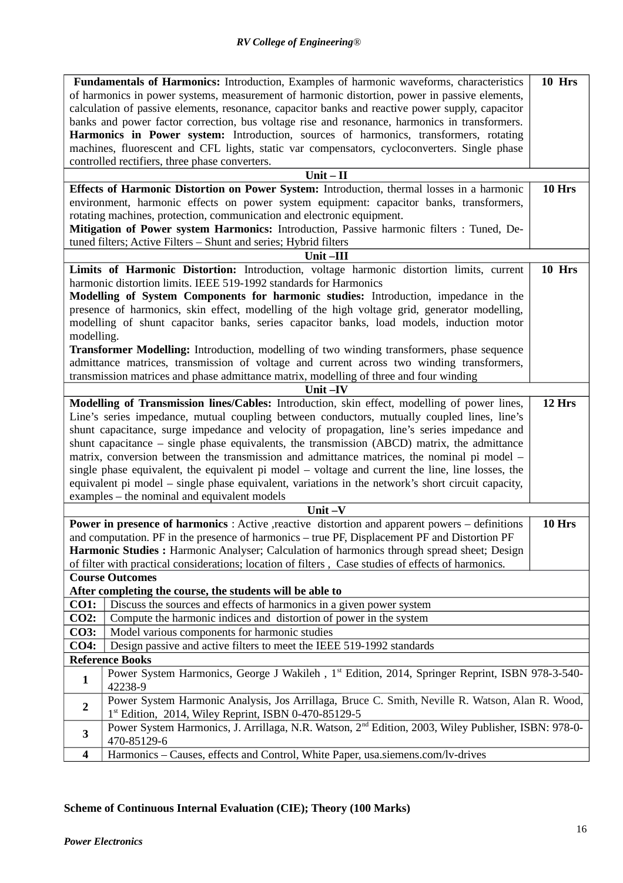| | |
|---|---|
| **Fundamentals of Harmonics:** Introduction, Examples of harmonic waveforms, characteristics of harmonics in power systems, measurement of harmonic distortion, power in passive elements, calculation of passive elements, resonance, capacitor banks and reactive power supply, capacitor banks and power factor correction, bus voltage rise and resonance, harmonics in transformers. **Harmonics in Power system:** Introduction, sources of harmonics, transformers, rotating machines, fluorescent and CFL lights, static var compensators, cycloconverters. Single phase controlled rectifiers, three phase converters. | **10 Hrs** |
| **Unit – II** | |
| **Effects of Harmonic Distortion on Power System:** Introduction, thermal losses in a harmonic environment, harmonic effects on power system equipment: capacitor banks, transformers, rotating machines, protection, communication and electronic equipment. **Mitigation of Power system Harmonics:** Introduction, Passive harmonic filters : Tuned, De-tuned filters; Active Filters – Shunt and series; Hybrid filters | **10 Hrs** |
| **Unit –III** | |
| **Limits of Harmonic Distortion:** Introduction, voltage harmonic distortion limits, current harmonic distortion limits. IEEE 519-1992 standards for Harmonics **Modelling of System Components for harmonic studies:** Introduction, impedance in the presence of harmonics, skin effect, modelling of the high voltage grid, generator modelling, modelling of shunt capacitor banks, series capacitor banks, load models, induction motor modelling. **Transformer Modelling:** Introduction, modelling of two winding transformers, phase sequence admittance matrices, transmission of voltage and current across two winding transformers, transmission matrices and phase admittance matrix, modelling of three and four winding | **10 Hrs** |
| **Unit –IV** | |
| **Modelling of Transmission lines/Cables:** Introduction, skin effect, modelling of power lines, Line's series impedance, mutual coupling between conductors, mutually coupled lines, line's shunt capacitance, surge impedance and velocity of propagation, line's series impedance and shunt capacitance – single phase equivalents, the transmission (ABCD) matrix, the admittance matrix, conversion between the transmission and admittance matrices, the nominal pi model – single phase equivalent, the equivalent pi model – voltage and current the line, line losses, the equivalent pi model – single phase equivalent, variations in the network's short circuit capacity, examples – the nominal and equivalent models | **12 Hrs** |
| **Unit –V** | |
| **Power in presence of harmonics** : Active ,reactive distortion and apparent powers – definitions and computation. PF in the presence of harmonics – true PF, Displacement PF and Distortion PF **Harmonic Studies :** Harmonic Analyser; Calculation of harmonics through spread sheet; Design of filter with practical considerations; location of filters , Case studies of effects of harmonics. | **10 Hrs** |

**Course Outcomes**

**After completing the course, the students will be able to**

| | |
|---|---|
| **CO1:** | Discuss the sources and effects of harmonics in a given power system |
| **CO2:** | Compute the harmonic indices and distortion of power in the system |
| **CO3:** | Model various components for harmonic studies |
| **CO4:** | Design passive and active filters to meet the IEEE 519-1992 standards |

**Reference Books**

| | |
|---|---|
| **1** | Power System Harmonics, George J Wakileh , 1st Edition, 2014, Springer Reprint, ISBN 978-3-540-42238-9 |
| **2** | Power System Harmonic Analysis, Jos Arrillaga, Bruce C. Smith, Neville R. Watson, Alan R. Wood, 1st Edition, 2014, Wiley Reprint, ISBN 0-470-85129-5 |
| **3** | Power System Harmonics, J. Arrillaga, N.R. Watson, 2nd Edition, 2003, Wiley Publisher, ISBN: 978-0-470-85129-6 |
| **4** | Harmonics – Causes, effects and Control, White Paper, usa.siemens.com/lv-drives |

**Scheme of Continuous Internal Evaluation (CIE); Theory (100 Marks)**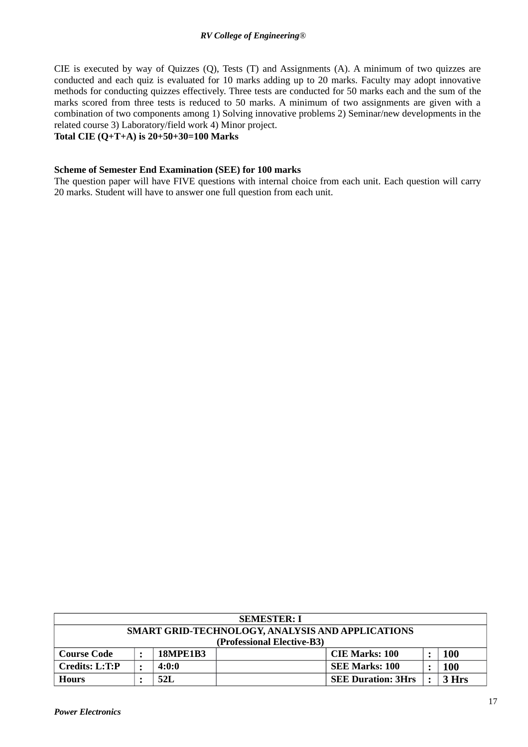CIE is executed by way of Quizzes (Q), Tests (T) and Assignments (A). A minimum of two quizzes are conducted and each quiz is evaluated for 10 marks adding up to 20 marks. Faculty may adopt innovative methods for conducting quizzes effectively. Three tests are conducted for 50 marks each and the sum of the marks scored from three tests is reduced to 50 marks. A minimum of two assignments are given with a combination of two components among 1) Solving innovative problems 2) Seminar/new developments in the related course 3) Laboratory/field work 4) Minor project.

**Total CIE (Q+T+A) is 20+50+30=100 Marks**

**Scheme of Semester End Examination (SEE) for 100 marks**

The question paper will have FIVE questions with internal choice from each unit. Each question will carry 20 marks. Student will have to answer one full question from each unit.

| SEMESTER: I | | | | | | |
|---|---|---|---|---|---|---|
| **SMART GRID-TECHNOLOGY, ANALYSIS AND APPLICATIONS (Professional Elective-B3)** | | | | | | |
| **Course Code** | **:** | **18MPE1B3** | | **CIE Marks: 100** | **:** | **100** |
| **Credits: L:T:P** | **:** | **4:0:0** | | **SEE Marks: 100** | **:** | **100** |
| **Hours** | **:** | **52L** | | **SEE Duration: 3Hrs** | **:** | **3 Hrs** |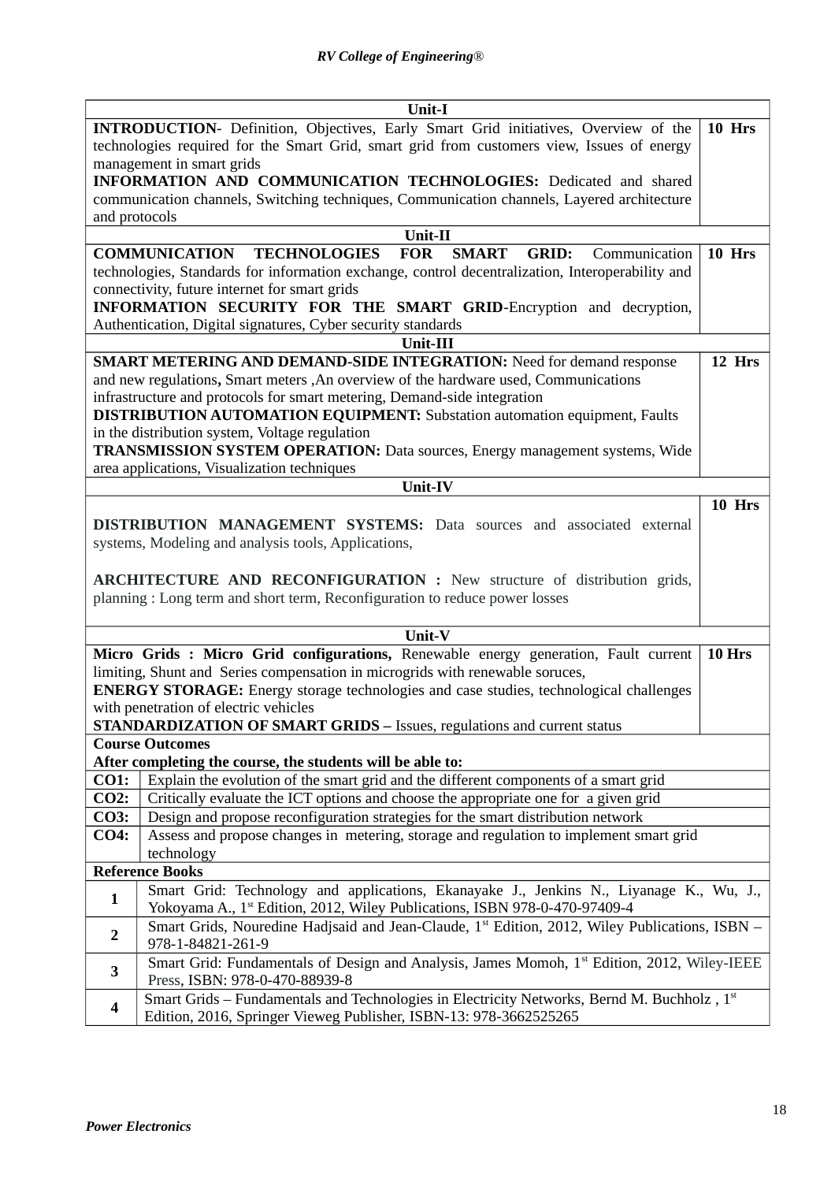| Unit-I | |
|---|---|
| **INTRODUCTION**- Definition, Objectives, Early Smart Grid initiatives, Overview of the technologies required for the Smart Grid, smart grid from customers view, Issues of energy management in smart grids<br>**INFORMATION AND COMMUNICATION TECHNOLOGIES:** Dedicated and shared communication channels, Switching techniques, Communication channels, Layered architecture and protocols | **10 Hrs** |
| **Unit-II** | |
| **COMMUNICATION TECHNOLOGIES FOR SMART GRID:** Communication technologies, Standards for information exchange, control decentralization, Interoperability and connectivity, future internet for smart grids<br>**INFORMATION SECURITY FOR THE SMART GRID**-Encryption and decryption, Authentication, Digital signatures, Cyber security standards | **10 Hrs** |
| **Unit-III** | |
| **SMART METERING AND DEMAND-SIDE INTEGRATION:** Need for demand response and new regulations**,** Smart meters ,An overview of the hardware used, Communications infrastructure and protocols for smart metering, Demand-side integration<br>**DISTRIBUTION AUTOMATION EQUIPMENT:** Substation automation equipment, Faults in the distribution system, Voltage regulation<br>**TRANSMISSION SYSTEM OPERATION:** Data sources, Energy management systems, Wide area applications, Visualization techniques | **12 Hrs** |
| **Unit-IV** | |
| **DISTRIBUTION MANAGEMENT SYSTEMS:** Data sources and associated external systems, Modeling and analysis tools, Applications,<br><br>**ARCHITECTURE AND RECONFIGURATION :** New structure of distribution grids, planning : Long term and short term, Reconfiguration to reduce power losses | **10 Hrs** |
| **Unit-V** | |
| **Micro Grids : Micro Grid configurations,** Renewable energy generation, Fault current limiting, Shunt and Series compensation in microgrids with renewable soruces,<br>**ENERGY STORAGE:** Energy storage technologies and case studies, technological challenges with penetration of electric vehicles<br>**STANDARDIZATION OF SMART GRIDS –** Issues, regulations and current status | **10 Hrs** |

**Course Outcomes**

**After completing the course, the students will be able to:**

| | |
|---|---|
| **CO1:** | Explain the evolution of the smart grid and the different components of a smart grid |
| **CO2:** | Critically evaluate the ICT options and choose the appropriate one for a given grid |
| **CO3:** | Design and propose reconfiguration strategies for the smart distribution network |
| **CO4:** | Assess and propose changes in metering, storage and regulation to implement smart grid technology |

**Reference Books**

| | |
|---|---|
| **1** | Smart Grid: Technology and applications, Ekanayake J., Jenkins N., Liyanage K., Wu, J., Yokoyama A., 1st Edition, 2012, Wiley Publications, ISBN 978-0-470-97409-4 |
| **2** | Smart Grids, Nouredine Hadjsaid and Jean-Claude, 1st Edition, 2012, Wiley Publications, ISBN – 978-1-84821-261-9 |
| **3** | Smart Grid: Fundamentals of Design and Analysis, James Momoh, 1st Edition, 2012, Wiley-IEEE Press, ISBN: 978-0-470-88939-8 |
| **4** | Smart Grids – Fundamentals and Technologies in Electricity Networks, Bernd M. Buchholz , 1st Edition, 2016, Springer Vieweg Publisher, ISBN-13: 978-3662525265 |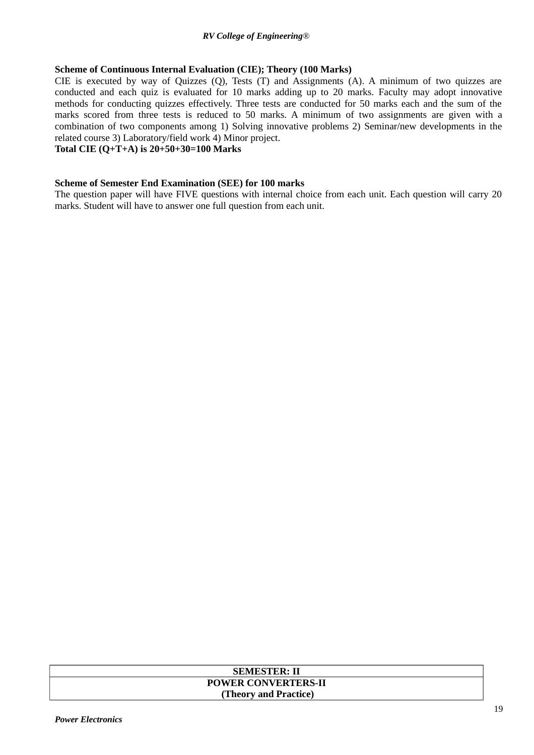**Scheme of Continuous Internal Evaluation (CIE); Theory (100 Marks)**

CIE is executed by way of Quizzes (Q), Tests (T) and Assignments (A). A minimum of two quizzes are conducted and each quiz is evaluated for 10 marks adding up to 20 marks. Faculty may adopt innovative methods for conducting quizzes effectively. Three tests are conducted for 50 marks each and the sum of the marks scored from three tests is reduced to 50 marks. A minimum of two assignments are given with a combination of two components among 1) Solving innovative problems 2) Seminar/new developments in the related course 3) Laboratory/field work 4) Minor project.

**Total CIE (Q+T+A) is 20+50+30=100 Marks**

**Scheme of Semester End Examination (SEE) for 100 marks**

The question paper will have FIVE questions with internal choice from each unit. Each question will carry 20 marks. Student will have to answer one full question from each unit.

| SEMESTER: II |
|---|
| POWER CONVERTERS-II (Theory and Practice) |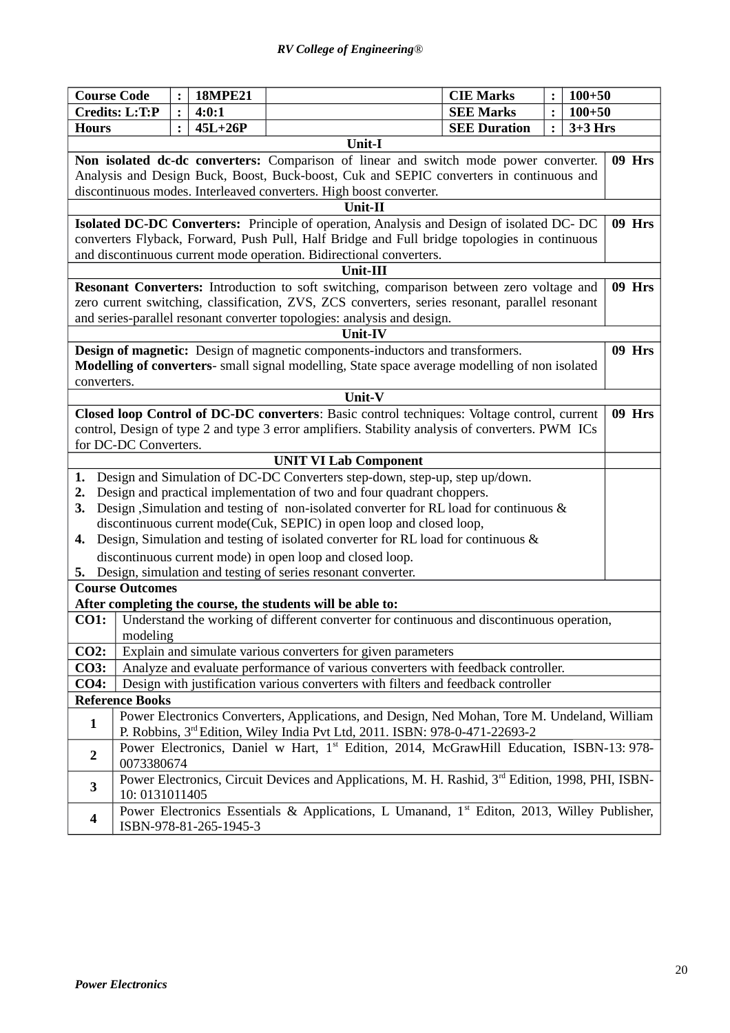| Course Code | : | 18MPE21 | | CIE Marks | : | 100+50 |
|---|---|---|---|---|---|---|
| Credits: L:T:P | : | 4:0:1 | | SEE Marks | : | 100+50 |
| Hours | : | 45L+26P | | SEE Duration | : | 3+3 Hrs |

**Unit-I**

**Non isolated dc-dc converters:** Comparison of linear and switch mode power converter. Analysis and Design Buck, Boost, Buck-boost, Cuk and SEPIC converters in continuous and discontinuous modes. Interleaved converters. High boost converter. — **09 Hrs**

**Unit-II**

**Isolated DC-DC Converters:** Principle of operation, Analysis and Design of isolated DC- DC converters Flyback, Forward, Push Pull, Half Bridge and Full bridge topologies in continuous and discontinuous current mode operation. Bidirectional converters. — **09 Hrs**

**Unit-III**

**Resonant Converters:** Introduction to soft switching, comparison between zero voltage and zero current switching, classification, ZVS, ZCS converters, series resonant, parallel resonant and series-parallel resonant converter topologies: analysis and design. — **09 Hrs**

**Unit-IV**

**Design of magnetic:** Design of magnetic components-inductors and transformers.
**Modelling of converters**- small signal modelling, State space average modelling of non isolated converters. — **09 Hrs**

**Unit-V**

**Closed loop Control of DC-DC converters**: Basic control techniques: Voltage control, current control, Design of type 2 and type 3 error amplifiers. Stability analysis of converters. PWM ICs for DC-DC Converters. — **09 Hrs**

**UNIT VI Lab Component**

1. Design and Simulation of DC-DC Converters step-down, step-up, step up/down.
2. Design and practical implementation of two and four quadrant choppers.
3. Design ,Simulation and testing of non-isolated converter for RL load for continuous & discontinuous current mode(Cuk, SEPIC) in open loop and closed loop,
4. Design, Simulation and testing of isolated converter for RL load for continuous & discontinuous current mode) in open loop and closed loop.
5. Design, simulation and testing of series resonant converter.

**Course Outcomes**
**After completing the course, the students will be able to:**

| | |
|---|---|
| **CO1:** | Understand the working of different converter for continuous and discontinuous operation, modeling |
| **CO2:** | Explain and simulate various converters for given parameters |
| **CO3:** | Analyze and evaluate performance of various converters with feedback controller. |
| **CO4:** | Design with justification various converters with filters and feedback controller |

**Reference Books**

| | |
|---|---|
| **1** | Power Electronics Converters, Applications, and Design, Ned Mohan, Tore M. Undeland, William P. Robbins, 3rd Edition, Wiley India Pvt Ltd, 2011. ISBN: 978-0-471-22693-2 |
| **2** | Power Electronics, Daniel w Hart, 1st Edition, 2014, McGrawHill Education, ISBN-13: 978-0073380674 |
| **3** | Power Electronics, Circuit Devices and Applications, M. H. Rashid, 3rd Edition, 1998, PHI, ISBN-10: 0131011405 |
| **4** | Power Electronics Essentials & Applications, L Umanand, 1st Editon, 2013, Willey Publisher, ISBN-978-81-265-1945-3 |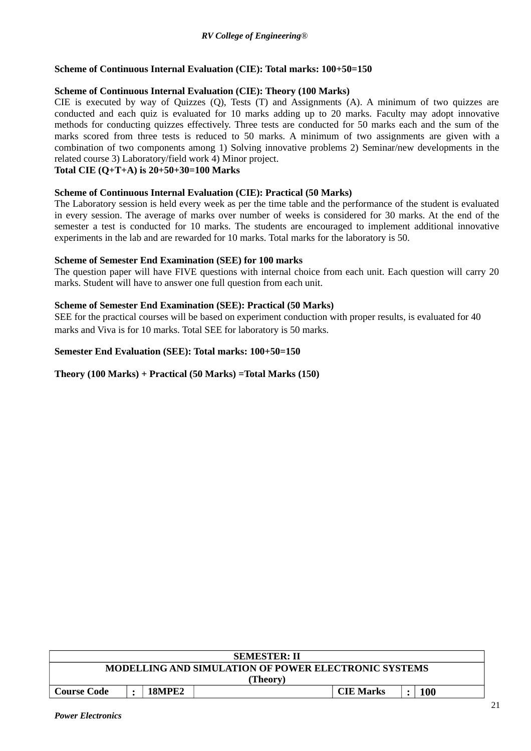**Scheme of Continuous Internal Evaluation (CIE): Total marks: 100+50=150**

**Scheme of Continuous Internal Evaluation (CIE): Theory (100 Marks)**

CIE is executed by way of Quizzes (Q), Tests (T) and Assignments (A). A minimum of two quizzes are conducted and each quiz is evaluated for 10 marks adding up to 20 marks. Faculty may adopt innovative methods for conducting quizzes effectively. Three tests are conducted for 50 marks each and the sum of the marks scored from three tests is reduced to 50 marks. A minimum of two assignments are given with a combination of two components among 1) Solving innovative problems 2) Seminar/new developments in the related course 3) Laboratory/field work 4) Minor project.

**Total CIE (Q+T+A) is 20+50+30=100 Marks**

**Scheme of Continuous Internal Evaluation (CIE): Practical (50 Marks)**

The Laboratory session is held every week as per the time table and the performance of the student is evaluated in every session. The average of marks over number of weeks is considered for 30 marks. At the end of the semester a test is conducted for 10 marks. The students are encouraged to implement additional innovative experiments in the lab and are rewarded for 10 marks. Total marks for the laboratory is 50.

**Scheme of Semester End Examination (SEE) for 100 marks**

The question paper will have FIVE questions with internal choice from each unit. Each question will carry 20 marks. Student will have to answer one full question from each unit.

**Scheme of Semester End Examination (SEE): Practical (50 Marks)**

SEE for the practical courses will be based on experiment conduction with proper results, is evaluated for 40 marks and Viva is for 10 marks. Total SEE for laboratory is 50 marks.

**Semester End Evaluation (SEE): Total marks: 100+50=150**

**Theory (100 Marks) + Practical (50 Marks) =Total Marks (150)**

| **SEMESTER: II** | | | | | | |
|---|---|---|---|---|---|---|
| **MODELLING AND SIMULATION OF POWER ELECTRONIC SYSTEMS (Theory)** | | | | | | |
| **Course Code** | **:** | **18MPE2** | | **CIE Marks** | **:** | **100** |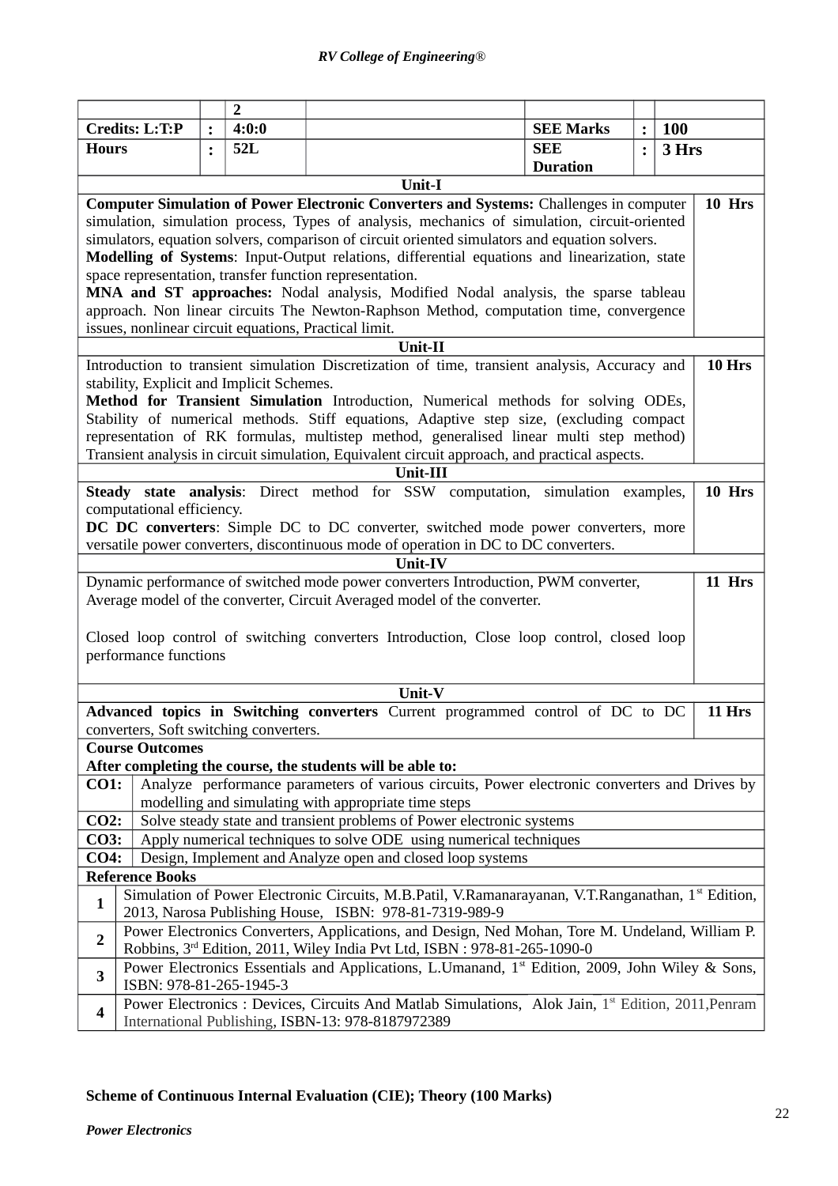| | | 2 | | | | |
|---|---|---|---|---|---|---|
| **Credits: L:T:P** | **:** | **4:0:0** | | **SEE Marks** | **:** | **100** |
| **Hours** | **:** | **52L** | | **SEE Duration** | **:** | **3 Hrs** |

| **Unit-I** | |
|---|---|
| **Computer Simulation of Power Electronic Converters and Systems:** Challenges in computer simulation, simulation process, Types of analysis, mechanics of simulation, circuit-oriented simulators, equation solvers, comparison of circuit oriented simulators and equation solvers. **Modelling of Systems**: Input-Output relations, differential equations and linearization, state space representation, transfer function representation. **MNA and ST approaches:** Nodal analysis, Modified Nodal analysis, the sparse tableau approach. Non linear circuits The Newton-Raphson Method, computation time, convergence issues, nonlinear circuit equations, Practical limit. | **10 Hrs** |
| **Unit-II** | |
| Introduction to transient simulation Discretization of time, transient analysis, Accuracy and stability, Explicit and Implicit Schemes. **Method for Transient Simulation** Introduction, Numerical methods for solving ODEs, Stability of numerical methods. Stiff equations, Adaptive step size, (excluding compact representation of RK formulas, multistep method, generalised linear multi step method) Transient analysis in circuit simulation, Equivalent circuit approach, and practical aspects. | **10 Hrs** |
| **Unit-III** | |
| **Steady state analysis**: Direct method for SSW computation, simulation examples, computational efficiency. **DC DC converters**: Simple DC to DC converter, switched mode power converters, more versatile power converters, discontinuous mode of operation in DC to DC converters. | **10 Hrs** |
| **Unit-IV** | |
| Dynamic performance of switched mode power converters Introduction, PWM converter, Average model of the converter, Circuit Averaged model of the converter. <br><br> Closed loop control of switching converters Introduction, Close loop control, closed loop performance functions | **11 Hrs** |
| **Unit-V** | |
| **Advanced topics in Switching converters** Current programmed control of DC to DC converters, Soft switching converters. | **11 Hrs** |

**Course Outcomes**

**After completing the course, the students will be able to:**

| | |
|---|---|
| **CO1:** | Analyze performance parameters of various circuits, Power electronic converters and Drives by modelling and simulating with appropriate time steps |
| **CO2:** | Solve steady state and transient problems of Power electronic systems |
| **CO3:** | Apply numerical techniques to solve ODE using numerical techniques |
| **CO4:** | Design, Implement and Analyze open and closed loop systems |

**Reference Books**

| | |
|---|---|
| **1** | Simulation of Power Electronic Circuits, M.B.Patil, V.Ramanarayanan, V.T.Ranganathan, 1st Edition, 2013, Narosa Publishing House, ISBN: 978-81-7319-989-9 |
| **2** | Power Electronics Converters, Applications, and Design, Ned Mohan, Tore M. Undeland, William P. Robbins, 3rd Edition, 2011, Wiley India Pvt Ltd, ISBN : 978-81-265-1090-0 |
| **3** | Power Electronics Essentials and Applications, L.Umanand, 1st Edition, 2009, John Wiley & Sons, ISBN: 978-81-265-1945-3 |
| **4** | Power Electronics : Devices, Circuits And Matlab Simulations, Alok Jain, 1st Edition, 2011,Penram International Publishing, ISBN-13: 978-8187972389 |

**Scheme of Continuous Internal Evaluation (CIE); Theory (100 Marks)**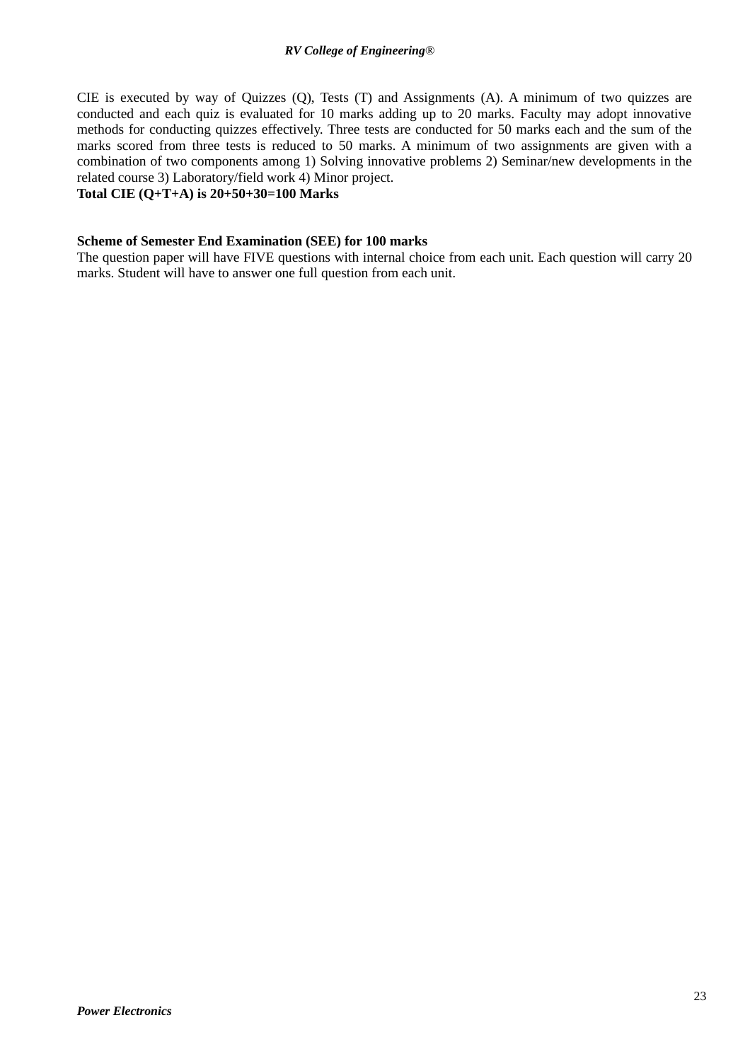CIE is executed by way of Quizzes (Q), Tests (T) and Assignments (A). A minimum of two quizzes are conducted and each quiz is evaluated for 10 marks adding up to 20 marks. Faculty may adopt innovative methods for conducting quizzes effectively. Three tests are conducted for 50 marks each and the sum of the marks scored from three tests is reduced to 50 marks. A minimum of two assignments are given with a combination of two components among 1) Solving innovative problems 2) Seminar/new developments in the related course 3) Laboratory/field work 4) Minor project.
**Total CIE (Q+T+A) is 20+50+30=100 Marks**

**Scheme of Semester End Examination (SEE) for 100 marks**
The question paper will have FIVE questions with internal choice from each unit. Each question will carry 20 marks. Student will have to answer one full question from each unit.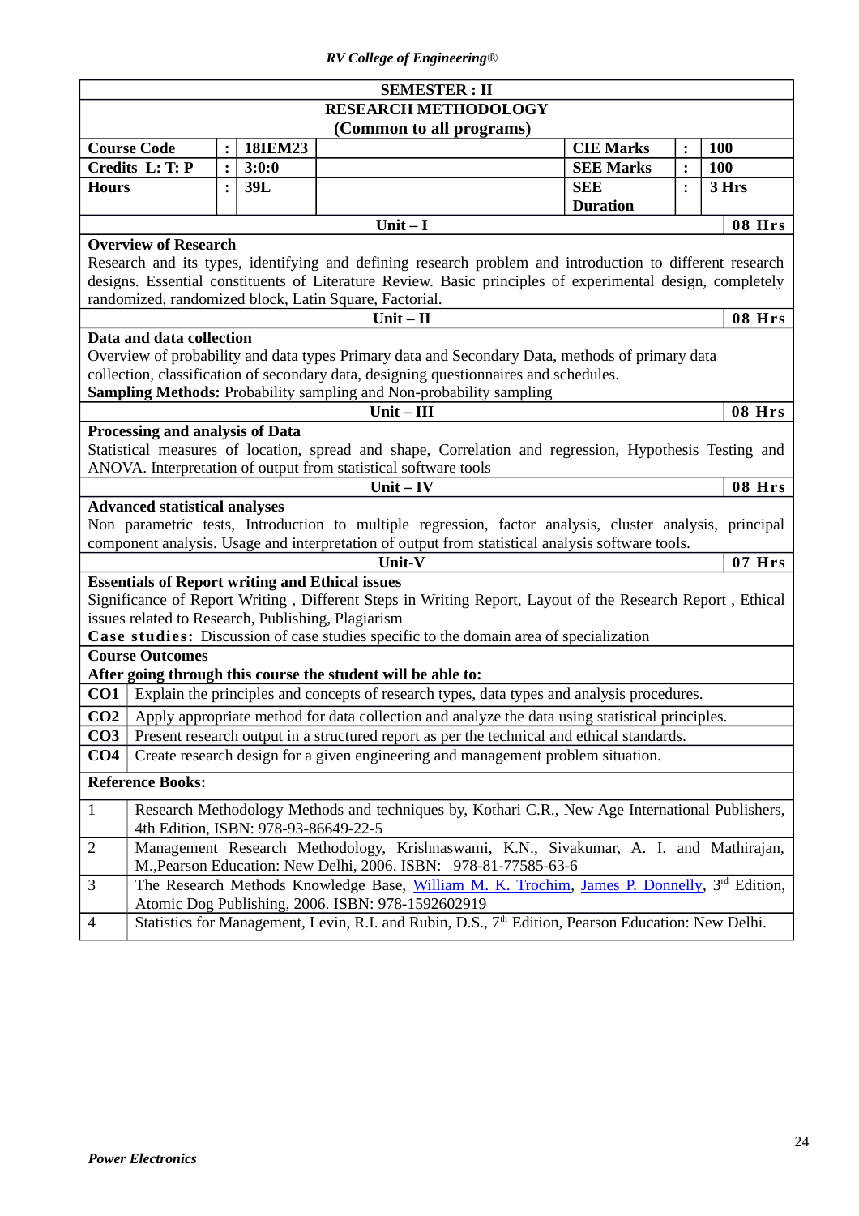| SEMESTER : II | | | | | | |
|---|---|---|---|---|---|---|
| **RESEARCH METHODOLOGY (Common to all programs)** | | | | | | |
| **Course Code** | **:** | **18IEM23** | | **CIE Marks** | **:** | **100** |
| **Credits L: T: P** | **:** | **3:0:0** | | **SEE Marks** | **:** | **100** |
| **Hours** | **:** | **39L** | | **SEE Duration** | **:** | **3 Hrs** |

**Unit – I** — **08 Hrs**

**Overview of Research**

Research and its types, identifying and defining research problem and introduction to different research designs. Essential constituents of Literature Review. Basic principles of experimental design, completely randomized, randomized block, Latin Square, Factorial.

**Unit – II** — **08 Hrs**

**Data and data collection**

Overview of probability and data types Primary data and Secondary Data, methods of primary data collection, classification of secondary data, designing questionnaires and schedules.

**Sampling Methods:** Probability sampling and Non-probability sampling

**Unit – III** — **08 Hrs**

**Processing and analysis of Data**

Statistical measures of location, spread and shape, Correlation and regression, Hypothesis Testing and ANOVA. Interpretation of output from statistical software tools

**Unit – IV** — **08 Hrs**

**Advanced statistical analyses**

Non parametric tests, Introduction to multiple regression, factor analysis, cluster analysis, principal component analysis. Usage and interpretation of output from statistical analysis software tools.

**Unit-V** — **07 Hrs**

**Essentials of Report writing and Ethical issues**

Significance of Report Writing , Different Steps in Writing Report, Layout of the Research Report , Ethical issues related to Research, Publishing, Plagiarism

**Case studies:** Discussion of case studies specific to the domain area of specialization

**Course Outcomes**

**After going through this course the student will be able to:**

| | |
|---|---|
| **CO1** | Explain the principles and concepts of research types, data types and analysis procedures. |
| **CO2** | Apply appropriate method for data collection and analyze the data using statistical principles. |
| **CO3** | Present research output in a structured report as per the technical and ethical standards. |
| **CO4** | Create research design for a given engineering and management problem situation. |

**Reference Books:**

| | |
|---|---|
| 1 | Research Methodology Methods and techniques by, Kothari C.R., New Age International Publishers, 4th Edition, ISBN: 978-93-86649-22-5 |
| 2 | Management Research Methodology, Krishnaswami, K.N., Sivakumar, A. I. and Mathirajan, M.,Pearson Education: New Delhi, 2006. ISBN: 978-81-77585-63-6 |
| 3 | The Research Methods Knowledge Base, William M. K. Trochim, James P. Donnelly, 3rd Edition, Atomic Dog Publishing, 2006. ISBN: 978-1592602919 |
| 4 | Statistics for Management, Levin, R.I. and Rubin, D.S., 7th Edition, Pearson Education: New Delhi. |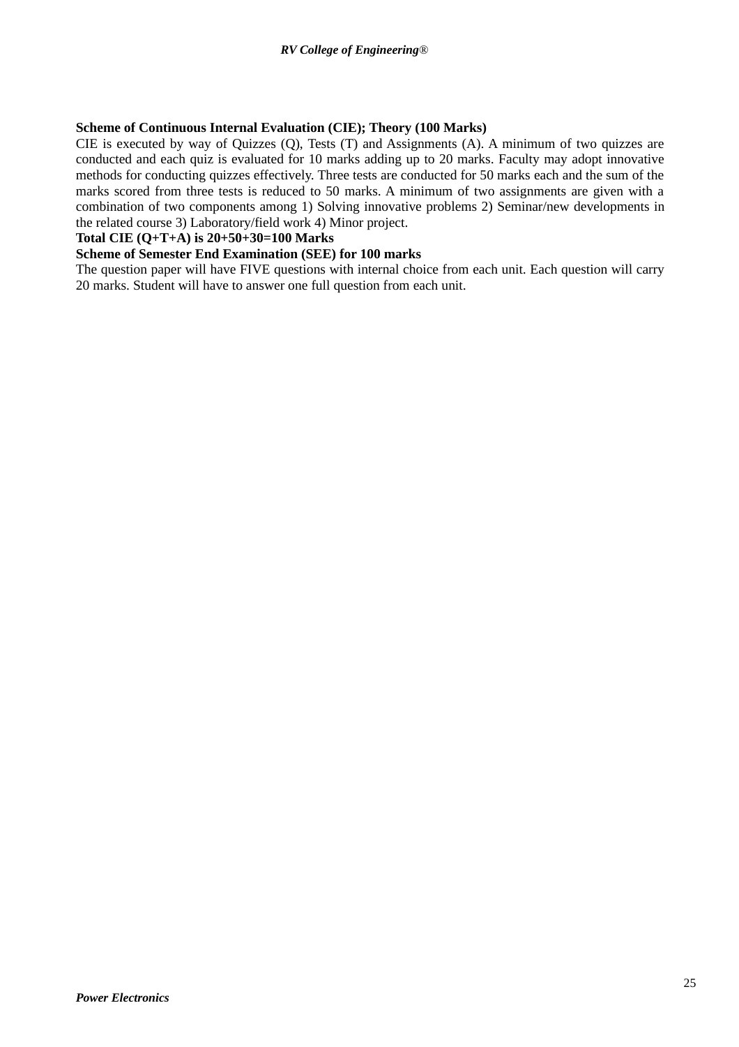**Scheme of Continuous Internal Evaluation (CIE); Theory (100 Marks)**

CIE is executed by way of Quizzes (Q), Tests (T) and Assignments (A). A minimum of two quizzes are conducted and each quiz is evaluated for 10 marks adding up to 20 marks. Faculty may adopt innovative methods for conducting quizzes effectively. Three tests are conducted for 50 marks each and the sum of the marks scored from three tests is reduced to 50 marks. A minimum of two assignments are given with a combination of two components among 1) Solving innovative problems 2) Seminar/new developments in the related course 3) Laboratory/field work 4) Minor project.

**Total CIE (Q+T+A) is 20+50+30=100 Marks**

**Scheme of Semester End Examination (SEE) for 100 marks**

The question paper will have FIVE questions with internal choice from each unit. Each question will carry 20 marks. Student will have to answer one full question from each unit.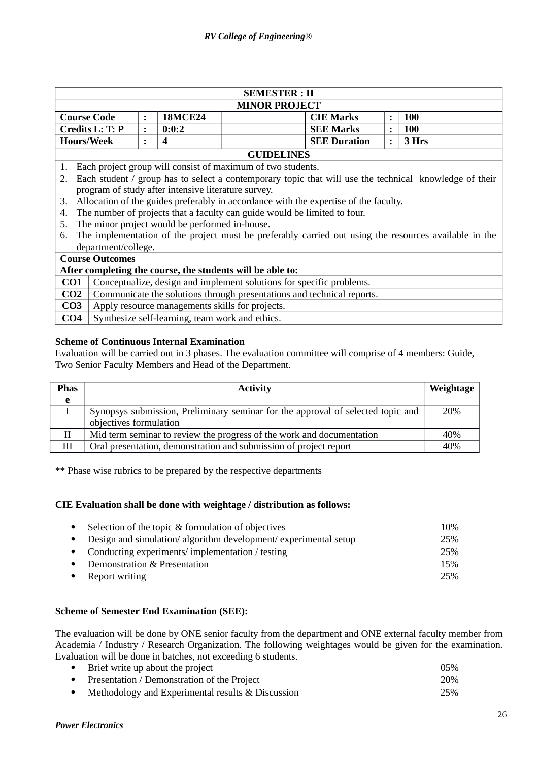| SEMESTER : II | | | | | | |
|---|---|---|---|---|---|---|
| **MINOR PROJECT** | | | | | | |
| **Course Code** | **:** | **18MCE24** | | **CIE Marks** | **:** | **100** |
| **Credits L: T: P** | **:** | **0:0:2** | | **SEE Marks** | **:** | **100** |
| **Hours/Week** | **:** | **4** | | **SEE Duration** | **:** | **3 Hrs** |

**GUIDELINES**

1. Each project group will consist of maximum of two students.
2. Each student / group has to select a contemporary topic that will use the technical knowledge of their program of study after intensive literature survey.
3. Allocation of the guides preferably in accordance with the expertise of the faculty.
4. The number of projects that a faculty can guide would be limited to four.
5. The minor project would be performed in-house.
6. The implementation of the project must be preferably carried out using the resources available in the department/college.

**Course Outcomes**
**After completing the course, the students will be able to:**

| | |
|---|---|
| **CO1** | Conceptualize, design and implement solutions for specific problems. |
| **CO2** | Communicate the solutions through presentations and technical reports. |
| **CO3** | Apply resource managements skills for projects. |
| **CO4** | Synthesize self-learning, team work and ethics. |

**Scheme of Continuous Internal Examination**

Evaluation will be carried out in 3 phases. The evaluation committee will comprise of 4 members: Guide, Two Senior Faculty Members and Head of the Department.

| Phase | Activity | Weightage |
|---|---|---|
| I | Synopsys submission, Preliminary seminar for the approval of selected topic and objectives formulation | 20% |
| II | Mid term seminar to review the progress of the work and documentation | 40% |
| III | Oral presentation, demonstration and submission of project report | 40% |

** Phase wise rubrics to be prepared by the respective departments

**CIE Evaluation shall be done with weightage / distribution as follows:**

- Selection of the topic & formulation of objectives — 10%
- Design and simulation/ algorithm development/ experimental setup — 25%
- Conducting experiments/ implementation / testing — 25%
- Demonstration & Presentation — 15%
- Report writing — 25%

**Scheme of Semester End Examination (SEE):**

The evaluation will be done by ONE senior faculty from the department and ONE external faculty member from Academia / Industry / Research Organization. The following weightages would be given for the examination. Evaluation will be done in batches, not exceeding 6 students.

- Brief write up about the project — 05%
- Presentation / Demonstration of the Project — 20%
- Methodology and Experimental results & Discussion — 25%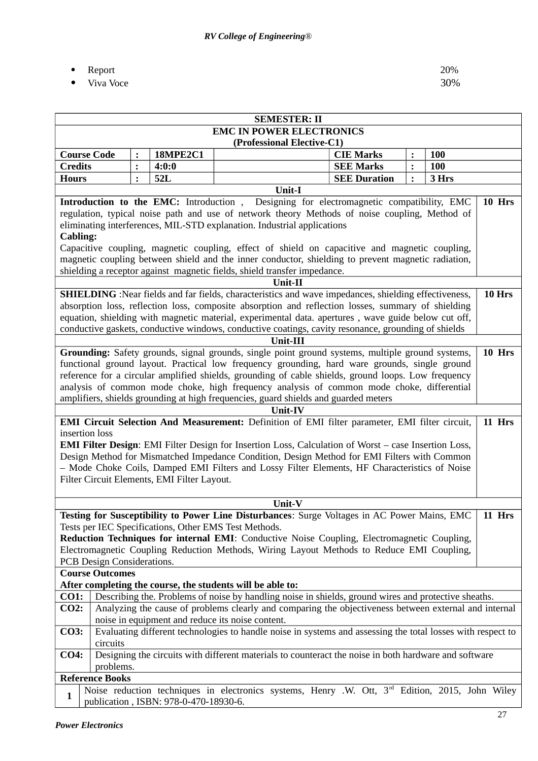- Report 20%
- Viva Voce 30%

| SEMESTER: II | | | | | | | |
|---|---|---|---|---|---|---|---|
| **EMC IN POWER ELECTRONICS (Professional Elective-C1)** | | | | | | | |
| **Course Code** | **:** | **18MPE2C1** | | **CIE Marks** | **:** | **100** | |
| **Credits** | **:** | **4:0:0** | | **SEE Marks** | **:** | **100** | |
| **Hours** | **:** | **52L** | | **SEE Duration** | **:** | **3 Hrs** | |

| Unit-I | |
|---|---|
| **Introduction to the EMC:** Introduction , Designing for electromagnetic compatibility, EMC regulation, typical noise path and use of network theory Methods of noise coupling, Method of eliminating interferences, MIL-STD explanation. Industrial applications<br>**Cabling:**<br>Capacitive coupling, magnetic coupling, effect of shield on capacitive and magnetic coupling, magnetic coupling between shield and the inner conductor, shielding to prevent magnetic radiation, shielding a receptor against magnetic fields, shield transfer impedance. | **10 Hrs** |
| **Unit-II** | |
| **SHIELDING** :Near fields and far fields, characteristics and wave impedances, shielding effectiveness, absorption loss, reflection loss, composite absorption and reflection losses, summary of shielding equation, shielding with magnetic material, experimental data. apertures , wave guide below cut off, conductive gaskets, conductive windows, conductive coatings, cavity resonance, grounding of shields | **10 Hrs** |
| **Unit-III** | |
| **Grounding:** Safety grounds, signal grounds, single point ground systems, multiple ground systems, functional ground layout. Practical low frequency grounding, hard ware grounds, single ground reference for a circular amplified shields, grounding of cable shields, ground loops. Low frequency analysis of common mode choke, high frequency analysis of common mode choke, differential amplifiers, shields grounding at high frequencies, guard shields and guarded meters | **10 Hrs** |
| **Unit-IV** | |
| **EMI Circuit Selection And Measurement:** Definition of EMI filter parameter, EMI filter circuit, insertion loss<br>**EMI Filter Design**: EMI Filter Design for Insertion Loss, Calculation of Worst – case Insertion Loss, Design Method for Mismatched Impedance Condition, Design Method for EMI Filters with Common – Mode Choke Coils, Damped EMI Filters and Lossy Filter Elements, HF Characteristics of Noise Filter Circuit Elements, EMI Filter Layout. | **11 Hrs** |
| **Unit-V** | |
| **Testing for Susceptibility to Power Line Disturbances**: Surge Voltages in AC Power Mains, EMC Tests per IEC Specifications, Other EMS Test Methods.<br>**Reduction Techniques for internal EMI**: Conductive Noise Coupling, Electromagnetic Coupling, Electromagnetic Coupling Reduction Methods, Wiring Layout Methods to Reduce EMI Coupling, PCB Design Considerations. | **11 Hrs** |

**Course Outcomes**
**After completing the course, the students will be able to:**

| | |
|---|---|
| **CO1:** | Describing the. Problems of noise by handling noise in shields, ground wires and protective sheaths. |
| **CO2:** | Analyzing the cause of problems clearly and comparing the objectiveness between external and internal noise in equipment and reduce its noise content. |
| **CO3:** | Evaluating different technologies to handle noise in systems and assessing the total losses with respect to circuits |
| **CO4:** | Designing the circuits with different materials to counteract the noise in both hardware and software problems. |

**Reference Books**

| | |
|---|---|
| **1** | Noise reduction techniques in electronics systems, Henry .W. Ott, 3rd Edition, 2015, John Wiley publication , ISBN: 978-0-470-18930-6. |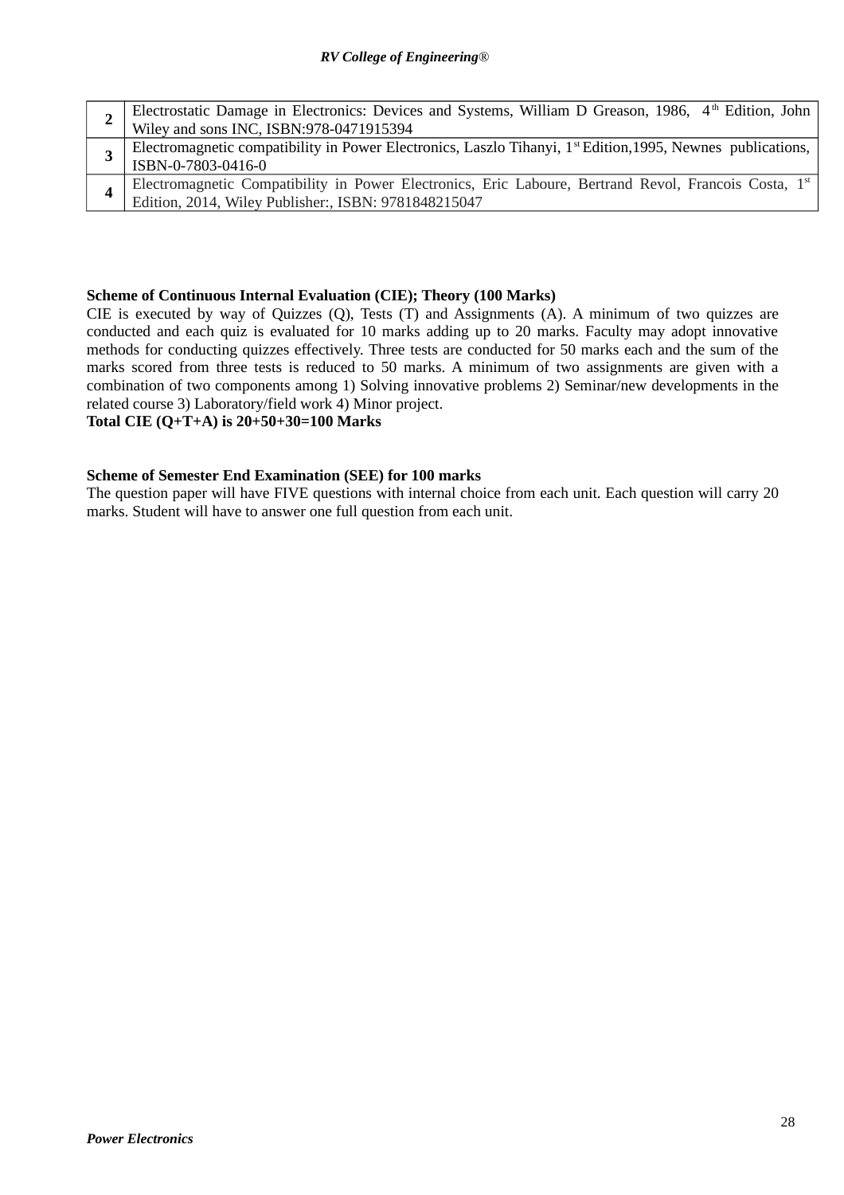| | |
|---|---|
| **2** | Electrostatic Damage in Electronics: Devices and Systems, William D Greason, 1986, 4th Edition, John Wiley and sons INC, ISBN:978-0471915394 |
| **3** | Electromagnetic compatibility in Power Electronics, Laszlo Tihanyi, 1st Edition,1995, Newnes publications, ISBN-0-7803-0416-0 |
| **4** | Electromagnetic Compatibility in Power Electronics, Eric Laboure, Bertrand Revol, Francois Costa, 1st Edition, 2014, Wiley Publisher:, ISBN: 9781848215047 |

**Scheme of Continuous Internal Evaluation (CIE); Theory (100 Marks)**

CIE is executed by way of Quizzes (Q), Tests (T) and Assignments (A). A minimum of two quizzes are conducted and each quiz is evaluated for 10 marks adding up to 20 marks. Faculty may adopt innovative methods for conducting quizzes effectively. Three tests are conducted for 50 marks each and the sum of the marks scored from three tests is reduced to 50 marks. A minimum of two assignments are given with a combination of two components among 1) Solving innovative problems 2) Seminar/new developments in the related course 3) Laboratory/field work 4) Minor project.

**Total CIE (Q+T+A) is 20+50+30=100 Marks**

**Scheme of Semester End Examination (SEE) for 100 marks**

The question paper will have FIVE questions with internal choice from each unit. Each question will carry 20 marks. Student will have to answer one full question from each unit.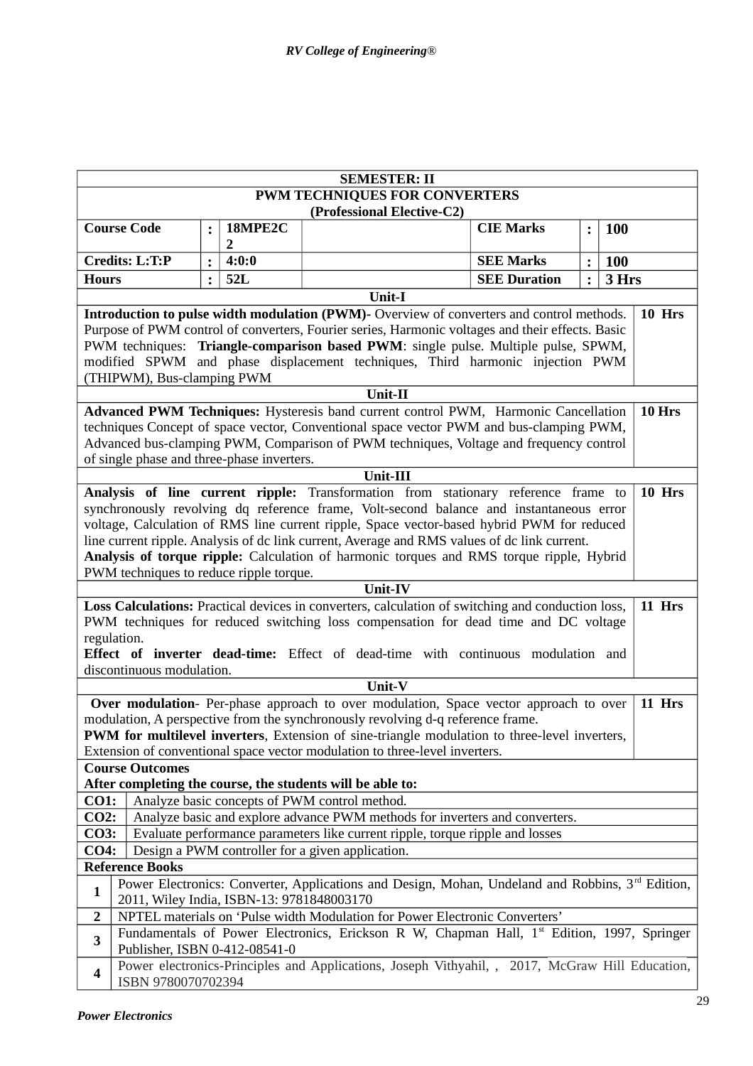| SEMESTER: II | | | | | | |
|---|---|---|---|---|---|---|
| **PWM TECHNIQUES FOR CONVERTERS (Professional Elective-C2)** | | | | | | |
| **Course Code** | **:** | **18MPE2C2** | | **CIE Marks** | **:** | **100** |
| **Credits: L:T:P** | **:** | **4:0:0** | | **SEE Marks** | **:** | **100** |
| **Hours** | **:** | **52L** | | **SEE Duration** | **:** | **3 Hrs** |

| Unit-I | |
|---|---|
| **Introduction to pulse width modulation (PWM)-** Overview of converters and control methods. Purpose of PWM control of converters, Fourier series, Harmonic voltages and their effects. Basic PWM techniques: **Triangle-comparison based PWM**: single pulse. Multiple pulse, SPWM, modified SPWM and phase displacement techniques, Third harmonic injection PWM (THIPWM), Bus-clamping PWM | **10 Hrs** |
| **Unit-II** | |
| **Advanced PWM Techniques:** Hysteresis band current control PWM, Harmonic Cancellation techniques Concept of space vector, Conventional space vector PWM and bus-clamping PWM, Advanced bus-clamping PWM, Comparison of PWM techniques, Voltage and frequency control of single phase and three-phase inverters. | **10 Hrs** |
| **Unit-III** | |
| **Analysis of line current ripple:** Transformation from stationary reference frame to synchronously revolving dq reference frame, Volt-second balance and instantaneous error voltage, Calculation of RMS line current ripple, Space vector-based hybrid PWM for reduced line current ripple. Analysis of dc link current, Average and RMS values of dc link current.<br>**Analysis of torque ripple:** Calculation of harmonic torques and RMS torque ripple, Hybrid PWM techniques to reduce ripple torque. | **10 Hrs** |
| **Unit-IV** | |
| **Loss Calculations:** Practical devices in converters, calculation of switching and conduction loss, PWM techniques for reduced switching loss compensation for dead time and DC voltage regulation.<br>**Effect of inverter dead-time:** Effect of dead-time with continuous modulation and discontinuous modulation. | **11 Hrs** |
| **Unit-V** | |
| **Over modulation**- Per-phase approach to over modulation, Space vector approach to over modulation, A perspective from the synchronously revolving d-q reference frame.<br>**PWM for multilevel inverters**, Extension of sine-triangle modulation to three-level inverters, Extension of conventional space vector modulation to three-level inverters. | **11 Hrs** |

**Course Outcomes**
**After completing the course, the students will be able to:**

| | |
|---|---|
| **CO1:** | Analyze basic concepts of PWM control method. |
| **CO2:** | Analyze basic and explore advance PWM methods for inverters and converters. |
| **CO3:** | Evaluate performance parameters like current ripple, torque ripple and losses |
| **CO4:** | Design a PWM controller for a given application. |

**Reference Books**

| | |
|---|---|
| **1** | Power Electronics: Converter, Applications and Design, Mohan, Undeland and Robbins, 3rd Edition, 2011, Wiley India, ISBN-13: 9781848003170 |
| **2** | NPTEL materials on 'Pulse width Modulation for Power Electronic Converters' |
| **3** | Fundamentals of Power Electronics, Erickson R W, Chapman Hall, 1st Edition, 1997, Springer Publisher, ISBN 0-412-08541-0 |
| **4** | Power electronics-Principles and Applications, Joseph Vithyahil, , 2017, McGraw Hill Education, ISBN 9780070702394 |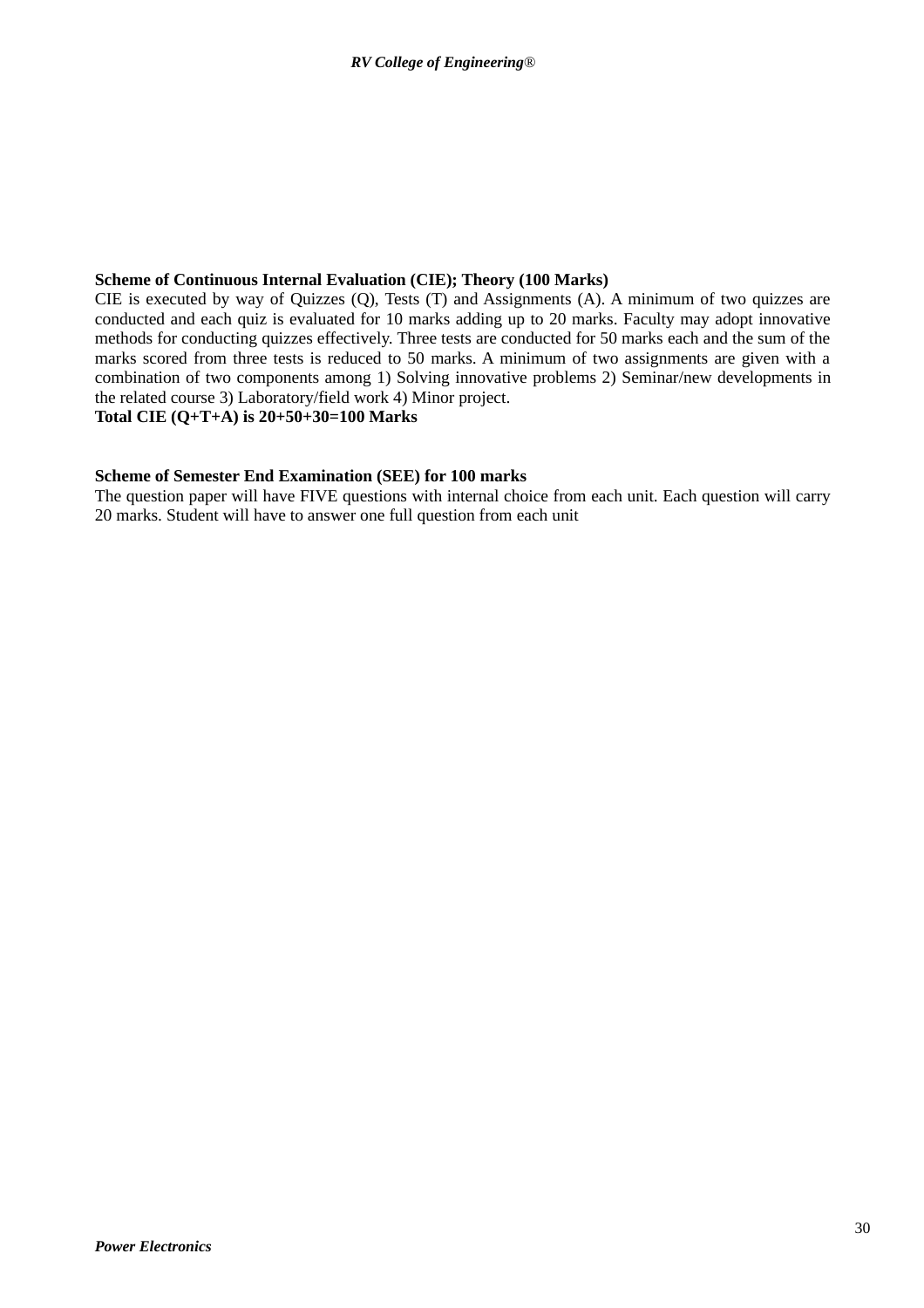**Scheme of Continuous Internal Evaluation (CIE); Theory (100 Marks)**

CIE is executed by way of Quizzes (Q), Tests (T) and Assignments (A). A minimum of two quizzes are conducted and each quiz is evaluated for 10 marks adding up to 20 marks. Faculty may adopt innovative methods for conducting quizzes effectively. Three tests are conducted for 50 marks each and the sum of the marks scored from three tests is reduced to 50 marks. A minimum of two assignments are given with a combination of two components among 1) Solving innovative problems 2) Seminar/new developments in the related course 3) Laboratory/field work 4) Minor project.

**Total CIE (Q+T+A) is 20+50+30=100 Marks**

**Scheme of Semester End Examination (SEE) for 100 marks**

The question paper will have FIVE questions with internal choice from each unit. Each question will carry 20 marks. Student will have to answer one full question from each unit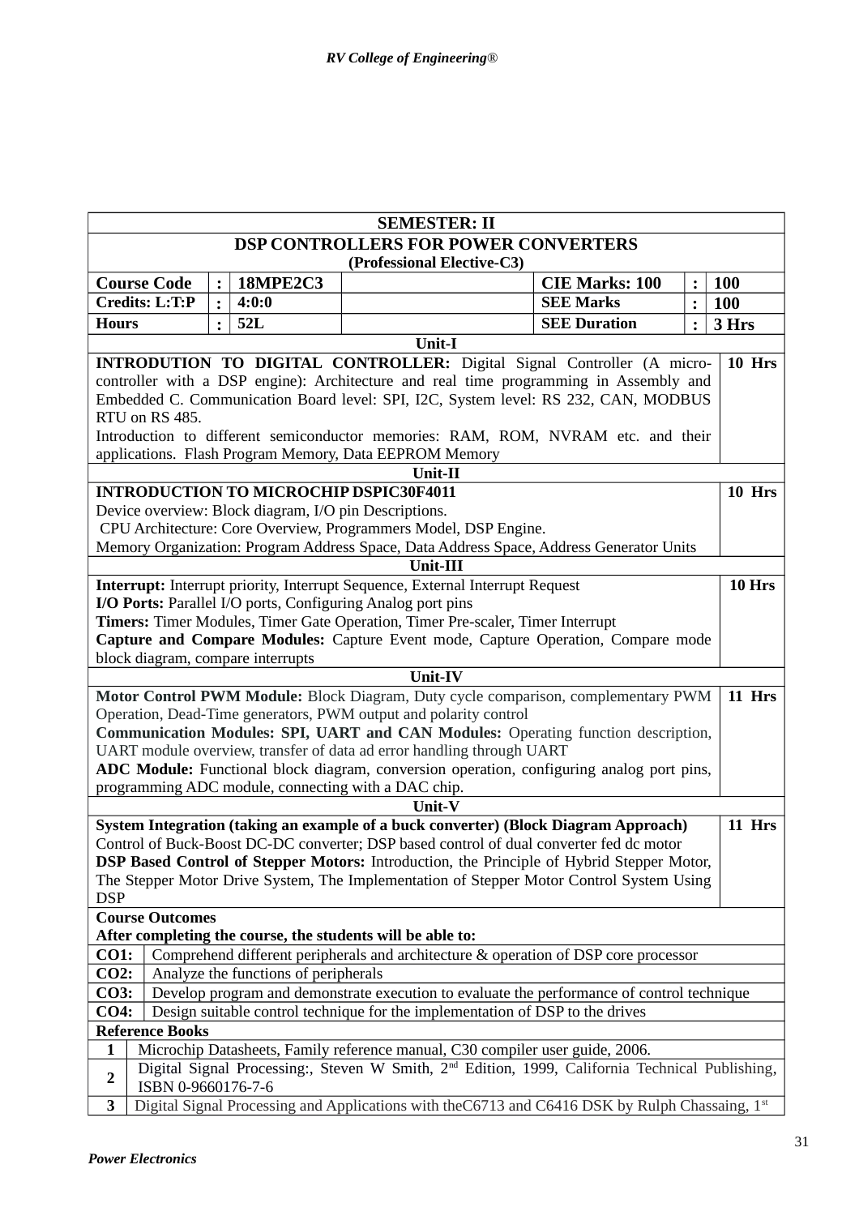| SEMESTER: II | | | | | | |
|---|---|---|---|---|---|---|
| **DSP CONTROLLERS FOR POWER CONVERTERS** **(Professional Elective-C3)** | | | | | | |
| **Course Code** | **:** | **18MPE2C3** | | **CIE Marks: 100** | **:** | **100** |
| **Credits: L:T:P** | **:** | **4:0:0** | | **SEE Marks** | **:** | **100** |
| **Hours** | **:** | **52L** | | **SEE Duration** | **:** | **3 Hrs** |

| Unit-I | |
|---|---|
| **INTRODUTION TO DIGITAL CONTROLLER:** Digital Signal Controller (A micro-controller with a DSP engine): Architecture and real time programming in Assembly and Embedded C. Communication Board level: SPI, I2C, System level: RS 232, CAN, MODBUS RTU on RS 485. Introduction to different semiconductor memories: RAM, ROM, NVRAM etc. and their applications. Flash Program Memory, Data EEPROM Memory | **10 Hrs** |
| **Unit-II** | |
| **INTRODUCTION TO MICROCHIP DSPIC30F4011** Device overview: Block diagram, I/O pin Descriptions. CPU Architecture: Core Overview, Programmers Model, DSP Engine. Memory Organization: Program Address Space, Data Address Space, Address Generator Units | **10 Hrs** |
| **Unit-III** | |
| **Interrupt:** Interrupt priority, Interrupt Sequence, External Interrupt Request **I/O Ports:** Parallel I/O ports, Configuring Analog port pins **Timers:** Timer Modules, Timer Gate Operation, Timer Pre-scaler, Timer Interrupt **Capture and Compare Modules:** Capture Event mode, Capture Operation, Compare mode block diagram, compare interrupts | **10 Hrs** |
| **Unit-IV** | |
| **Motor Control PWM Module:** Block Diagram, Duty cycle comparison, complementary PWM Operation, Dead-Time generators, PWM output and polarity control **Communication Modules: SPI, UART and CAN Modules:** Operating function description, UART module overview, transfer of data ad error handling through UART **ADC Module:** Functional block diagram, conversion operation, configuring analog port pins, programming ADC module, connecting with a DAC chip. | **11 Hrs** |
| **Unit-V** | |
| **System Integration (taking an example of a buck converter) (Block Diagram Approach)** Control of Buck-Boost DC-DC converter; DSP based control of dual converter fed dc motor **DSP Based Control of Stepper Motors:** Introduction, the Principle of Hybrid Stepper Motor, The Stepper Motor Drive System, The Implementation of Stepper Motor Control System Using DSP | **11 Hrs** |

**Course Outcomes**
**After completing the course, the students will be able to:**

| | |
|---|---|
| **CO1:** | Comprehend different peripherals and architecture & operation of DSP core processor |
| **CO2:** | Analyze the functions of peripherals |
| **CO3:** | Develop program and demonstrate execution to evaluate the performance of control technique |
| **CO4:** | Design suitable control technique for the implementation of DSP to the drives |

**Reference Books**

| | |
|---|---|
| **1** | Microchip Datasheets, Family reference manual, C30 compiler user guide, 2006. |
| **2** | Digital Signal Processing:, Steven W Smith, 2nd Edition, 1999, California Technical Publishing, ISBN 0-9660176-7-6 |
| **3** | Digital Signal Processing and Applications with theC6713 and C6416 DSK by Rulph Chassaing, 1st |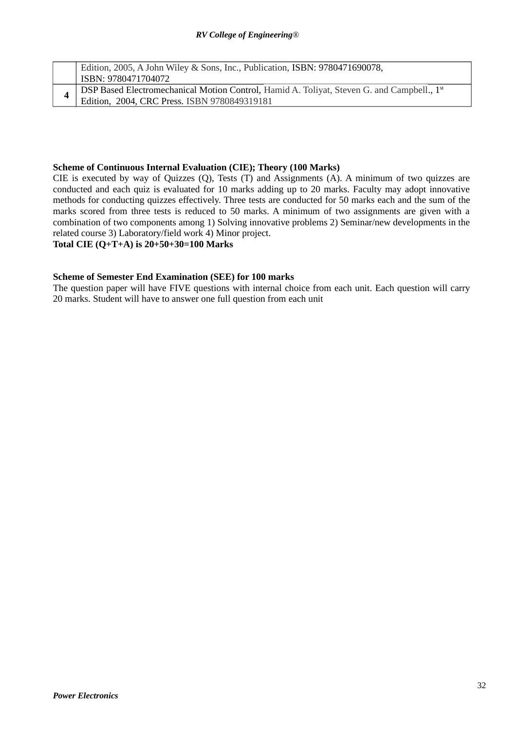| | |
|---|---|
| | Edition, 2005, A John Wiley & Sons, Inc., Publication, ISBN: 9780471690078, ISBN: 9780471704072 |
| **4** | DSP Based Electromechanical Motion Control, Hamid A. Toliyat, Steven G. and Campbell., 1st Edition, 2004, CRC Press. ISBN 9780849319181 |

**Scheme of Continuous Internal Evaluation (CIE); Theory (100 Marks)**

CIE is executed by way of Quizzes (Q), Tests (T) and Assignments (A). A minimum of two quizzes are conducted and each quiz is evaluated for 10 marks adding up to 20 marks. Faculty may adopt innovative methods for conducting quizzes effectively. Three tests are conducted for 50 marks each and the sum of the marks scored from three tests is reduced to 50 marks. A minimum of two assignments are given with a combination of two components among 1) Solving innovative problems 2) Seminar/new developments in the related course 3) Laboratory/field work 4) Minor project.

**Total CIE (Q+T+A) is 20+50+30=100 Marks**

**Scheme of Semester End Examination (SEE) for 100 marks**

The question paper will have FIVE questions with internal choice from each unit. Each question will carry 20 marks. Student will have to answer one full question from each unit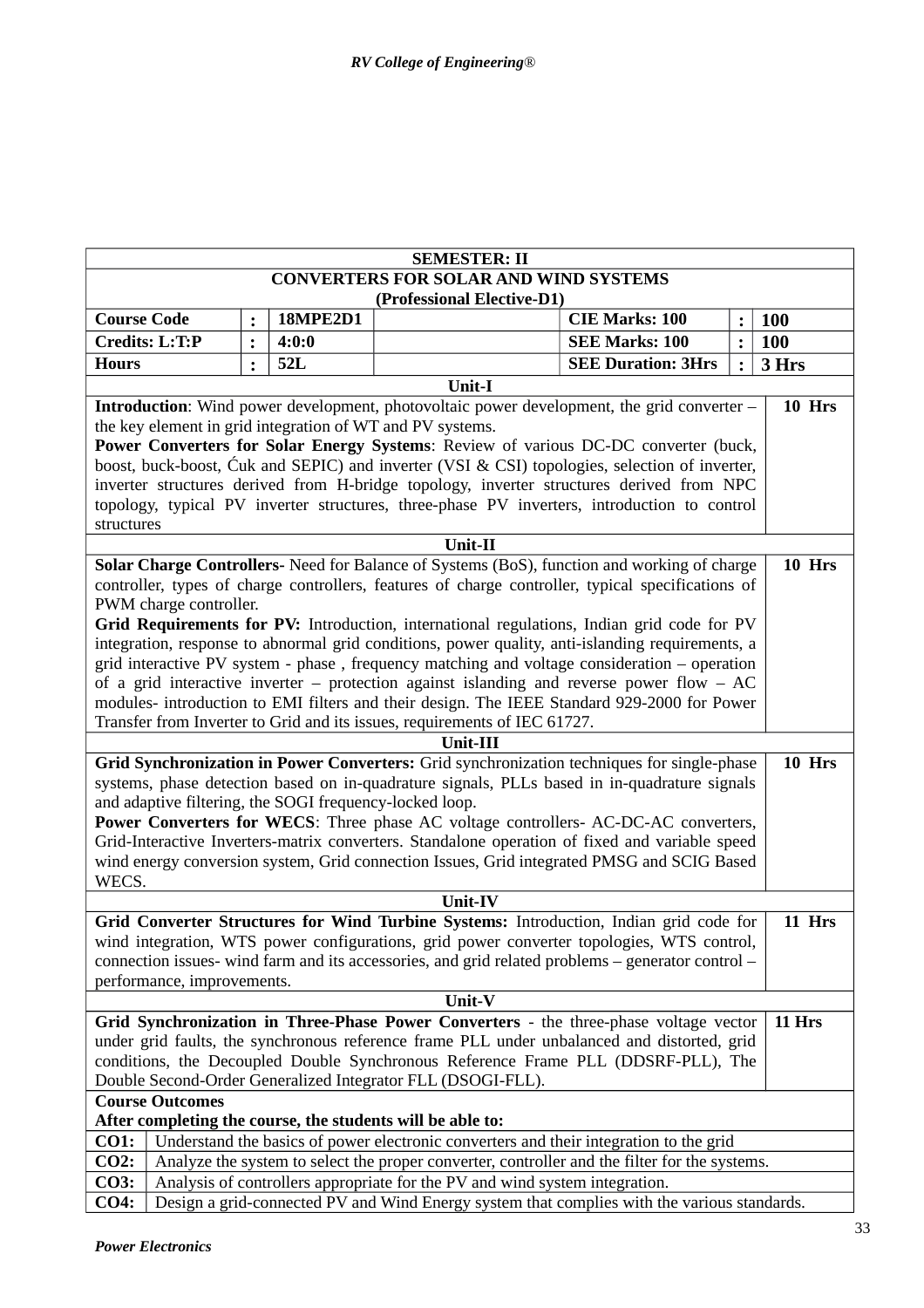| SEMESTER: II | | | | | | |
|---|---|---|---|---|---|---|
| **CONVERTERS FOR SOLAR AND WIND SYSTEMS (Professional Elective-D1)** | | | | | | |
| **Course Code** | **:** | **18MPE2D1** | | **CIE Marks: 100** | **:** | **100** |
| **Credits: L:T:P** | **:** | **4:0:0** | | **SEE Marks: 100** | **:** | **100** |
| **Hours** | **:** | **52L** | | **SEE Duration: 3Hrs** | **:** | **3 Hrs** |

| Unit-I | |
|---|---|
| **Introduction**: Wind power development, photovoltaic power development, the grid converter – the key element in grid integration of WT and PV systems. **Power Converters for Solar Energy Systems**: Review of various DC-DC converter (buck, boost, buck-boost, Ćuk and SEPIC) and inverter (VSI & CSI) topologies, selection of inverter, inverter structures derived from H-bridge topology, inverter structures derived from NPC topology, typical PV inverter structures, three-phase PV inverters, introduction to control structures | **10 Hrs** |
| **Unit-II** | |
| **Solar Charge Controllers-** Need for Balance of Systems (BoS), function and working of charge controller, types of charge controllers, features of charge controller, typical specifications of PWM charge controller. **Grid Requirements for PV:** Introduction, international regulations, Indian grid code for PV integration, response to abnormal grid conditions, power quality, anti-islanding requirements, a grid interactive PV system - phase , frequency matching and voltage consideration – operation of a grid interactive inverter – protection against islanding and reverse power flow – AC modules- introduction to EMI filters and their design. The IEEE Standard 929-2000 for Power Transfer from Inverter to Grid and its issues, requirements of IEC 61727. | **10 Hrs** |
| **Unit-III** | |
| **Grid Synchronization in Power Converters:** Grid synchronization techniques for single-phase systems, phase detection based on in-quadrature signals, PLLs based in in-quadrature signals and adaptive filtering, the SOGI frequency-locked loop. **Power Converters for WECS**: Three phase AC voltage controllers- AC-DC-AC converters, Grid-Interactive Inverters-matrix converters. Standalone operation of fixed and variable speed wind energy conversion system, Grid connection Issues, Grid integrated PMSG and SCIG Based WECS. | **10 Hrs** |
| **Unit-IV** | |
| **Grid Converter Structures for Wind Turbine Systems:** Introduction, Indian grid code for wind integration, WTS power configurations, grid power converter topologies, WTS control, connection issues- wind farm and its accessories, and grid related problems – generator control – performance, improvements. | **11 Hrs** |
| **Unit-V** | |
| **Grid Synchronization in Three-Phase Power Converters** - the three-phase voltage vector under grid faults, the synchronous reference frame PLL under unbalanced and distorted, grid conditions, the Decoupled Double Synchronous Reference Frame PLL (DDSRF-PLL), The Double Second-Order Generalized Integrator FLL (DSOGI-FLL). | **11 Hrs** |

**Course Outcomes**
**After completing the course, the students will be able to:**

| | |
|---|---|
| **CO1:** | Understand the basics of power electronic converters and their integration to the grid |
| **CO2:** | Analyze the system to select the proper converter, controller and the filter for the systems. |
| **CO3:** | Analysis of controllers appropriate for the PV and wind system integration. |
| **CO4:** | Design a grid-connected PV and Wind Energy system that complies with the various standards. |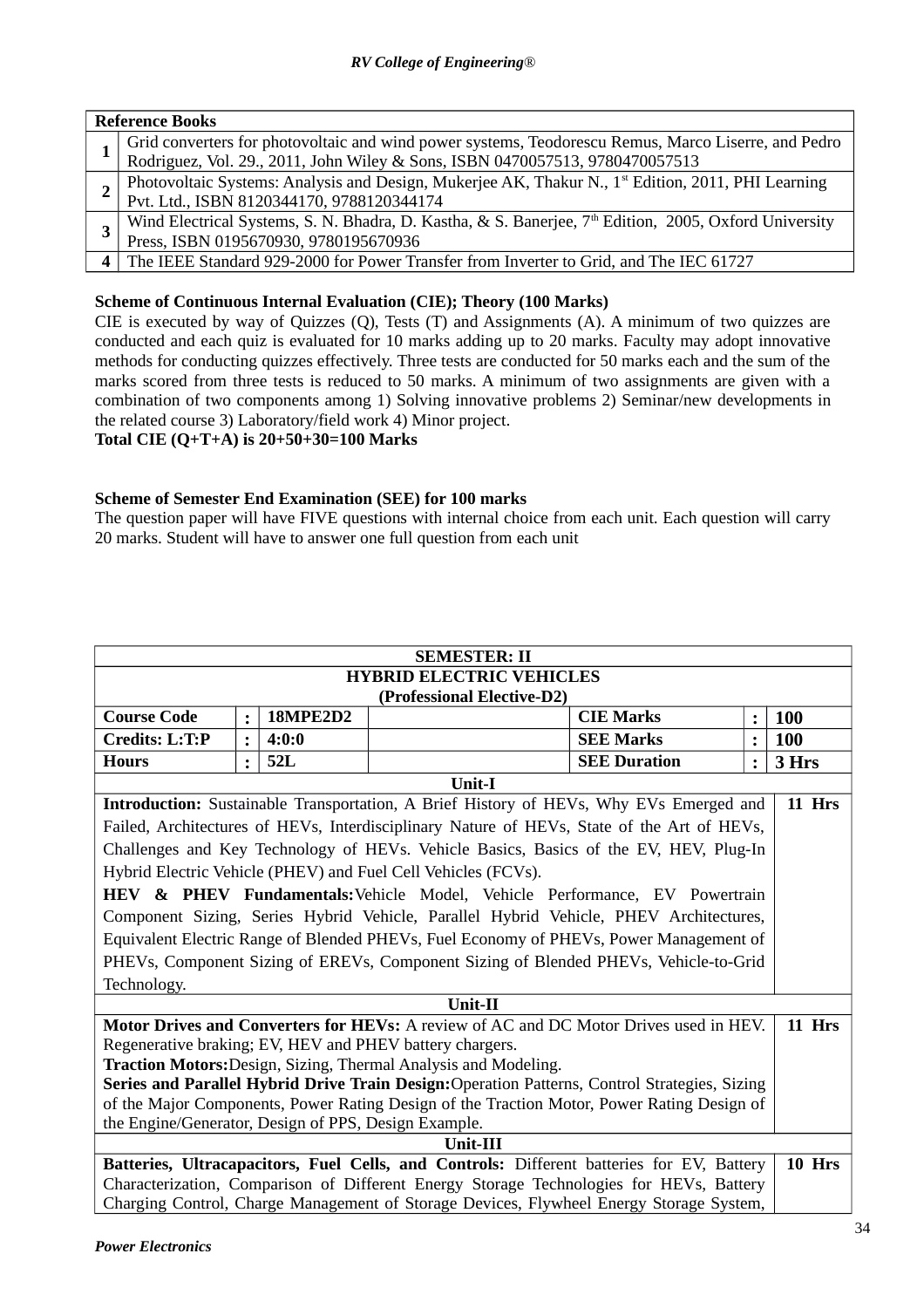| Reference Books | |
|---|---|
| **1** | Grid converters for photovoltaic and wind power systems, Teodorescu Remus, Marco Liserre, and Pedro Rodriguez, Vol. 29., 2011, John Wiley & Sons, ISBN 0470057513, 9780470057513 |
| **2** | Photovoltaic Systems: Analysis and Design, Mukerjee AK, Thakur N., 1st Edition, 2011, PHI Learning Pvt. Ltd., ISBN 8120344170, 9788120344174 |
| **3** | Wind Electrical Systems, S. N. Bhadra, D. Kastha, & S. Banerjee, 7th Edition, 2005, Oxford University Press, ISBN 0195670930, 9780195670936 |
| **4** | The IEEE Standard 929-2000 for Power Transfer from Inverter to Grid, and The IEC 61727 |

**Scheme of Continuous Internal Evaluation (CIE); Theory (100 Marks)**

CIE is executed by way of Quizzes (Q), Tests (T) and Assignments (A). A minimum of two quizzes are conducted and each quiz is evaluated for 10 marks adding up to 20 marks. Faculty may adopt innovative methods for conducting quizzes effectively. Three tests are conducted for 50 marks each and the sum of the marks scored from three tests is reduced to 50 marks. A minimum of two assignments are given with a combination of two components among 1) Solving innovative problems 2) Seminar/new developments in the related course 3) Laboratory/field work 4) Minor project.

**Total CIE (Q+T+A) is 20+50+30=100 Marks**

**Scheme of Semester End Examination (SEE) for 100 marks**

The question paper will have FIVE questions with internal choice from each unit. Each question will carry 20 marks. Student will have to answer one full question from each unit

| SEMESTER: II | | | | | | |
|---|---|---|---|---|---|---|
| **HYBRID ELECTRIC VEHICLES (Professional Elective-D2)** | | | | | | |
| **Course Code** | **:** | **18MPE2D2** | | **CIE Marks** | **:** | **100** |
| **Credits: L:T:P** | **:** | **4:0:0** | | **SEE Marks** | **:** | **100** |
| **Hours** | **:** | **52L** | | **SEE Duration** | **:** | **3 Hrs** |

| Unit-I | |
|---|---|
| **Introduction:** Sustainable Transportation, A Brief History of HEVs, Why EVs Emerged and Failed, Architectures of HEVs, Interdisciplinary Nature of HEVs, State of the Art of HEVs, Challenges and Key Technology of HEVs. Vehicle Basics, Basics of the EV, HEV, Plug-In Hybrid Electric Vehicle (PHEV) and Fuel Cell Vehicles (FCVs).<br>**HEV & PHEV Fundamentals:** Vehicle Model, Vehicle Performance, EV Powertrain Component Sizing, Series Hybrid Vehicle, Parallel Hybrid Vehicle, PHEV Architectures, Equivalent Electric Range of Blended PHEVs, Fuel Economy of PHEVs, Power Management of PHEVs, Component Sizing of EREVs, Component Sizing of Blended PHEVs, Vehicle-to-Grid Technology. | **11 Hrs** |
| **Unit-II** | |
| **Motor Drives and Converters for HEVs:** A review of AC and DC Motor Drives used in HEV. Regenerative braking; EV, HEV and PHEV battery chargers.<br>**Traction Motors:** Design, Sizing, Thermal Analysis and Modeling.<br>**Series and Parallel Hybrid Drive Train Design:** Operation Patterns, Control Strategies, Sizing of the Major Components, Power Rating Design of the Traction Motor, Power Rating Design of the Engine/Generator, Design of PPS, Design Example. | **11 Hrs** |
| **Unit-III** | |
| **Batteries, Ultracapacitors, Fuel Cells, and Controls:** Different batteries for EV, Battery Characterization, Comparison of Different Energy Storage Technologies for HEVs, Battery Charging Control, Charge Management of Storage Devices, Flywheel Energy Storage System, | **10 Hrs** |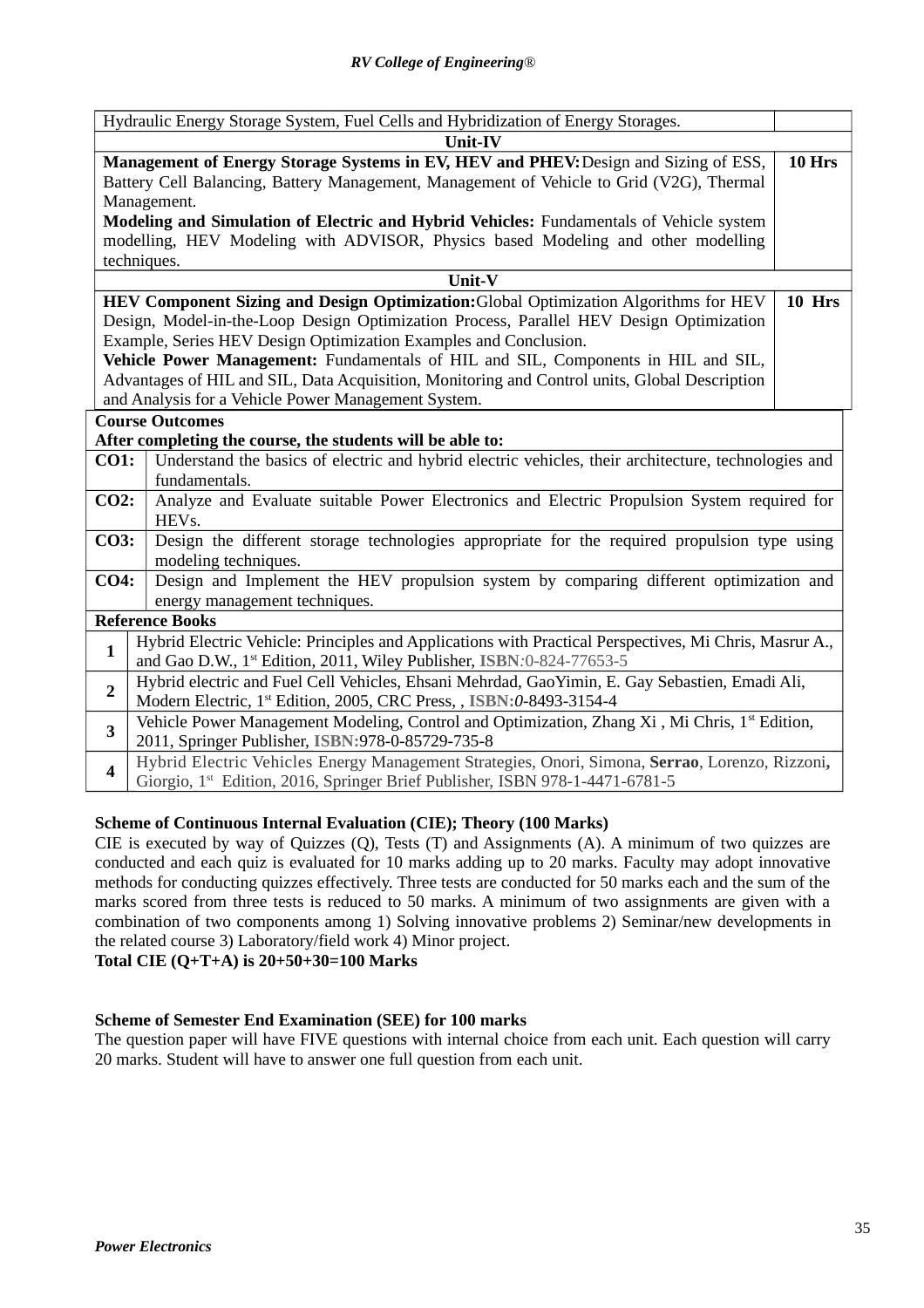| | |
|---|---|
| Hydraulic Energy Storage System, Fuel Cells and Hybridization of Energy Storages. | |
| **Unit-IV** | |
| **Management of Energy Storage Systems in EV, HEV and PHEV:** Design and Sizing of ESS, Battery Cell Balancing, Battery Management, Management of Vehicle to Grid (V2G), Thermal Management.<br>**Modeling and Simulation of Electric and Hybrid Vehicles:** Fundamentals of Vehicle system modelling, HEV Modeling with ADVISOR, Physics based Modeling and other modelling techniques. | **10 Hrs** |
| **Unit-V** | |
| **HEV Component Sizing and Design Optimization:** Global Optimization Algorithms for HEV Design, Model-in-the-Loop Design Optimization Process, Parallel HEV Design Optimization Example, Series HEV Design Optimization Examples and Conclusion.<br>**Vehicle Power Management:** Fundamentals of HIL and SIL, Components in HIL and SIL, Advantages of HIL and SIL, Data Acquisition, Monitoring and Control units, Global Description and Analysis for a Vehicle Power Management System. | **10 Hrs** |

| **Course Outcomes** | |
|---|---|
| **After completing the course, the students will be able to:** | |
| **CO1:** | Understand the basics of electric and hybrid electric vehicles, their architecture, technologies and fundamentals. |
| **CO2:** | Analyze and Evaluate suitable Power Electronics and Electric Propulsion System required for HEVs. |
| **CO3:** | Design the different storage technologies appropriate for the required propulsion type using modeling techniques. |
| **CO4:** | Design and Implement the HEV propulsion system by comparing different optimization and energy management techniques. |

| **Reference Books** | |
|---|---|
| **1** | Hybrid Electric Vehicle: Principles and Applications with Practical Perspectives, Mi Chris, Masrur A., and Gao D.W., 1st Edition, 2011, Wiley Publisher, **ISBN**:0-824-77653-5 |
| **2** | Hybrid electric and Fuel Cell Vehicles, Ehsani Mehrdad, GaoYimin, E. Gay Sebastien, Emadi Ali, Modern Electric, 1st Edition, 2005, CRC Press, , **ISBN:**0-8493-3154-4 |
| **3** | Vehicle Power Management Modeling, Control and Optimization, Zhang Xi , Mi Chris, 1st Edition, 2011, Springer Publisher, **ISBN:**978-0-85729-735-8 |
| **4** | Hybrid Electric Vehicles Energy Management Strategies, Onori, Simona, **Serrao**, Lorenzo, Rizzoni**,** Giorgio, 1st Edition, 2016, Springer Brief Publisher, ISBN 978-1-4471-6781-5 |

**Scheme of Continuous Internal Evaluation (CIE); Theory (100 Marks)**

CIE is executed by way of Quizzes (Q), Tests (T) and Assignments (A). A minimum of two quizzes are conducted and each quiz is evaluated for 10 marks adding up to 20 marks. Faculty may adopt innovative methods for conducting quizzes effectively. Three tests are conducted for 50 marks each and the sum of the marks scored from three tests is reduced to 50 marks. A minimum of two assignments are given with a combination of two components among 1) Solving innovative problems 2) Seminar/new developments in the related course 3) Laboratory/field work 4) Minor project.

**Total CIE (Q+T+A) is 20+50+30=100 Marks**

**Scheme of Semester End Examination (SEE) for 100 marks**

The question paper will have FIVE questions with internal choice from each unit. Each question will carry 20 marks. Student will have to answer one full question from each unit.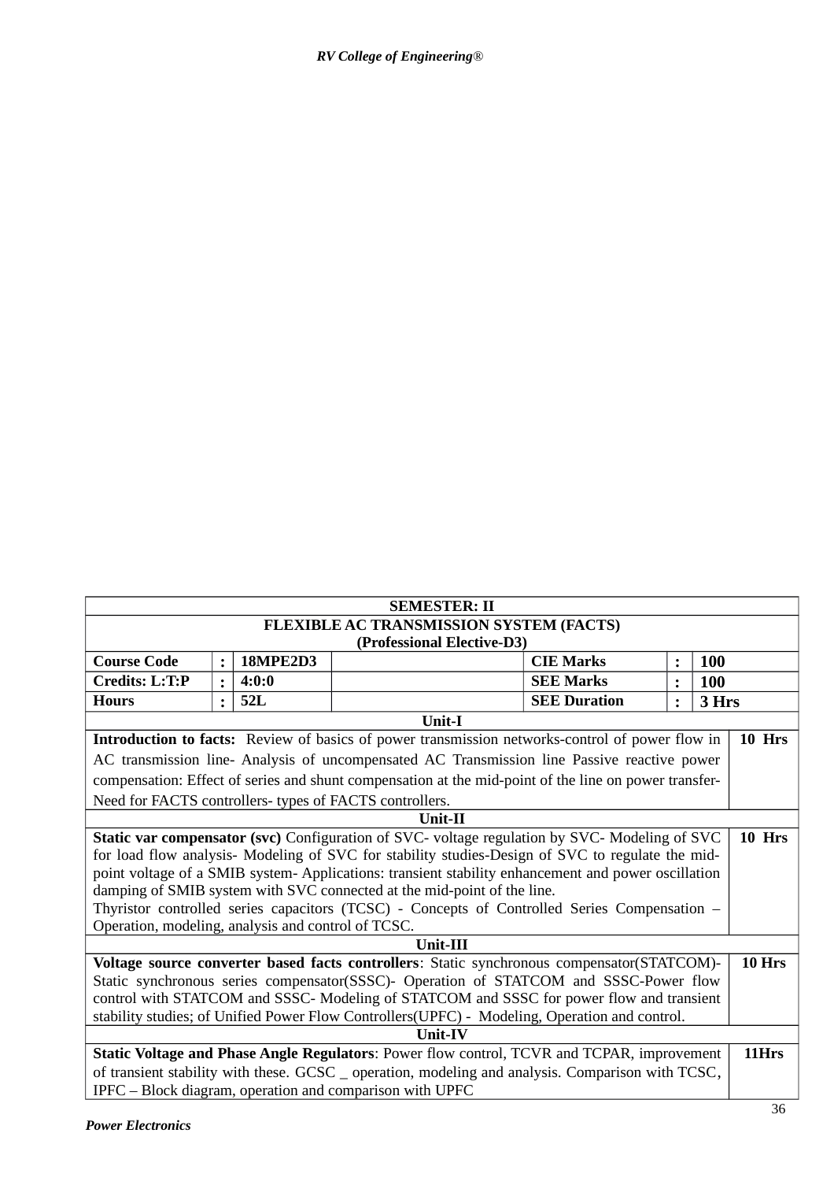| SEMESTER: II | | | | | | | |
|---|---|---|---|---|---|---|---|
| **FLEXIBLE AC TRANSMISSION SYSTEM (FACTS)** **(Professional Elective-D3)** | | | | | | | |
| **Course Code** | **:** | **18MPE2D3** | | **CIE Marks** | **:** | **100** | |
| **Credits: L:T:P** | **:** | **4:0:0** | | **SEE Marks** | **:** | **100** | |
| **Hours** | **:** | **52L** | | **SEE Duration** | **:** | **3 Hrs** | |
| **Unit-I** | | | | | | | |
| **Introduction to facts:** Review of basics of power transmission networks-control of power flow in AC transmission line- Analysis of uncompensated AC Transmission line Passive reactive power compensation: Effect of series and shunt compensation at the mid-point of the line on power transfer-Need for FACTS controllers- types of FACTS controllers. | | | | | | | **10 Hrs** |
| **Unit-II** | | | | | | | |
| **Static var compensator (svc)** Configuration of SVC- voltage regulation by SVC- Modeling of SVC for load flow analysis- Modeling of SVC for stability studies-Design of SVC to regulate the mid-point voltage of a SMIB system- Applications: transient stability enhancement and power oscillation damping of SMIB system with SVC connected at the mid-point of the line. Thyristor controlled series capacitors (TCSC) - Concepts of Controlled Series Compensation – Operation, modeling, analysis and control of TCSC. | | | | | | | **10 Hrs** |
| **Unit-III** | | | | | | | |
| **Voltage source converter based facts controllers**: Static synchronous compensator(STATCOM)- Static synchronous series compensator(SSSC)- Operation of STATCOM and SSSC-Power flow control with STATCOM and SSSC- Modeling of STATCOM and SSSC for power flow and transient stability studies; of Unified Power Flow Controllers(UPFC) - Modeling, Operation and control. | | | | | | | **10 Hrs** |
| **Unit-IV** | | | | | | | |
| **Static Voltage and Phase Angle Regulators**: Power flow control, TCVR and TCPAR, improvement of transient stability with these. GCSC _ operation, modeling and analysis. Comparison with TCSC, IPFC – Block diagram, operation and comparison with UPFC | | | | | | | **11Hrs** |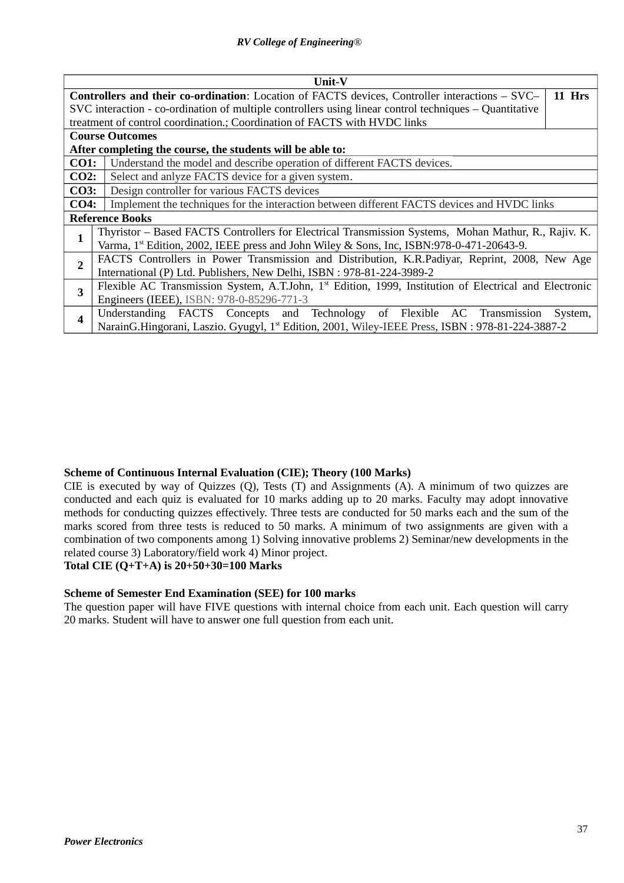| Unit-V | |
|---|---|
| **Controllers and their co-ordination**: Location of FACTS devices, Controller interactions – SVC–SVC interaction - co-ordination of multiple controllers using linear control techniques – Quantitative treatment of control coordination.; Coordination of FACTS with HVDC links | **11 Hrs** |

| **Course Outcomes** | |
|---|---|
| **After completing the course, the students will be able to:** | |
| **CO1:** | Understand the model and describe operation of different FACTS devices. |
| **CO2:** | Select and anlyze FACTS device for a given system. |
| **CO3:** | Design controller for various FACTS devices |
| **CO4:** | Implement the techniques for the interaction between different FACTS devices and HVDC links |

| **Reference Books** | |
|---|---|
| **1** | Thyristor – Based FACTS Controllers for Electrical Transmission Systems, Mohan Mathur, R., Rajiv. K. Varma, 1st Edition, 2002, IEEE press and John Wiley & Sons, Inc, ISBN:978-0-471-20643-9. |
| **2** | FACTS Controllers in Power Transmission and Distribution, K.R.Padiyar, Reprint, 2008, New Age International (P) Ltd. Publishers, New Delhi, ISBN : 978-81-224-3989-2 |
| **3** | Flexible AC Transmission System, A.T.John, 1st Edition, 1999, Institution of Electrical and Electronic Engineers (IEEE), ISBN: 978-0-85296-771-3 |
| **4** | Understanding FACTS Concepts and Technology of Flexible AC Transmission System, NarainG.Hingorani, Laszio. Gyugyl, 1st Edition, 2001, Wiley-IEEE Press, ISBN : 978-81-224-3887-2 |

**Scheme of Continuous Internal Evaluation (CIE); Theory (100 Marks)**

CIE is executed by way of Quizzes (Q), Tests (T) and Assignments (A). A minimum of two quizzes are conducted and each quiz is evaluated for 10 marks adding up to 20 marks. Faculty may adopt innovative methods for conducting quizzes effectively. Three tests are conducted for 50 marks each and the sum of the marks scored from three tests is reduced to 50 marks. A minimum of two assignments are given with a combination of two components among 1) Solving innovative problems 2) Seminar/new developments in the related course 3) Laboratory/field work 4) Minor project.

**Total CIE (Q+T+A) is 20+50+30=100 Marks**

**Scheme of Semester End Examination (SEE) for 100 marks**

The question paper will have FIVE questions with internal choice from each unit. Each question will carry 20 marks. Student will have to answer one full question from each unit.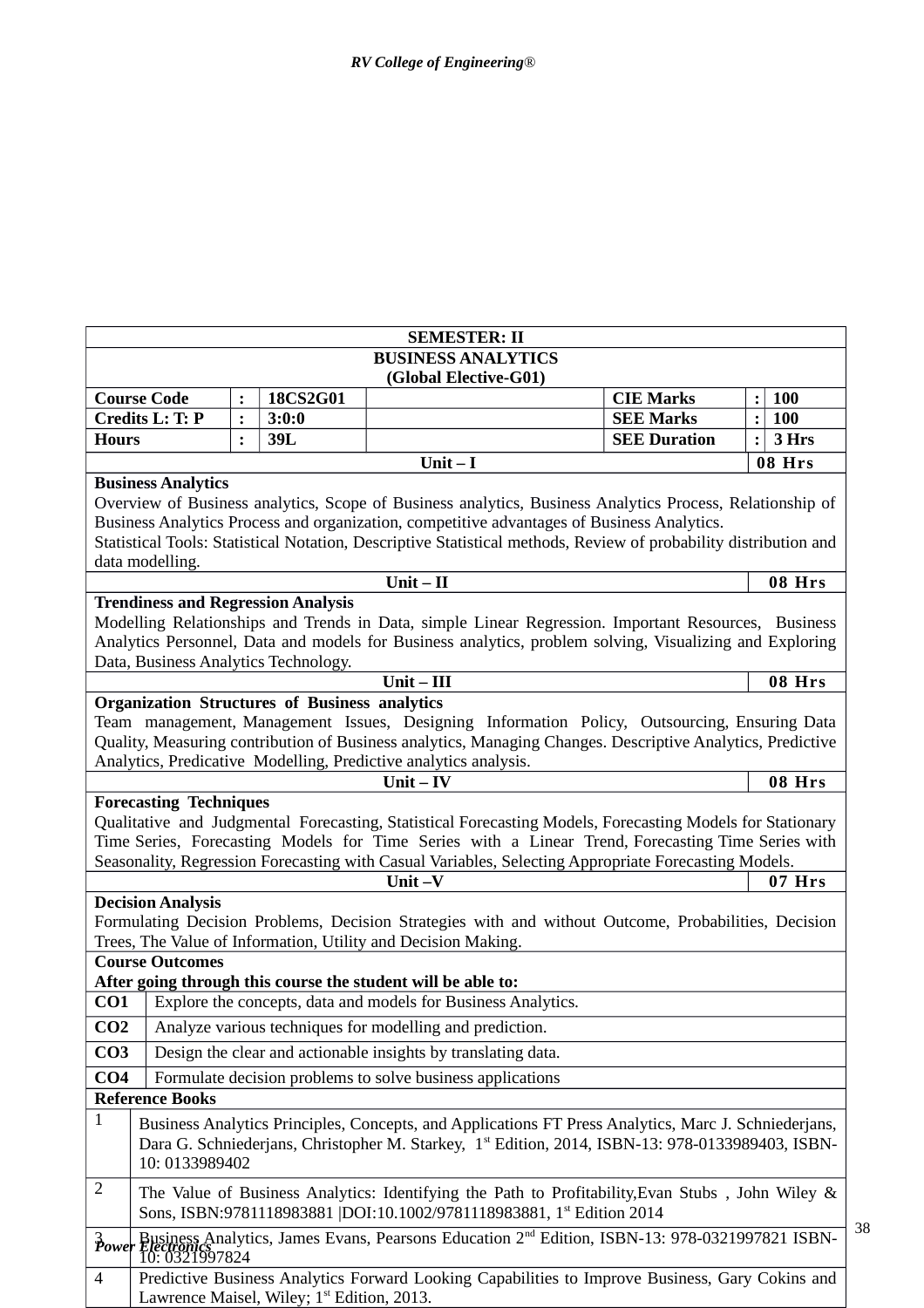| SEMESTER: II | | | | | | |
|---|---|---|---|---|---|---|
| **BUSINESS ANALYTICS (Global Elective-G01)** | | | | | | |
| **Course Code** | **:** | **18CS2G01** | | **CIE Marks** | **:** | **100** |
| **Credits L: T: P** | **:** | **3:0:0** | | **SEE Marks** | **:** | **100** |
| **Hours** | **:** | **39L** | | **SEE Duration** | **:** | **3 Hrs** |

| Unit – I | 08 Hrs |
|---|---|
| **Business Analytics**<br>Overview of Business analytics, Scope of Business analytics, Business Analytics Process, Relationship of Business Analytics Process and organization, competitive advantages of Business Analytics.<br>Statistical Tools: Statistical Notation, Descriptive Statistical methods, Review of probability distribution and data modelling. | |
| **Unit – II** | **08 Hrs** |
| **Trendiness and Regression Analysis**<br>Modelling Relationships and Trends in Data, simple Linear Regression. Important Resources, Business Analytics Personnel, Data and models for Business analytics, problem solving, Visualizing and Exploring Data, Business Analytics Technology. | |
| **Unit – III** | **08 Hrs** |
| **Organization Structures of Business analytics**<br>Team management, Management Issues, Designing Information Policy, Outsourcing, Ensuring Data Quality, Measuring contribution of Business analytics, Managing Changes. Descriptive Analytics, Predictive Analytics, Predicative Modelling, Predictive analytics analysis. | |
| **Unit – IV** | **08 Hrs** |
| **Forecasting Techniques**<br>Qualitative and Judgmental Forecasting, Statistical Forecasting Models, Forecasting Models for Stationary Time Series, Forecasting Models for Time Series with a Linear Trend, Forecasting Time Series with Seasonality, Regression Forecasting with Casual Variables, Selecting Appropriate Forecasting Models. | |
| **Unit –V** | **07 Hrs** |
| **Decision Analysis**<br>Formulating Decision Problems, Decision Strategies with and without Outcome, Probabilities, Decision Trees, The Value of Information, Utility and Decision Making. | |

| **Course Outcomes**<br>**After going through this course the student will be able to:** | |
|---|---|
| **CO1** | Explore the concepts, data and models for Business Analytics. |
| **CO2** | Analyze various techniques for modelling and prediction. |
| **CO3** | Design the clear and actionable insights by translating data. |
| **CO4** | Formulate decision problems to solve business applications |

| **Reference Books** | |
|---|---|
| 1 | Business Analytics Principles, Concepts, and Applications FT Press Analytics, Marc J. Schniederjans, Dara G. Schniederjans, Christopher M. Starkey, 1st Edition, 2014, ISBN-13: 978-0133989403, ISBN-10: 0133989402 |
| 2 | The Value of Business Analytics: Identifying the Path to Profitability,Evan Stubs , John Wiley & Sons, ISBN:9781118983881 \|DOI:10.1002/9781118983881, 1st Edition 2014 |
| 3 | Business Analytics, James Evans, Pearsons Education 2nd Edition, ISBN-13: 978-0321997821 ISBN-10: 0321997824 |
| 4 | Predictive Business Analytics Forward Looking Capabilities to Improve Business, Gary Cokins and Lawrence Maisel, Wiley; 1st Edition, 2013. |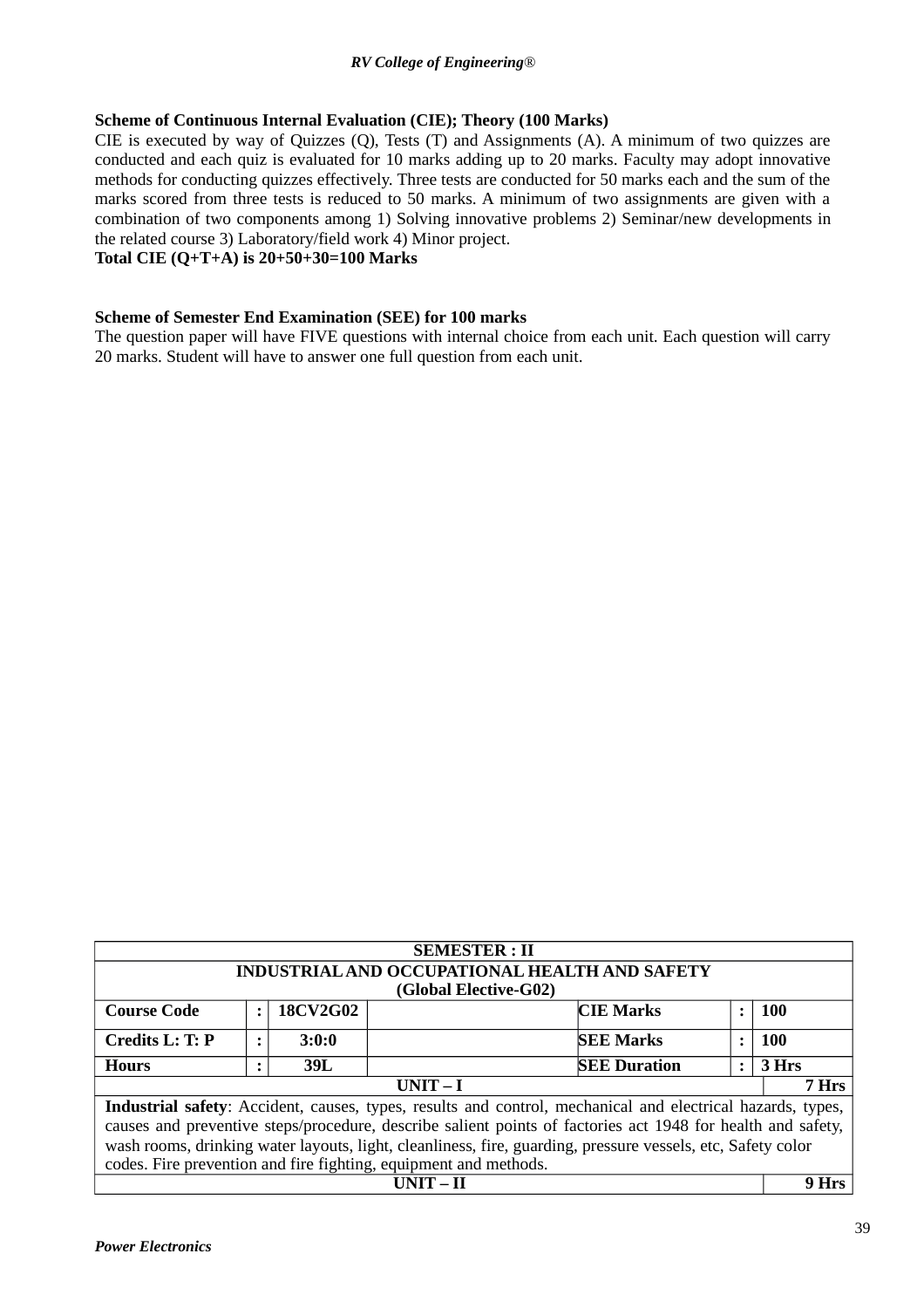**Scheme of Continuous Internal Evaluation (CIE); Theory (100 Marks)**

CIE is executed by way of Quizzes (Q), Tests (T) and Assignments (A). A minimum of two quizzes are conducted and each quiz is evaluated for 10 marks adding up to 20 marks. Faculty may adopt innovative methods for conducting quizzes effectively. Three tests are conducted for 50 marks each and the sum of the marks scored from three tests is reduced to 50 marks. A minimum of two assignments are given with a combination of two components among 1) Solving innovative problems 2) Seminar/new developments in the related course 3) Laboratory/field work 4) Minor project.

**Total CIE (Q+T+A) is 20+50+30=100 Marks**

**Scheme of Semester End Examination (SEE) for 100 marks**

The question paper will have FIVE questions with internal choice from each unit. Each question will carry 20 marks. Student will have to answer one full question from each unit.

| **SEMESTER : II** | | | | | | |
|---|---|---|---|---|---|---|
| **INDUSTRIAL AND OCCUPATIONAL HEALTH AND SAFETY (Global Elective-G02)** | | | | | | |
| **Course Code** | **:** | **18CV2G02** | | **CIE Marks** | **:** | **100** |
| **Credits L: T: P** | **:** | **3:0:0** | | **SEE Marks** | **:** | **100** |
| **Hours** | **:** | **39L** | | **SEE Duration** | **:** | **3 Hrs** |
| **UNIT – I** | | | | | | **7 Hrs** |
| **Industrial safety**: Accident, causes, types, results and control, mechanical and electrical hazards, types, causes and preventive steps/procedure, describe salient points of factories act 1948 for health and safety, wash rooms, drinking water layouts, light, cleanliness, fire, guarding, pressure vessels, etc, Safety color codes. Fire prevention and fire fighting, equipment and methods. | | | | | | |
| **UNIT – II** | | | | | | **9 Hrs** |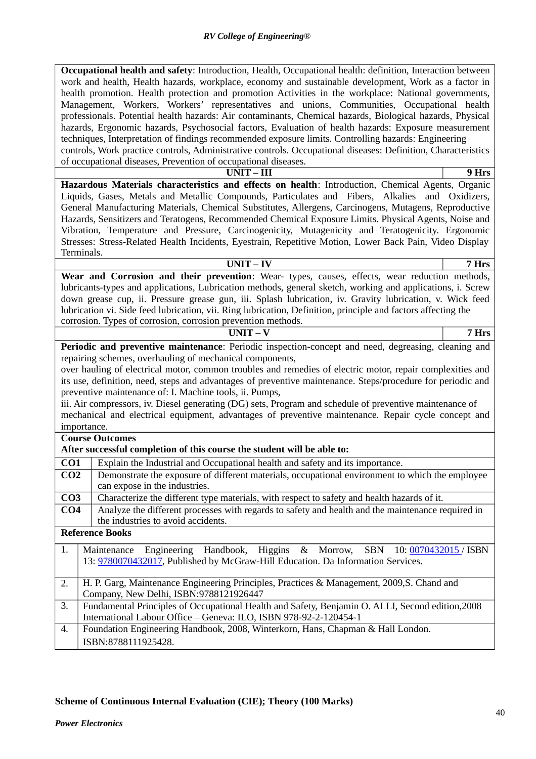**Occupational health and safety**: Introduction, Health, Occupational health: definition, Interaction between work and health, Health hazards, workplace, economy and sustainable development, Work as a factor in health promotion. Health protection and promotion Activities in the workplace: National governments, Management, Workers, Workers' representatives and unions, Communities, Occupational health professionals. Potential health hazards: Air contaminants, Chemical hazards, Biological hazards, Physical hazards, Ergonomic hazards, Psychosocial factors, Evaluation of health hazards: Exposure measurement techniques, Interpretation of findings recommended exposure limits. Controlling hazards: Engineering controls, Work practice controls, Administrative controls. Occupational diseases: Definition, Characteristics of occupational diseases, Prevention of occupational diseases.

| UNIT – III | 9 Hrs |
|---|---|

**Hazardous Materials characteristics and effects on health**: Introduction, Chemical Agents, Organic Liquids, Gases, Metals and Metallic Compounds, Particulates and Fibers, Alkalies and Oxidizers, General Manufacturing Materials, Chemical Substitutes, Allergens, Carcinogens, Mutagens, Reproductive Hazards, Sensitizers and Teratogens, Recommended Chemical Exposure Limits. Physical Agents, Noise and Vibration, Temperature and Pressure, Carcinogenicity, Mutagenicity and Teratogenicity. Ergonomic Stresses: Stress-Related Health Incidents, Eyestrain, Repetitive Motion, Lower Back Pain, Video Display Terminals.

| UNIT – IV | 7 Hrs |
|---|---|

**Wear and Corrosion and their prevention**: Wear- types, causes, effects, wear reduction methods, lubricants-types and applications, Lubrication methods, general sketch, working and applications, i. Screw down grease cup, ii. Pressure grease gun, iii. Splash lubrication, iv. Gravity lubrication, v. Wick feed lubrication vi. Side feed lubrication, vii. Ring lubrication, Definition, principle and factors affecting the corrosion. Types of corrosion, corrosion prevention methods.

| UNIT – V | 7 Hrs |
|---|---|

**Periodic and preventive maintenance**: Periodic inspection-concept and need, degreasing, cleaning and repairing schemes, overhauling of mechanical components,
over hauling of electrical motor, common troubles and remedies of electric motor, repair complexities and its use, definition, need, steps and advantages of preventive maintenance. Steps/procedure for periodic and preventive maintenance of: I. Machine tools, ii. Pumps,
iii. Air compressors, iv. Diesel generating (DG) sets, Program and schedule of preventive maintenance of mechanical and electrical equipment, advantages of preventive maintenance. Repair cycle concept and importance.

**Course Outcomes**
**After successful completion of this course the student will be able to:**

| | |
|---|---|
| **CO1** | Explain the Industrial and Occupational health and safety and its importance. |
| **CO2** | Demonstrate the exposure of different materials, occupational environment to which the employee can expose in the industries. |
| **CO3** | Characterize the different type materials, with respect to safety and health hazards of it. |
| **CO4** | Analyze the different processes with regards to safety and health and the maintenance required in the industries to avoid accidents. |

**Reference Books**

| | |
|---|---|
| 1. | Maintenance Engineering Handbook, Higgins & Morrow, SBN 10: 0070432015 / ISBN 13: 9780070432017, Published by McGraw-Hill Education. Da Information Services. |
| 2. | H. P. Garg, Maintenance Engineering Principles, Practices & Management, 2009,S. Chand and Company, New Delhi, ISBN:9788121926447 |
| 3. | Fundamental Principles of Occupational Health and Safety, Benjamin O. ALLI, Second edition,2008 International Labour Office – Geneva: ILO, ISBN 978-92-2-120454-1 |
| 4. | Foundation Engineering Handbook, 2008, Winterkorn, Hans, Chapman & Hall London. ISBN:8788111925428. |

**Scheme of Continuous Internal Evaluation (CIE); Theory (100 Marks)**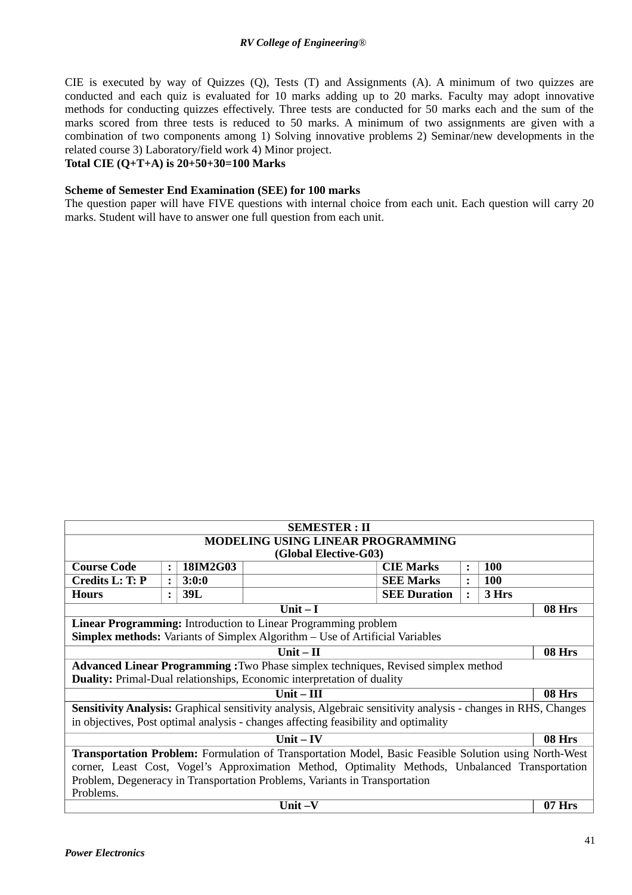CIE is executed by way of Quizzes (Q), Tests (T) and Assignments (A). A minimum of two quizzes are conducted and each quiz is evaluated for 10 marks adding up to 20 marks. Faculty may adopt innovative methods for conducting quizzes effectively. Three tests are conducted for 50 marks each and the sum of the marks scored from three tests is reduced to 50 marks. A minimum of two assignments are given with a combination of two components among 1) Solving innovative problems 2) Seminar/new developments in the related course 3) Laboratory/field work 4) Minor project.

**Total CIE (Q+T+A) is 20+50+30=100 Marks**

**Scheme of Semester End Examination (SEE) for 100 marks**

The question paper will have FIVE questions with internal choice from each unit. Each question will carry 20 marks. Student will have to answer one full question from each unit.

| **SEMESTER : II** | | | | | | | |
|---|---|---|---|---|---|---|---|
| **MODELING USING LINEAR PROGRAMMING (Global Elective-G03)** | | | | | | | |
| **Course Code** | **:** | **18IM2G03** | | **CIE Marks** | **:** | **100** | |
| **Credits L: T: P** | **:** | **3:0:0** | | **SEE Marks** | **:** | **100** | |
| **Hours** | **:** | **39L** | | **SEE Duration** | **:** | **3 Hrs** | |
| **Unit – I** | | | | | | | **08 Hrs** |
| **Linear Programming:** Introduction to Linear Programming problem<br>**Simplex methods:** Variants of Simplex Algorithm – Use of Artificial Variables | | | | | | | |
| **Unit – II** | | | | | | | **08 Hrs** |
| **Advanced Linear Programming :**Two Phase simplex techniques, Revised simplex method<br>**Duality:** Primal-Dual relationships, Economic interpretation of duality | | | | | | | |
| **Unit – III** | | | | | | | **08 Hrs** |
| **Sensitivity Analysis:** Graphical sensitivity analysis, Algebraic sensitivity analysis - changes in RHS, Changes in objectives, Post optimal analysis - changes affecting feasibility and optimality | | | | | | | |
| **Unit – IV** | | | | | | | **08 Hrs** |
| **Transportation Problem:** Formulation of Transportation Model, Basic Feasible Solution using North-West corner, Least Cost, Vogel's Approximation Method, Optimality Methods, Unbalanced Transportation Problem, Degeneracy in Transportation Problems, Variants in Transportation Problems. | | | | | | | |
| **Unit –V** | | | | | | | **07 Hrs** |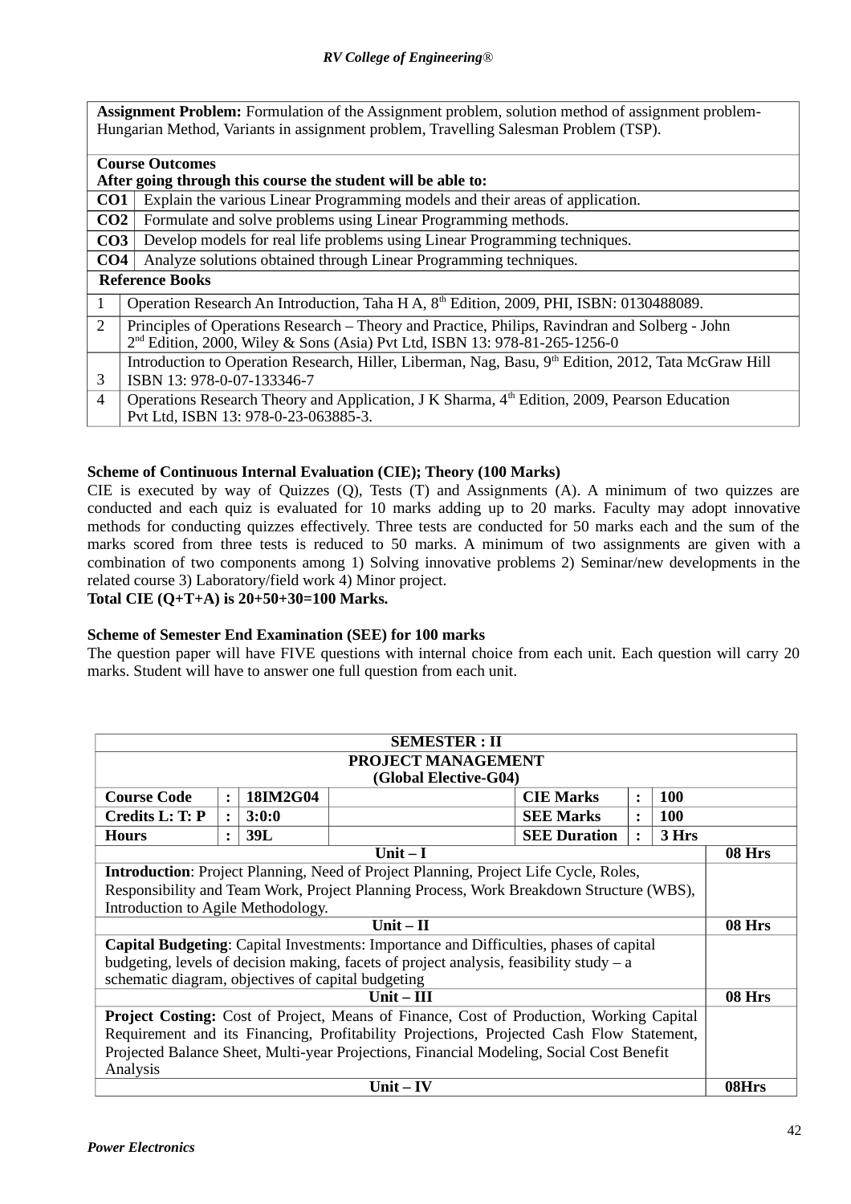**Assignment Problem:** Formulation of the Assignment problem, solution method of assignment problem-Hungarian Method, Variants in assignment problem, Travelling Salesman Problem (TSP).

**Course Outcomes**
**After going through this course the student will be able to:**

| | |
|---|---|
| **CO1** | Explain the various Linear Programming models and their areas of application. |
| **CO2** | Formulate and solve problems using Linear Programming methods. |
| **CO3** | Develop models for real life problems using Linear Programming techniques. |
| **CO4** | Analyze solutions obtained through Linear Programming techniques. |

**Reference Books**

| | |
|---|---|
| 1 | Operation Research An Introduction, Taha H A, 8th Edition, 2009, PHI, ISBN: 0130488089. |
| 2 | Principles of Operations Research – Theory and Practice, Philips, Ravindran and Solberg - John 2nd Edition, 2000, Wiley & Sons (Asia) Pvt Ltd, ISBN 13: 978-81-265-1256-0 |
| 3 | Introduction to Operation Research, Hiller, Liberman, Nag, Basu, 9th Edition, 2012, Tata McGraw Hill ISBN 13: 978-0-07-133346-7 |
| 4 | Operations Research Theory and Application, J K Sharma, 4th Edition, 2009, Pearson Education Pvt Ltd, ISBN 13: 978-0-23-063885-3. |

**Scheme of Continuous Internal Evaluation (CIE); Theory (100 Marks)**

CIE is executed by way of Quizzes (Q), Tests (T) and Assignments (A). A minimum of two quizzes are conducted and each quiz is evaluated for 10 marks adding up to 20 marks. Faculty may adopt innovative methods for conducting quizzes effectively. Three tests are conducted for 50 marks each and the sum of the marks scored from three tests is reduced to 50 marks. A minimum of two assignments are given with a combination of two components among 1) Solving innovative problems 2) Seminar/new developments in the related course 3) Laboratory/field work 4) Minor project.

**Total CIE (Q+T+A) is 20+50+30=100 Marks.**

**Scheme of Semester End Examination (SEE) for 100 marks**

The question paper will have FIVE questions with internal choice from each unit. Each question will carry 20 marks. Student will have to answer one full question from each unit.

| **SEMESTER : II** | | | | | | | |
|---|---|---|---|---|---|---|---|
| **PROJECT MANAGEMENT (Global Elective-G04)** | | | | | | | |
| **Course Code** | **:** | **18IM2G04** | | **CIE Marks** | **:** | **100** | |
| **Credits L: T: P** | **:** | **3:0:0** | | **SEE Marks** | **:** | **100** | |
| **Hours** | **:** | **39L** | | **SEE Duration** | **:** | **3 Hrs** | |
| **Unit – I** | | | | | | | **08 Hrs** |
| **Introduction**: Project Planning, Need of Project Planning, Project Life Cycle, Roles, Responsibility and Team Work, Project Planning Process, Work Breakdown Structure (WBS), Introduction to Agile Methodology. | | | | | | | |
| **Unit – II** | | | | | | | **08 Hrs** |
| **Capital Budgeting**: Capital Investments: Importance and Difficulties, phases of capital budgeting, levels of decision making, facets of project analysis, feasibility study – a schematic diagram, objectives of capital budgeting | | | | | | | |
| **Unit – III** | | | | | | | **08 Hrs** |
| **Project Costing:** Cost of Project, Means of Finance, Cost of Production, Working Capital Requirement and its Financing, Profitability Projections, Projected Cash Flow Statement, Projected Balance Sheet, Multi-year Projections, Financial Modeling, Social Cost Benefit Analysis | | | | | | | |
| **Unit – IV** | | | | | | | **08Hrs** |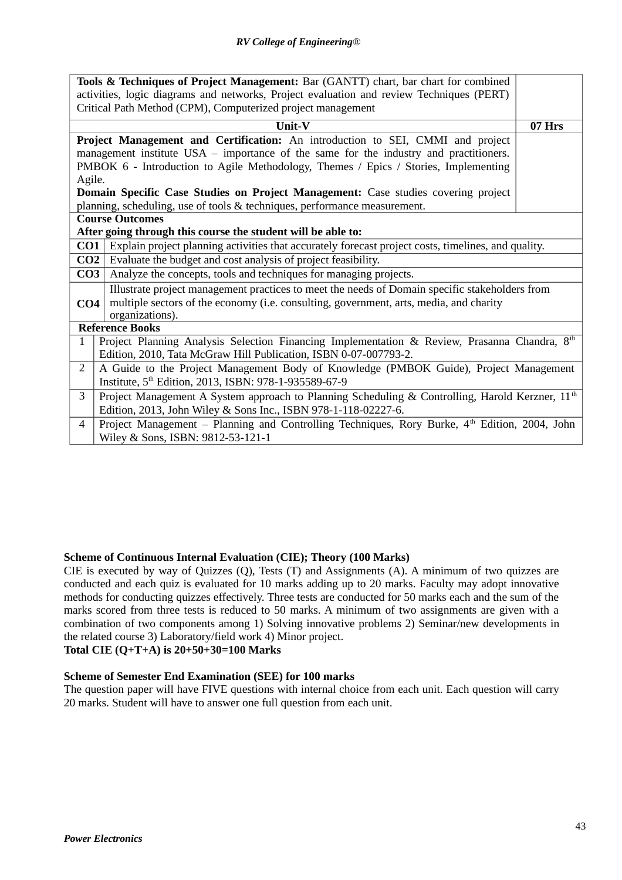| | |
|---|---|
| **Tools & Techniques of Project Management:** Bar (GANTT) chart, bar chart for combined activities, logic diagrams and networks, Project evaluation and review Techniques (PERT) Critical Path Method (CPM), Computerized project management | |
| **Unit-V** | **07 Hrs** |
| **Project Management and Certification:** An introduction to SEI, CMMI and project management institute USA – importance of the same for the industry and practitioners. PMBOK 6 - Introduction to Agile Methodology, Themes / Epics / Stories, Implementing Agile.<br>**Domain Specific Case Studies on Project Management:** Case studies covering project planning, scheduling, use of tools & techniques, performance measurement. | |

**Course Outcomes**

**After going through this course the student will be able to:**

| | |
|---|---|
| **CO1** | Explain project planning activities that accurately forecast project costs, timelines, and quality. |
| **CO2** | Evaluate the budget and cost analysis of project feasibility. |
| **CO3** | Analyze the concepts, tools and techniques for managing projects. |
| **CO4** | Illustrate project management practices to meet the needs of Domain specific stakeholders from multiple sectors of the economy (i.e. consulting, government, arts, media, and charity organizations). |

**Reference Books**

| | |
|---|---|
| 1 | Project Planning Analysis Selection Financing Implementation & Review, Prasanna Chandra, 8th Edition, 2010, Tata McGraw Hill Publication, ISBN 0-07-007793-2. |
| 2 | A Guide to the Project Management Body of Knowledge (PMBOK Guide), Project Management Institute, 5th Edition, 2013, ISBN: 978-1-935589-67-9 |
| 3 | Project Management A System approach to Planning Scheduling & Controlling, Harold Kerzner, 11th Edition, 2013, John Wiley & Sons Inc., ISBN 978-1-118-02227-6. |
| 4 | Project Management – Planning and Controlling Techniques, Rory Burke, 4th Edition, 2004, John Wiley & Sons, ISBN: 9812-53-121-1 |

**Scheme of Continuous Internal Evaluation (CIE); Theory (100 Marks)**

CIE is executed by way of Quizzes (Q), Tests (T) and Assignments (A). A minimum of two quizzes are conducted and each quiz is evaluated for 10 marks adding up to 20 marks. Faculty may adopt innovative methods for conducting quizzes effectively. Three tests are conducted for 50 marks each and the sum of the marks scored from three tests is reduced to 50 marks. A minimum of two assignments are given with a combination of two components among 1) Solving innovative problems 2) Seminar/new developments in the related course 3) Laboratory/field work 4) Minor project.

**Total CIE (Q+T+A) is 20+50+30=100 Marks**

**Scheme of Semester End Examination (SEE) for 100 marks**

The question paper will have FIVE questions with internal choice from each unit. Each question will carry 20 marks. Student will have to answer one full question from each unit.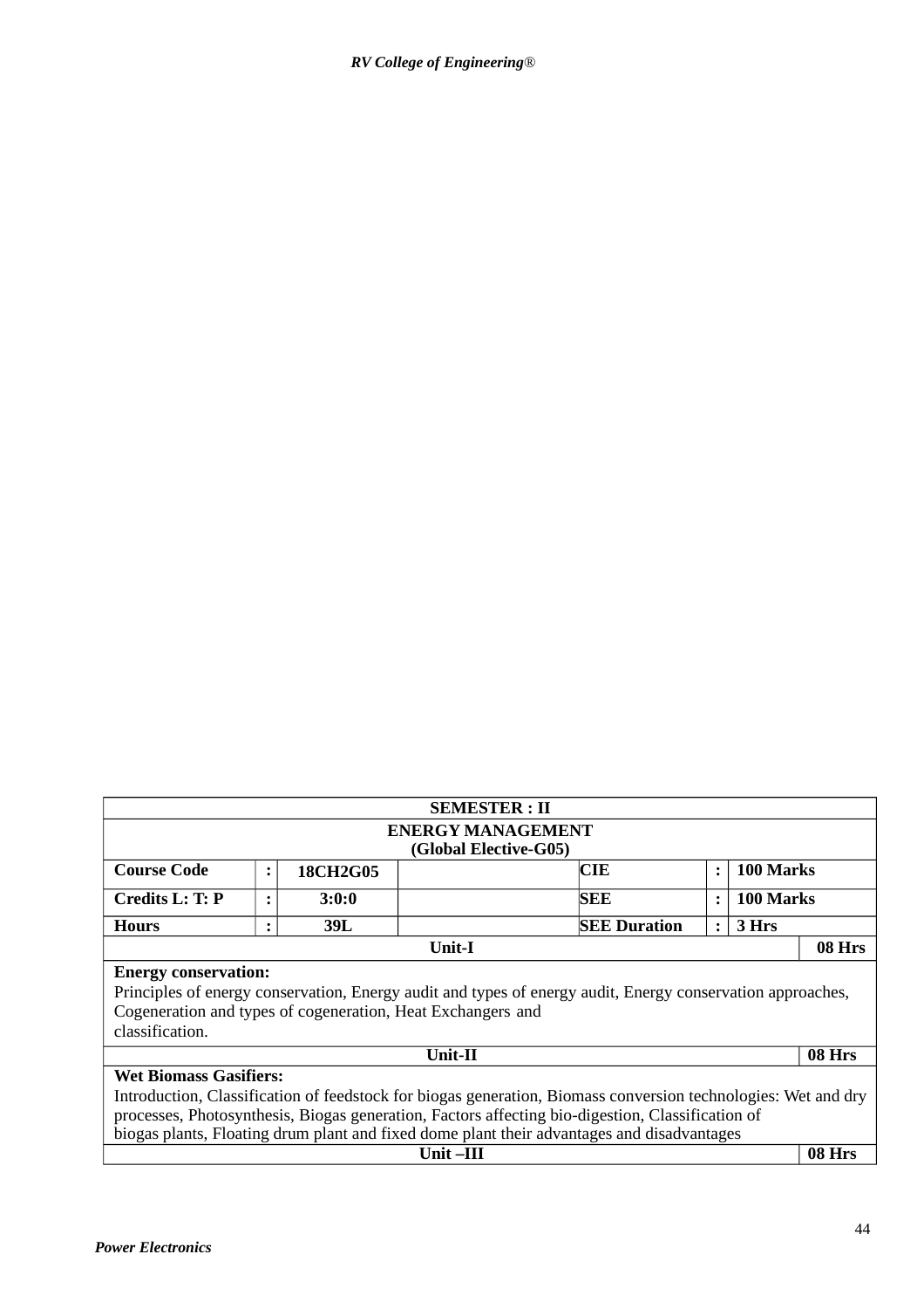| SEMESTER : II | | | | | | | |
|---|---|---|---|---|---|---|---|
| **ENERGY MANAGEMENT (Global Elective-G05)** | | | | | | | |
| **Course Code** | **:** | **18CH2G05** | | **CIE** | **:** | **100 Marks** | |
| **Credits L: T: P** | **:** | **3:0:0** | | **SEE** | **:** | **100 Marks** | |
| **Hours** | **:** | **39L** | | **SEE Duration** | **:** | **3 Hrs** | |
| **Unit-I** | | | | | | | **08 Hrs** |
| **Energy conservation:** Principles of energy conservation, Energy audit and types of energy audit, Energy conservation approaches, Cogeneration and types of cogeneration, Heat Exchangers and classification. | | | | | | | |
| **Unit-II** | | | | | | | **08 Hrs** |
| **Wet Biomass Gasifiers:** Introduction, Classification of feedstock for biogas generation, Biomass conversion technologies: Wet and dry processes, Photosynthesis, Biogas generation, Factors affecting bio-digestion, Classification of biogas plants, Floating drum plant and fixed dome plant their advantages and disadvantages | | | | | | | |
| **Unit –III** | | | | | | | **08 Hrs** |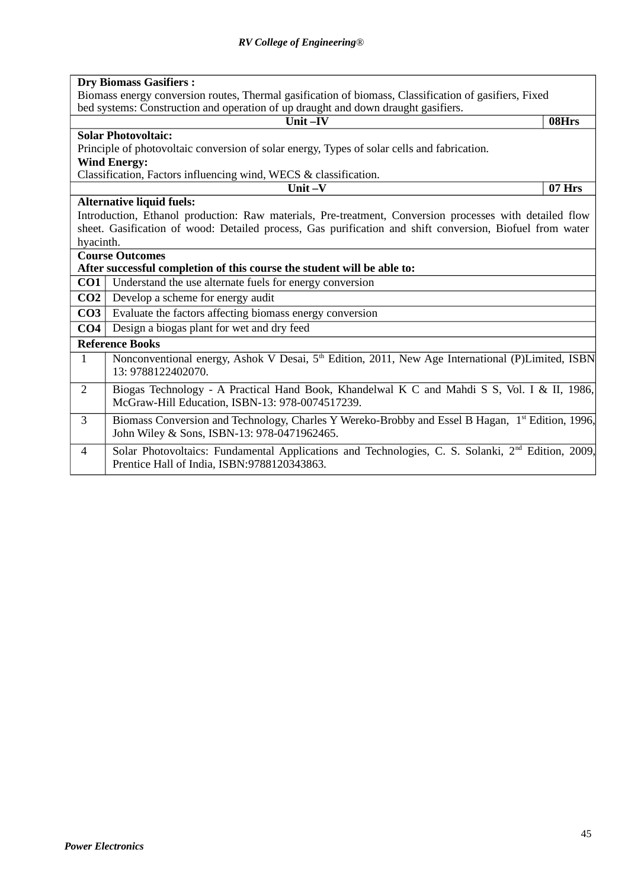**Dry Biomass Gasifiers :**
Biomass energy conversion routes, Thermal gasification of biomass, Classification of gasifiers, Fixed bed systems: Construction and operation of up draught and down draught gasifiers.

| Unit –IV | 08Hrs |
|---|---|

**Solar Photovoltaic:**
Principle of photovoltaic conversion of solar energy, Types of solar cells and fabrication.
**Wind Energy:**
Classification, Factors influencing wind, WECS & classification.

| Unit –V | 07 Hrs |
|---|---|

**Alternative liquid fuels:**
Introduction, Ethanol production: Raw materials, Pre-treatment, Conversion processes with detailed flow sheet. Gasification of wood: Detailed process, Gas purification and shift conversion, Biofuel from water hyacinth.

**Course Outcomes**
**After successful completion of this course the student will be able to:**

| | |
|---|---|
| **CO1** | Understand the use alternate fuels for energy conversion |
| **CO2** | Develop a scheme for energy audit |
| **CO3** | Evaluate the factors affecting biomass energy conversion |
| **CO4** | Design a biogas plant for wet and dry feed |

**Reference Books**

| | |
|---|---|
| 1 | Nonconventional energy, Ashok V Desai, 5th Edition, 2011, New Age International (P)Limited, ISBN 13: 9788122402070. |
| 2 | Biogas Technology - A Practical Hand Book, Khandelwal K C and Mahdi S S, Vol. I & II, 1986, McGraw-Hill Education, ISBN-13: 978-0074517239. |
| 3 | Biomass Conversion and Technology, Charles Y Wereko-Brobby and Essel B Hagan, 1st Edition, 1996, John Wiley & Sons, ISBN-13: 978-0471962465. |
| 4 | Solar Photovoltaics: Fundamental Applications and Technologies, C. S. Solanki, 2nd Edition, 2009, Prentice Hall of India, ISBN:9788120343863. |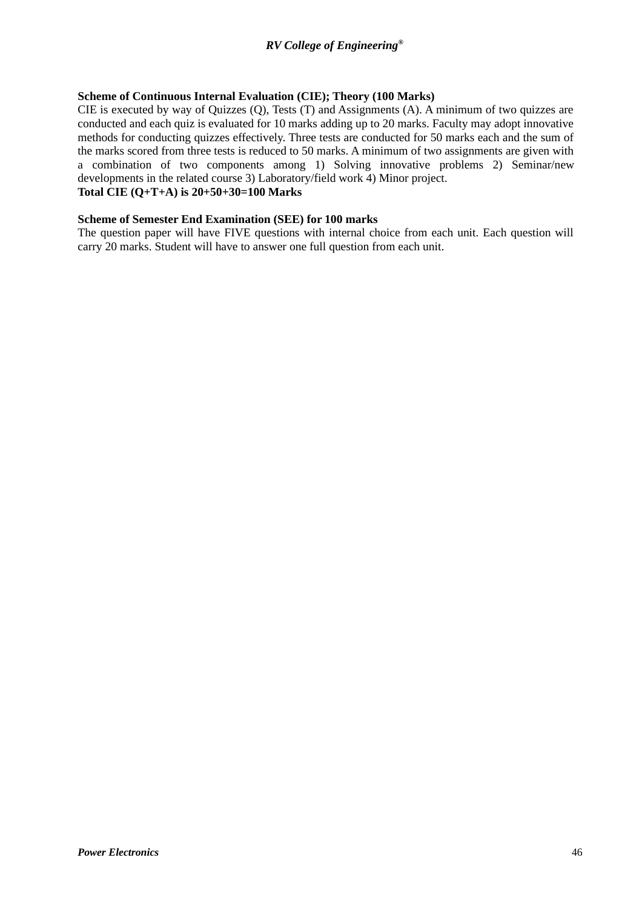**Scheme of Continuous Internal Evaluation (CIE); Theory (100 Marks)**

CIE is executed by way of Quizzes (Q), Tests (T) and Assignments (A). A minimum of two quizzes are conducted and each quiz is evaluated for 10 marks adding up to 20 marks. Faculty may adopt innovative methods for conducting quizzes effectively. Three tests are conducted for 50 marks each and the sum of the marks scored from three tests is reduced to 50 marks. A minimum of two assignments are given with a combination of two components among 1) Solving innovative problems 2) Seminar/new developments in the related course 3) Laboratory/field work 4) Minor project.

**Total CIE (Q+T+A) is 20+50+30=100 Marks**

**Scheme of Semester End Examination (SEE) for 100 marks**

The question paper will have FIVE questions with internal choice from each unit. Each question will carry 20 marks. Student will have to answer one full question from each unit.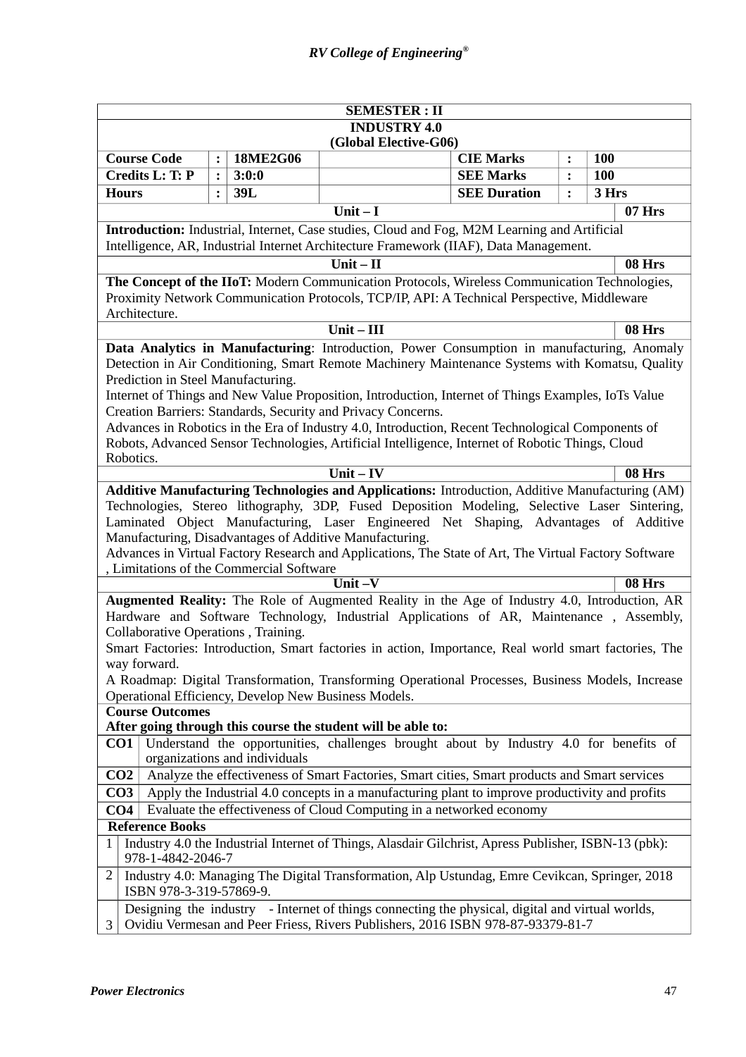| SEMESTER : II | | | | | | |
|---|---|---|---|---|---|---|
| **INDUSTRY 4.0** **(Global Elective-G06)** | | | | | | |
| **Course Code** | **:** | **18ME2G06** | | **CIE Marks** | **:** | **100** |
| **Credits L: T: P** | **:** | **3:0:0** | | **SEE Marks** | **:** | **100** |
| **Hours** | **:** | **39L** | | **SEE Duration** | **:** | **3 Hrs** |

| Unit – I | 07 Hrs |
|---|---|
| **Introduction:** Industrial, Internet, Case studies, Cloud and Fog, M2M Learning and Artificial Intelligence, AR, Industrial Internet Architecture Framework (IIAF), Data Management. | |

| Unit – II | 08 Hrs |
|---|---|
| **The Concept of the IIoT:** Modern Communication Protocols, Wireless Communication Technologies, Proximity Network Communication Protocols, TCP/IP, API: A Technical Perspective, Middleware Architecture. | |

| Unit – III | 08 Hrs |
|---|---|
| **Data Analytics in Manufacturing**: Introduction, Power Consumption in manufacturing, Anomaly Detection in Air Conditioning, Smart Remote Machinery Maintenance Systems with Komatsu, Quality Prediction in Steel Manufacturing.<br>Internet of Things and New Value Proposition, Introduction, Internet of Things Examples, IoTs Value Creation Barriers: Standards, Security and Privacy Concerns.<br>Advances in Robotics in the Era of Industry 4.0, Introduction, Recent Technological Components of Robots, Advanced Sensor Technologies, Artificial Intelligence, Internet of Robotic Things, Cloud Robotics. | |

| Unit – IV | 08 Hrs |
|---|---|
| **Additive Manufacturing Technologies and Applications:** Introduction, Additive Manufacturing (AM) Technologies, Stereo lithography, 3DP, Fused Deposition Modeling, Selective Laser Sintering, Laminated Object Manufacturing, Laser Engineered Net Shaping, Advantages of Additive Manufacturing, Disadvantages of Additive Manufacturing.<br>Advances in Virtual Factory Research and Applications, The State of Art, The Virtual Factory Software , Limitations of the Commercial Software | |

| Unit –V | 08 Hrs |
|---|---|
| **Augmented Reality:** The Role of Augmented Reality in the Age of Industry 4.0, Introduction, AR Hardware and Software Technology, Industrial Applications of AR, Maintenance , Assembly, Collaborative Operations , Training.<br>Smart Factories: Introduction, Smart factories in action, Importance, Real world smart factories, The way forward.<br>A Roadmap: Digital Transformation, Transforming Operational Processes, Business Models, Increase Operational Efficiency, Develop New Business Models. | |

**Course Outcomes**
**After going through this course the student will be able to:**

| | |
|---|---|
| **CO1** | Understand the opportunities, challenges brought about by Industry 4.0 for benefits of organizations and individuals |
| **CO2** | Analyze the effectiveness of Smart Factories, Smart cities, Smart products and Smart services |
| **CO3** | Apply the Industrial 4.0 concepts in a manufacturing plant to improve productivity and profits |
| **CO4** | Evaluate the effectiveness of Cloud Computing in a networked economy |

**Reference Books**

| | |
|---|---|
| 1 | Industry 4.0 the Industrial Internet of Things, Alasdair Gilchrist, Apress Publisher, ISBN-13 (pbk): 978-1-4842-2046-7 |
| 2 | Industry 4.0: Managing The Digital Transformation, Alp Ustundag, Emre Cevikcan, Springer, 2018 ISBN 978-3-319-57869-9. |
| 3 | Designing the industry - Internet of things connecting the physical, digital and virtual worlds, Ovidiu Vermesan and Peer Friess, Rivers Publishers, 2016 ISBN 978-87-93379-81-7 |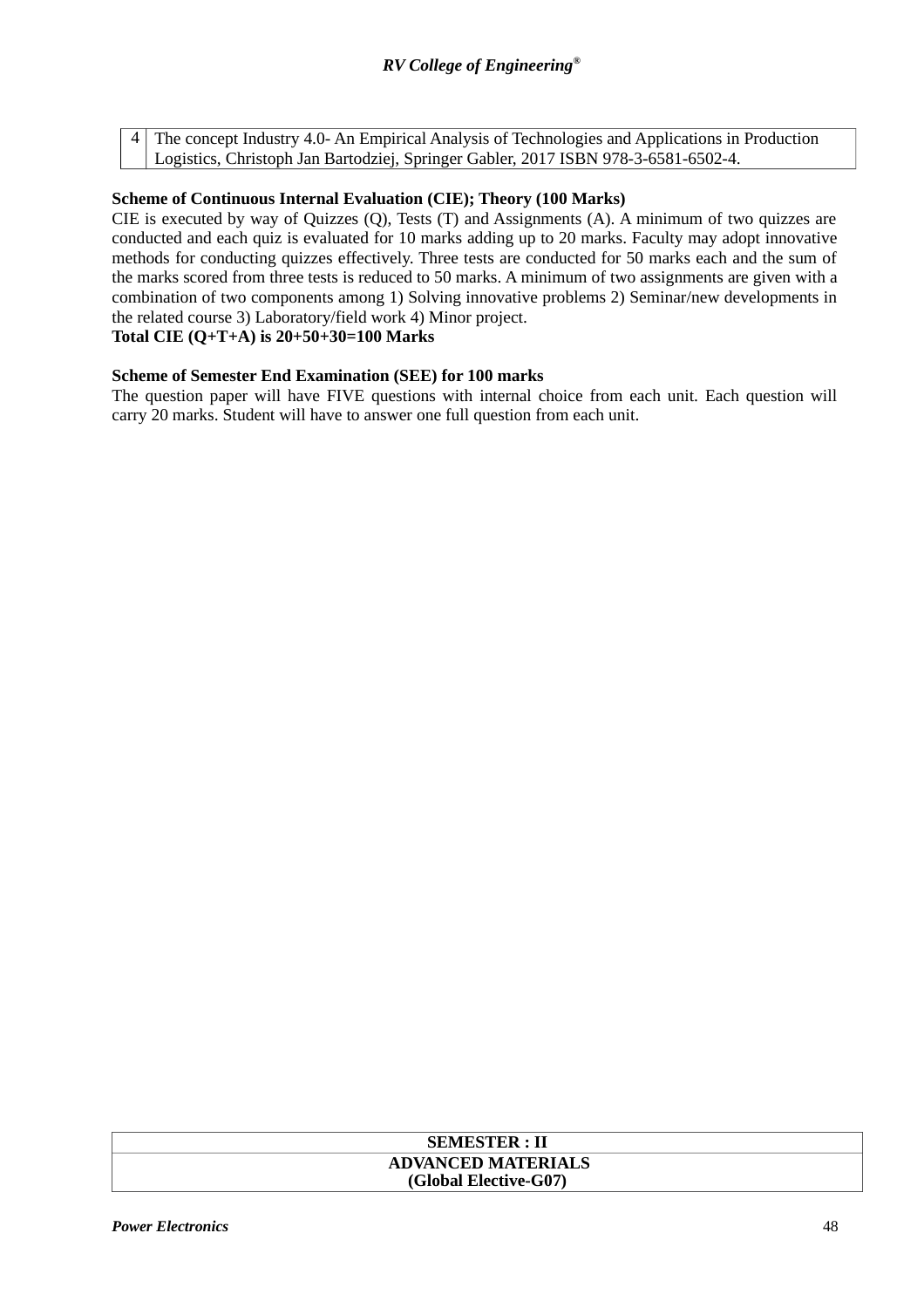| 4 | The concept Industry 4.0- An Empirical Analysis of Technologies and Applications in Production Logistics, Christoph Jan Bartodziej, Springer Gabler, 2017 ISBN 978-3-6581-6502-4. |
|---|---|

**Scheme of Continuous Internal Evaluation (CIE); Theory (100 Marks)**

CIE is executed by way of Quizzes (Q), Tests (T) and Assignments (A). A minimum of two quizzes are conducted and each quiz is evaluated for 10 marks adding up to 20 marks. Faculty may adopt innovative methods for conducting quizzes effectively. Three tests are conducted for 50 marks each and the sum of the marks scored from three tests is reduced to 50 marks. A minimum of two assignments are given with a combination of two components among 1) Solving innovative problems 2) Seminar/new developments in the related course 3) Laboratory/field work 4) Minor project.

**Total CIE (Q+T+A) is 20+50+30=100 Marks**

**Scheme of Semester End Examination (SEE) for 100 marks**

The question paper will have FIVE questions with internal choice from each unit. Each question will carry 20 marks. Student will have to answer one full question from each unit.

| SEMESTER : II |
|---|
| **ADVANCED MATERIALS (Global Elective-G07)** |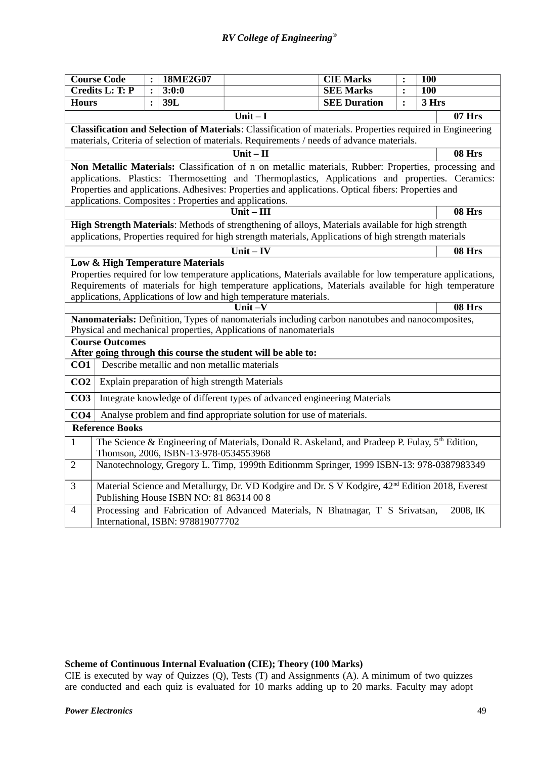| Course Code | : | 18ME2G07 | | CIE Marks | : | 100 |
|---|---|---|---|---|---|---|
| Credits L: T: P | : | 3:0:0 | | SEE Marks | : | 100 |
| Hours | : | 39L | | SEE Duration | : | 3 Hrs |

### Unit – I (07 Hrs)

**Classification and Selection of Materials**: Classification of materials. Properties required in Engineering materials, Criteria of selection of materials. Requirements / needs of advance materials.

### Unit – II (08 Hrs)

**Non Metallic Materials:** Classification of n on metallic materials, Rubber: Properties, processing and applications. Plastics: Thermosetting and Thermoplastics, Applications and properties. Ceramics: Properties and applications. Adhesives: Properties and applications. Optical fibers: Properties and applications. Composites : Properties and applications.

### Unit – III (08 Hrs)

**High Strength Materials**: Methods of strengthening of alloys, Materials available for high strength applications, Properties required for high strength materials, Applications of high strength materials

### Unit – IV (08 Hrs)

**Low & High Temperature Materials**

Properties required for low temperature applications, Materials available for low temperature applications, Requirements of materials for high temperature applications, Materials available for high temperature applications, Applications of low and high temperature materials.

### Unit –V (08 Hrs)

**Nanomaterials:** Definition, Types of nanomaterials including carbon nanotubes and nanocomposites, Physical and mechanical properties, Applications of nanomaterials

**Course Outcomes**

**After going through this course the student will be able to:**

| | |
|---|---|
| **CO1** | Describe metallic and non metallic materials |
| **CO2** | Explain preparation of high strength Materials |
| **CO3** | Integrate knowledge of different types of advanced engineering Materials |
| **CO4** | Analyse problem and find appropriate solution for use of materials. |

**Reference Books**

| | |
|---|---|
| 1 | The Science & Engineering of Materials, Donald R. Askeland, and Pradeep P. Fulay, 5th Edition, Thomson, 2006, ISBN-13-978-0534553968 |
| 2 | Nanotechnology, Gregory L. Timp, 1999th Editionmm Springer, 1999 ISBN-13: 978-0387983349 |
| 3 | Material Science and Metallurgy, Dr. VD Kodgire and Dr. S V Kodgire, 42nd Edition 2018, Everest Publishing House ISBN NO: 81 86314 00 8 |
| 4 | Processing and Fabrication of Advanced Materials, N Bhatnagar, T S Srivatsan, 2008, IK International, ISBN: 978819077702 |

**Scheme of Continuous Internal Evaluation (CIE); Theory (100 Marks)**

CIE is executed by way of Quizzes (Q), Tests (T) and Assignments (A). A minimum of two quizzes are conducted and each quiz is evaluated for 10 marks adding up to 20 marks. Faculty may adopt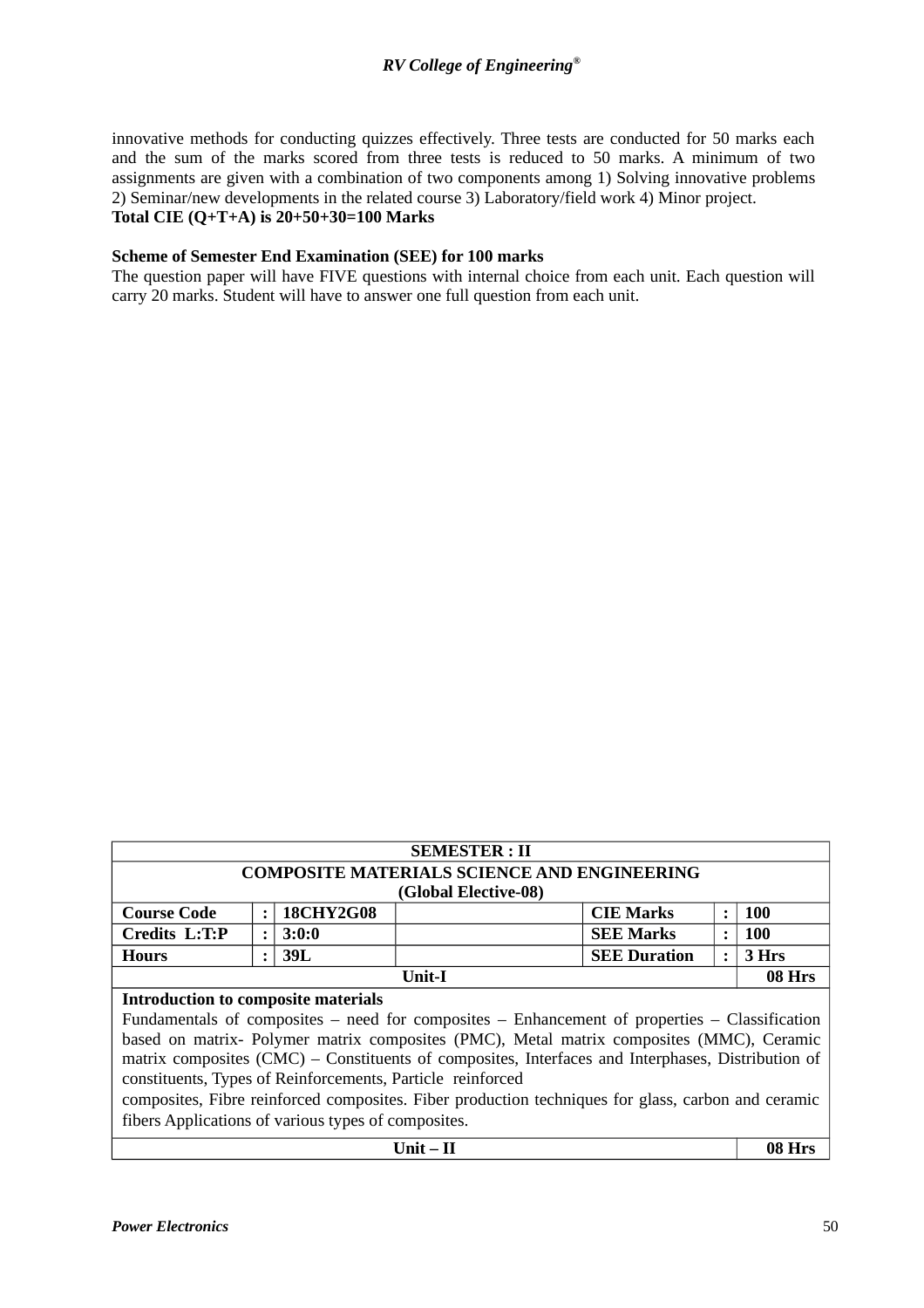innovative methods for conducting quizzes effectively. Three tests are conducted for 50 marks each and the sum of the marks scored from three tests is reduced to 50 marks. A minimum of two assignments are given with a combination of two components among 1) Solving innovative problems 2) Seminar/new developments in the related course 3) Laboratory/field work 4) Minor project.
**Total CIE (Q+T+A) is 20+50+30=100 Marks**

**Scheme of Semester End Examination (SEE) for 100 marks**
The question paper will have FIVE questions with internal choice from each unit. Each question will carry 20 marks. Student will have to answer one full question from each unit.

| **SEMESTER : II** | | | | | | | |
|---|---|---|---|---|---|---|---|
| **COMPOSITE MATERIALS SCIENCE AND ENGINEERING (Global Elective-08)** | | | | | | | |
| **Course Code** | **:** | **18CHY2G08** | | **CIE Marks** | **:** | **100** | |
| **Credits L:T:P** | **:** | **3:0:0** | | **SEE Marks** | **:** | **100** | |
| **Hours** | **:** | **39L** | | **SEE Duration** | **:** | **3 Hrs** | |
| **Unit-I** | | | | | | | **08 Hrs** |
| **Introduction to composite materials** Fundamentals of composites – need for composites – Enhancement of properties – Classification based on matrix- Polymer matrix composites (PMC), Metal matrix composites (MMC), Ceramic matrix composites (CMC) – Constituents of composites, Interfaces and Interphases, Distribution of constituents, Types of Reinforcements, Particle reinforced composites, Fibre reinforced composites. Fiber production techniques for glass, carbon and ceramic fibers Applications of various types of composites. | | | | | | | |
| **Unit – II** | | | | | | | **08 Hrs** |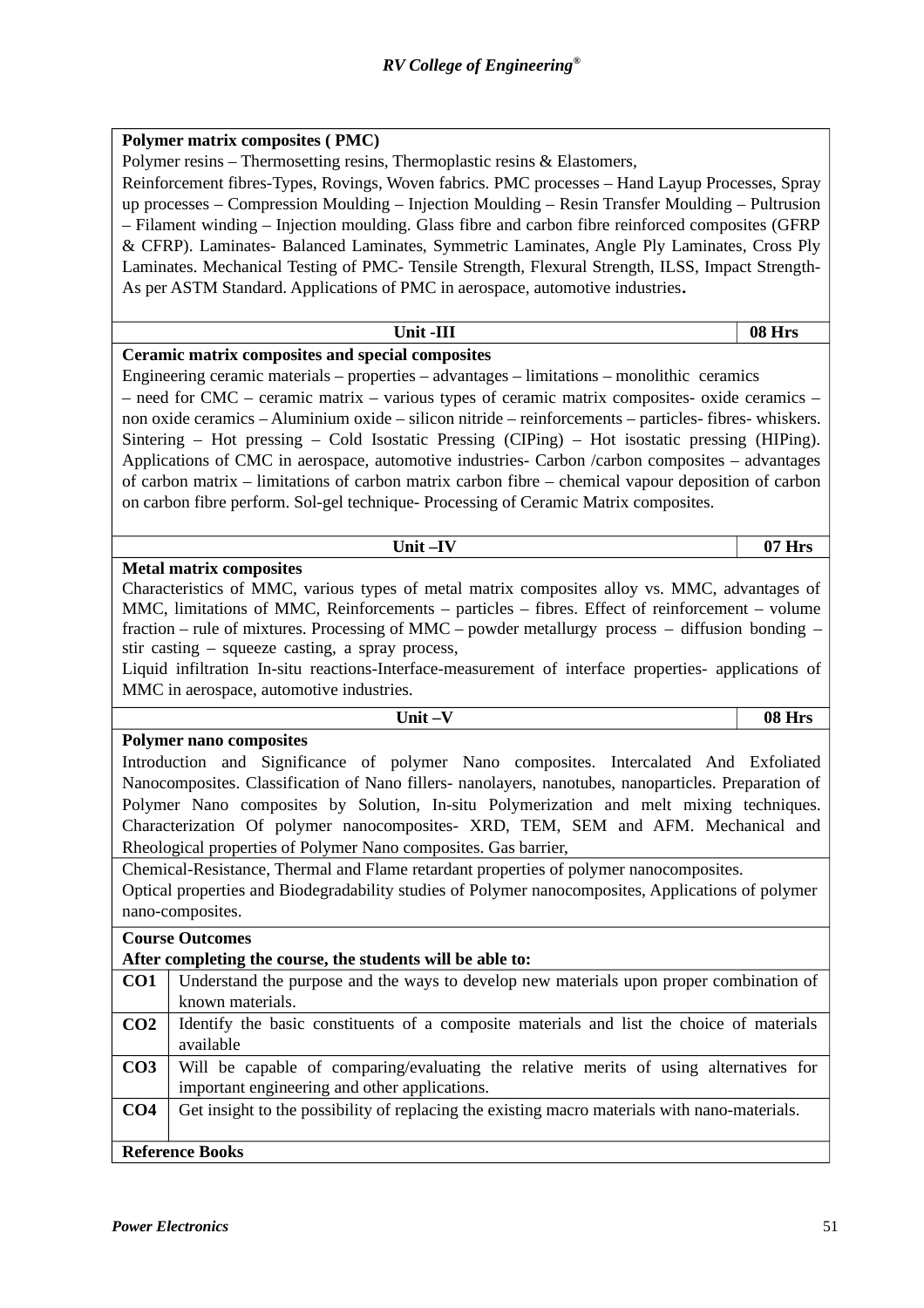| | |
|---|---|
| **Polymer matrix composites ( PMC)**<br>Polymer resins – Thermosetting resins, Thermoplastic resins & Elastomers,<br>Reinforcement fibres-Types, Rovings, Woven fabrics. PMC processes – Hand Layup Processes, Spray up processes – Compression Moulding – Injection Moulding – Resin Transfer Moulding – Pultrusion – Filament winding – Injection moulding. Glass fibre and carbon fibre reinforced composites (GFRP & CFRP). Laminates- Balanced Laminates, Symmetric Laminates, Angle Ply Laminates, Cross Ply Laminates. Mechanical Testing of PMC- Tensile Strength, Flexural Strength, ILSS, Impact Strength- As per ASTM Standard. Applications of PMC in aerospace, automotive industries**.** | |
| **Unit -III** | **08 Hrs** |
| **Ceramic matrix composites and special composites**<br>Engineering ceramic materials – properties – advantages – limitations – monolithic ceramics – need for CMC – ceramic matrix – various types of ceramic matrix composites- oxide ceramics – non oxide ceramics – Aluminium oxide – silicon nitride – reinforcements – particles- fibres- whiskers. Sintering – Hot pressing – Cold Isostatic Pressing (CIPing) – Hot isostatic pressing (HIPing). Applications of CMC in aerospace, automotive industries- Carbon /carbon composites – advantages of carbon matrix – limitations of carbon matrix carbon fibre – chemical vapour deposition of carbon on carbon fibre perform. Sol-gel technique- Processing of Ceramic Matrix composites. | |
| **Unit –IV** | **07 Hrs** |
| **Metal matrix composites**<br>Characteristics of MMC, various types of metal matrix composites alloy vs. MMC, advantages of MMC, limitations of MMC, Reinforcements – particles – fibres. Effect of reinforcement – volume fraction – rule of mixtures. Processing of MMC – powder metallurgy process – diffusion bonding – stir casting – squeeze casting, a spray process,<br>Liquid infiltration In-situ reactions-Interface-measurement of interface properties- applications of MMC in aerospace, automotive industries. | |
| **Unit –V** | **08 Hrs** |
| **Polymer nano composites**<br>Introduction and Significance of polymer Nano composites. Intercalated And Exfoliated Nanocomposites. Classification of Nano fillers- nanolayers, nanotubes, nanoparticles. Preparation of Polymer Nano composites by Solution, In-situ Polymerization and melt mixing techniques. Characterization Of polymer nanocomposites- XRD, TEM, SEM and AFM. Mechanical and Rheological properties of Polymer Nano composites. Gas barrier, | |
| Chemical-Resistance, Thermal and Flame retardant properties of polymer nanocomposites.<br>Optical properties and Biodegradability studies of Polymer nanocomposites, Applications of polymer nano-composites. | |

| **Course Outcomes**<br>**After completing the course, the students will be able to:** | |
|---|---|
| **CO1** | Understand the purpose and the ways to develop new materials upon proper combination of known materials. |
| **CO2** | Identify the basic constituents of a composite materials and list the choice of materials available |
| **CO3** | Will be capable of comparing/evaluating the relative merits of using alternatives for important engineering and other applications. |
| **CO4** | Get insight to the possibility of replacing the existing macro materials with nano-materials. |

**Reference Books**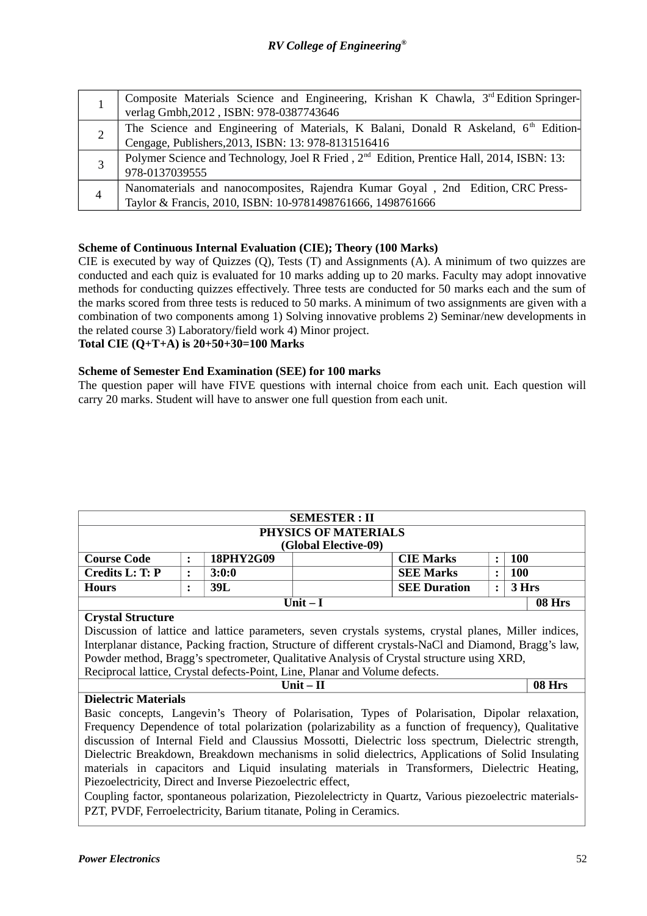| | |
|---|---|
| 1 | Composite Materials Science and Engineering, Krishan K Chawla, 3rd Edition Springer-verlag Gmbh,2012 , ISBN: 978-0387743646 |
| 2 | The Science and Engineering of Materials, K Balani, Donald R Askeland, 6th Edition-Cengage, Publishers,2013, ISBN: 13: 978-8131516416 |
| 3 | Polymer Science and Technology, Joel R Fried , 2nd Edition, Prentice Hall, 2014, ISBN: 13: 978-0137039555 |
| 4 | Nanomaterials and nanocomposites, Rajendra Kumar Goyal , 2nd Edition, CRC Press-Taylor & Francis, 2010, ISBN: 10-9781498761666, 1498761666 |

**Scheme of Continuous Internal Evaluation (CIE); Theory (100 Marks)**

CIE is executed by way of Quizzes (Q), Tests (T) and Assignments (A). A minimum of two quizzes are conducted and each quiz is evaluated for 10 marks adding up to 20 marks. Faculty may adopt innovative methods for conducting quizzes effectively. Three tests are conducted for 50 marks each and the sum of the marks scored from three tests is reduced to 50 marks. A minimum of two assignments are given with a combination of two components among 1) Solving innovative problems 2) Seminar/new developments in the related course 3) Laboratory/field work 4) Minor project.

**Total CIE (Q+T+A) is 20+50+30=100 Marks**

**Scheme of Semester End Examination (SEE) for 100 marks**

The question paper will have FIVE questions with internal choice from each unit. Each question will carry 20 marks. Student will have to answer one full question from each unit.

| **SEMESTER : II** | | | | | | |
|---|---|---|---|---|---|---|
| **PHYSICS OF MATERIALS (Global Elective-09)** | | | | | | |
| **Course Code** | **:** | **18PHY2G09** | | **CIE Marks** | **:** | **100** |
| **Credits L: T: P** | **:** | **3:0:0** | | **SEE Marks** | **:** | **100** |
| **Hours** | **:** | **39L** | | **SEE Duration** | **:** | **3 Hrs** |

**Unit – I** — **08 Hrs**

**Crystal Structure**

Discussion of lattice and lattice parameters, seven crystals systems, crystal planes, Miller indices, Interplanar distance, Packing fraction, Structure of different crystals-NaCl and Diamond, Bragg's law, Powder method, Bragg's spectrometer, Qualitative Analysis of Crystal structure using XRD, Reciprocal lattice, Crystal defects-Point, Line, Planar and Volume defects.

**Unit – II** — **08 Hrs**

**Dielectric Materials**

Basic concepts, Langevin's Theory of Polarisation, Types of Polarisation, Dipolar relaxation, Frequency Dependence of total polarization (polarizability as a function of frequency), Qualitative discussion of Internal Field and Claussius Mossotti, Dielectric loss spectrum, Dielectric strength, Dielectric Breakdown, Breakdown mechanisms in solid dielectrics, Applications of Solid Insulating materials in capacitors and Liquid insulating materials in Transformers, Dielectric Heating, Piezoelectricity, Direct and Inverse Piezoelectric effect,

Coupling factor, spontaneous polarization, Piezolelectricty in Quartz, Various piezoelectric materials-PZT, PVDF, Ferroelectricity, Barium titanate, Poling in Ceramics.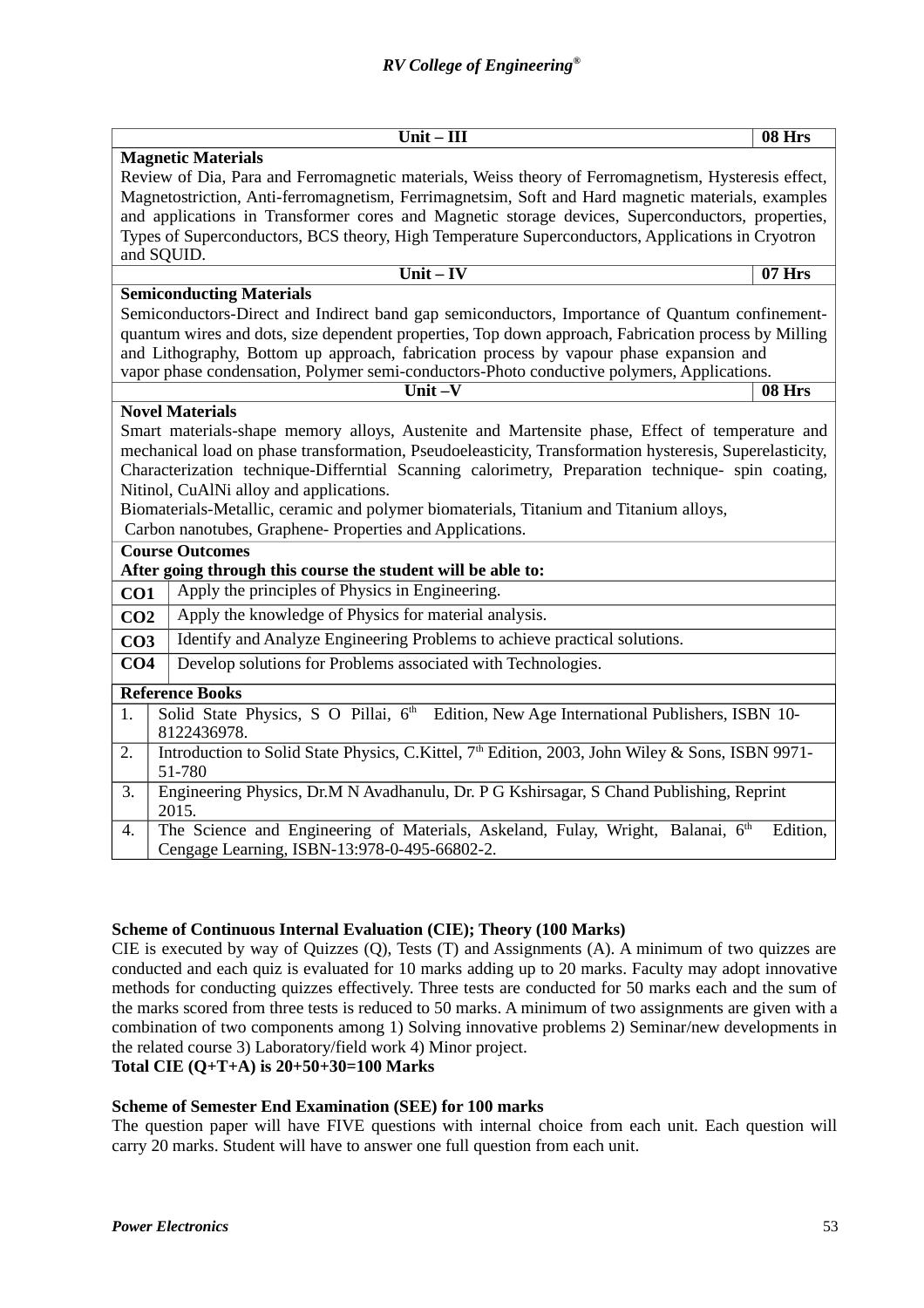| Unit – III | 08 Hrs |
|---|---|
| **Magnetic Materials**<br>Review of Dia, Para and Ferromagnetic materials, Weiss theory of Ferromagnetism, Hysteresis effect, Magnetostriction, Anti-ferromagnetism, Ferrimagnetsim, Soft and Hard magnetic materials, examples and applications in Transformer cores and Magnetic storage devices, Superconductors, properties, Types of Superconductors, BCS theory, High Temperature Superconductors, Applications in Cryotron and SQUID. | |
| **Unit – IV** | **07 Hrs** |
| **Semiconducting Materials**<br>Semiconductors-Direct and Indirect band gap semiconductors, Importance of Quantum confinement-quantum wires and dots, size dependent properties, Top down approach, Fabrication process by Milling and Lithography, Bottom up approach, fabrication process by vapour phase expansion and vapor phase condensation, Polymer semi-conductors-Photo conductive polymers, Applications. | |
| **Unit –V** | **08 Hrs** |
| **Novel Materials**<br>Smart materials-shape memory alloys, Austenite and Martensite phase, Effect of temperature and mechanical load on phase transformation, Pseudoeleasticity, Transformation hysteresis, Superelasticity, Characterization technique-Differntial Scanning calorimetry, Preparation technique- spin coating, Nitinol, CuAlNi alloy and applications.<br>Biomaterials-Metallic, ceramic and polymer biomaterials, Titanium and Titanium alloys,<br>Carbon nanotubes, Graphene- Properties and Applications. | |

**Course Outcomes**
**After going through this course the student will be able to:**

| | |
|---|---|
| **CO1** | Apply the principles of Physics in Engineering. |
| **CO2** | Apply the knowledge of Physics for material analysis. |
| **CO3** | Identify and Analyze Engineering Problems to achieve practical solutions. |
| **CO4** | Develop solutions for Problems associated with Technologies. |

**Reference Books**

| | |
|---|---|
| 1. | Solid State Physics, S O Pillai, 6th Edition, New Age International Publishers, ISBN 10-8122436978. |
| 2. | Introduction to Solid State Physics, C.Kittel, 7th Edition, 2003, John Wiley & Sons, ISBN 9971-51-780 |
| 3. | Engineering Physics, Dr.M N Avadhanulu, Dr. P G Kshirsagar, S Chand Publishing, Reprint 2015. |
| 4. | The Science and Engineering of Materials, Askeland, Fulay, Wright, Balanai, 6th Edition, Cengage Learning, ISBN-13:978-0-495-66802-2. |

**Scheme of Continuous Internal Evaluation (CIE); Theory (100 Marks)**

CIE is executed by way of Quizzes (Q), Tests (T) and Assignments (A). A minimum of two quizzes are conducted and each quiz is evaluated for 10 marks adding up to 20 marks. Faculty may adopt innovative methods for conducting quizzes effectively. Three tests are conducted for 50 marks each and the sum of the marks scored from three tests is reduced to 50 marks. A minimum of two assignments are given with a combination of two components among 1) Solving innovative problems 2) Seminar/new developments in the related course 3) Laboratory/field work 4) Minor project.

**Total CIE (Q+T+A) is 20+50+30=100 Marks**

**Scheme of Semester End Examination (SEE) for 100 marks**

The question paper will have FIVE questions with internal choice from each unit. Each question will carry 20 marks. Student will have to answer one full question from each unit.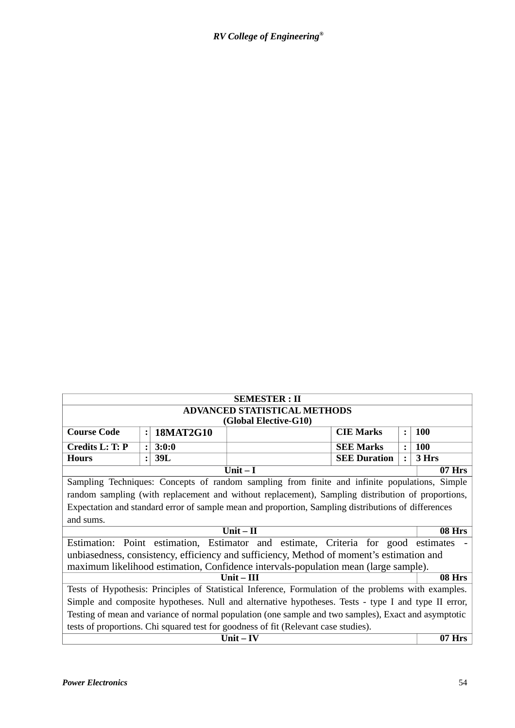| SEMESTER : II | | | | | | |
|---|---|---|---|---|---|---|
| **ADVANCED STATISTICAL METHODS (Global Elective-G10)** | | | | | | |
| **Course Code** | **:** | **18MAT2G10** | | **CIE Marks** | **:** | **100** |
| **Credits L: T: P** | **:** | **3:0:0** | | **SEE Marks** | **:** | **100** |
| **Hours** | **:** | **39L** | | **SEE Duration** | **:** | **3 Hrs** |
| **Unit – I** | | | | | | **07 Hrs** |
| Sampling Techniques: Concepts of random sampling from finite and infinite populations, Simple random sampling (with replacement and without replacement), Sampling distribution of proportions, Expectation and standard error of sample mean and proportion, Sampling distributions of differences and sums. | | | | | | |
| **Unit – II** | | | | | | **08 Hrs** |
| Estimation: Point estimation, Estimator and estimate, Criteria for good estimates - unbiasedness, consistency, efficiency and sufficiency, Method of moment's estimation and maximum likelihood estimation, Confidence intervals-population mean (large sample). | | | | | | |
| **Unit – III** | | | | | | **08 Hrs** |
| Tests of Hypothesis: Principles of Statistical Inference, Formulation of the problems with examples. Simple and composite hypotheses. Null and alternative hypotheses. Tests - type I and type II error, Testing of mean and variance of normal population (one sample and two samples), Exact and asymptotic tests of proportions. Chi squared test for goodness of fit (Relevant case studies). | | | | | | |
| **Unit – IV** | | | | | | **07 Hrs** |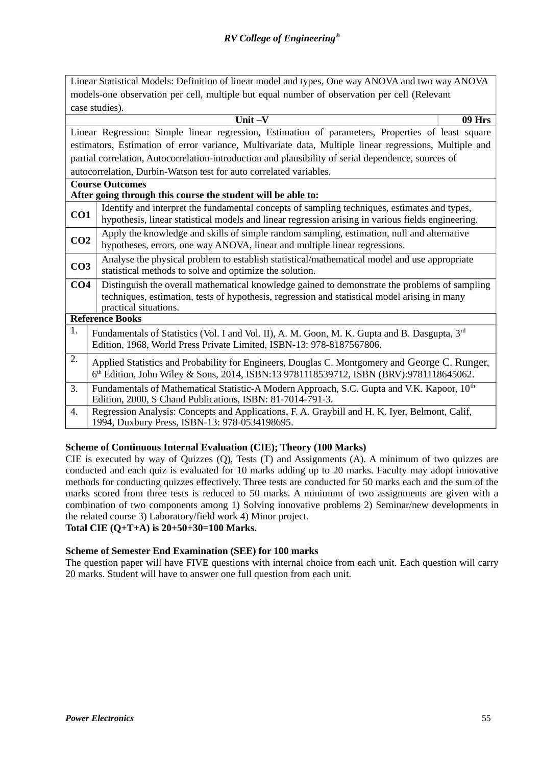| | |
|---|---|
| Linear Statistical Models: Definition of linear model and types, One way ANOVA and two way ANOVA models-one observation per cell, multiple but equal number of observation per cell (Relevant case studies). | |
| **Unit –V** | **09 Hrs** |
| Linear Regression: Simple linear regression, Estimation of parameters, Properties of least square estimators, Estimation of error variance, Multivariate data, Multiple linear regressions, Multiple and partial correlation, Autocorrelation-introduction and plausibility of serial dependence, sources of autocorrelation, Durbin-Watson test for auto correlated variables. | |

**Course Outcomes**
**After going through this course the student will be able to:**

| | |
|---|---|
| **CO1** | Identify and interpret the fundamental concepts of sampling techniques, estimates and types, hypothesis, linear statistical models and linear regression arising in various fields engineering. |
| **CO2** | Apply the knowledge and skills of simple random sampling, estimation, null and alternative hypotheses, errors, one way ANOVA, linear and multiple linear regressions. |
| **CO3** | Analyse the physical problem to establish statistical/mathematical model and use appropriate statistical methods to solve and optimize the solution. |
| **CO4** | Distinguish the overall mathematical knowledge gained to demonstrate the problems of sampling techniques, estimation, tests of hypothesis, regression and statistical model arising in many practical situations. |

**Reference Books**

| | |
|---|---|
| 1. | Fundamentals of Statistics (Vol. I and Vol. II), A. M. Goon, M. K. Gupta and B. Dasgupta, 3rd Edition, 1968, World Press Private Limited, ISBN-13: 978-8187567806. |
| 2. | Applied Statistics and Probability for Engineers, Douglas C. Montgomery and George C. Runger, 6th Edition, John Wiley & Sons, 2014, ISBN:13 9781118539712, ISBN (BRV):9781118645062. |
| 3. | Fundamentals of Mathematical Statistic-A Modern Approach, S.C. Gupta and V.K. Kapoor, 10th Edition, 2000, S Chand Publications, ISBN: 81-7014-791-3. |
| 4. | Regression Analysis: Concepts and Applications, F. A. Graybill and H. K. Iyer, Belmont, Calif, 1994, Duxbury Press, ISBN-13: 978-0534198695. |

**Scheme of Continuous Internal Evaluation (CIE); Theory (100 Marks)**

CIE is executed by way of Quizzes (Q), Tests (T) and Assignments (A). A minimum of two quizzes are conducted and each quiz is evaluated for 10 marks adding up to 20 marks. Faculty may adopt innovative methods for conducting quizzes effectively. Three tests are conducted for 50 marks each and the sum of the marks scored from three tests is reduced to 50 marks. A minimum of two assignments are given with a combination of two components among 1) Solving innovative problems 2) Seminar/new developments in the related course 3) Laboratory/field work 4) Minor project.

**Total CIE (Q+T+A) is 20+50+30=100 Marks.**

**Scheme of Semester End Examination (SEE) for 100 marks**

The question paper will have FIVE questions with internal choice from each unit. Each question will carry 20 marks. Student will have to answer one full question from each unit.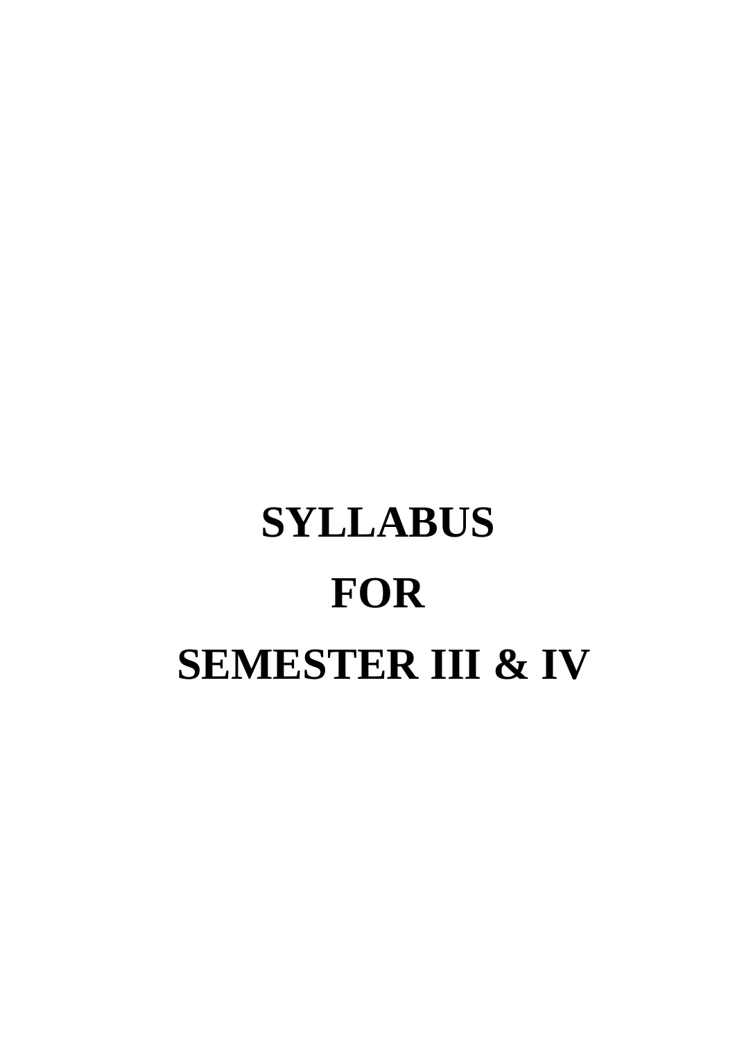# SYLLABUS

# FOR

# SEMESTER III & IV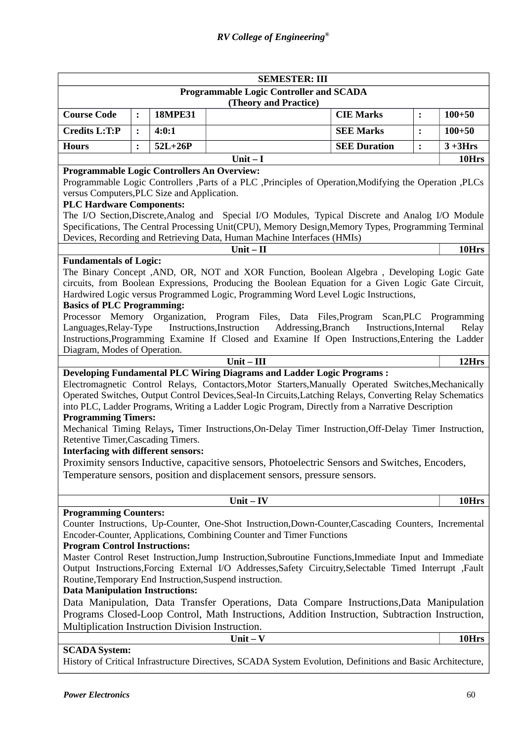| SEMESTER: III | | | | | | |
|---|---|---|---|---|---|---|
| **Programmable Logic Controller and SCADA (Theory and Practice)** | | | | | | |
| **Course Code** | **:** | **18MPE31** | | **CIE Marks** | **:** | **100+50** |
| **Credits L:T:P** | **:** | **4:0:1** | | **SEE Marks** | **:** | **100+50** |
| **Hours** | **:** | **52L+26P** | | **SEE Duration** | **:** | **3 +3Hrs** |

**Unit – I** — **10Hrs**

**Programmable Logic Controllers An Overview:**
Programmable Logic Controllers ,Parts of a PLC ,Principles of Operation,Modifying the Operation ,PLCs versus Computers,PLC Size and Application.
**PLC Hardware Components:**
The I/O Section,Discrete,Analog and Special I/O Modules, Typical Discrete and Analog I/O Module Specifications, The Central Processing Unit(CPU), Memory Design,Memory Types, Programming Terminal Devices, Recording and Retrieving Data, Human Machine Interfaces (HMIs)

**Unit – II** — **10Hrs**

**Fundamentals of Logic:**
The Binary Concept ,AND, OR, NOT and XOR Function, Boolean Algebra , Developing Logic Gate circuits, from Boolean Expressions, Producing the Boolean Equation for a Given Logic Gate Circuit, Hardwired Logic versus Programmed Logic, Programming Word Level Logic Instructions,
**Basics of PLC Programming:**
Processor Memory Organization, Program Files, Data Files,Program Scan,PLC Programming Languages,Relay-Type Instructions,Instruction Addressing,Branch Instructions,Internal Relay Instructions,Programming Examine If Closed and Examine If Open Instructions,Entering the Ladder Diagram, Modes of Operation.

**Unit – III** — **12Hrs**

**Developing Fundamental PLC Wiring Diagrams and Ladder Logic Programs :**
Electromagnetic Control Relays, Contactors,Motor Starters,Manually Operated Switches,Mechanically Operated Switches, Output Control Devices,Seal-In Circuits,Latching Relays, Converting Relay Schematics into PLC, Ladder Programs, Writing a Ladder Logic Program, Directly from a Narrative Description
**Programming Timers:**
Mechanical Timing Relays**,** Timer Instructions,On-Delay Timer Instruction,Off-Delay Timer Instruction, Retentive Timer,Cascading Timers.
**Interfacing with different sensors:**
Proximity sensors Inductive, capacitive sensors, Photoelectric Sensors and Switches, Encoders, Temperature sensors, position and displacement sensors, pressure sensors.

**Unit – IV** — **10Hrs**

**Programming Counters:**
Counter Instructions, Up-Counter, One-Shot Instruction,Down-Counter,Cascading Counters, Incremental Encoder-Counter, Applications, Combining Counter and Timer Functions
**Program Control Instructions:**
Master Control Reset Instruction,Jump Instruction,Subroutine Functions,Immediate Input and Immediate Output Instructions,Forcing External I/O Addresses,Safety Circuitry,Selectable Timed Interrupt ,Fault Routine,Temporary End Instruction,Suspend instruction.
**Data Manipulation Instructions:**
Data Manipulation, Data Transfer Operations, Data Compare Instructions,Data Manipulation Programs Closed-Loop Control, Math Instructions, Addition Instruction, Subtraction Instruction, Multiplication Instruction Division Instruction.

**Unit – V** — **10Hrs**

**SCADA System:**
History of Critical Infrastructure Directives, SCADA System Evolution, Definitions and Basic Architecture,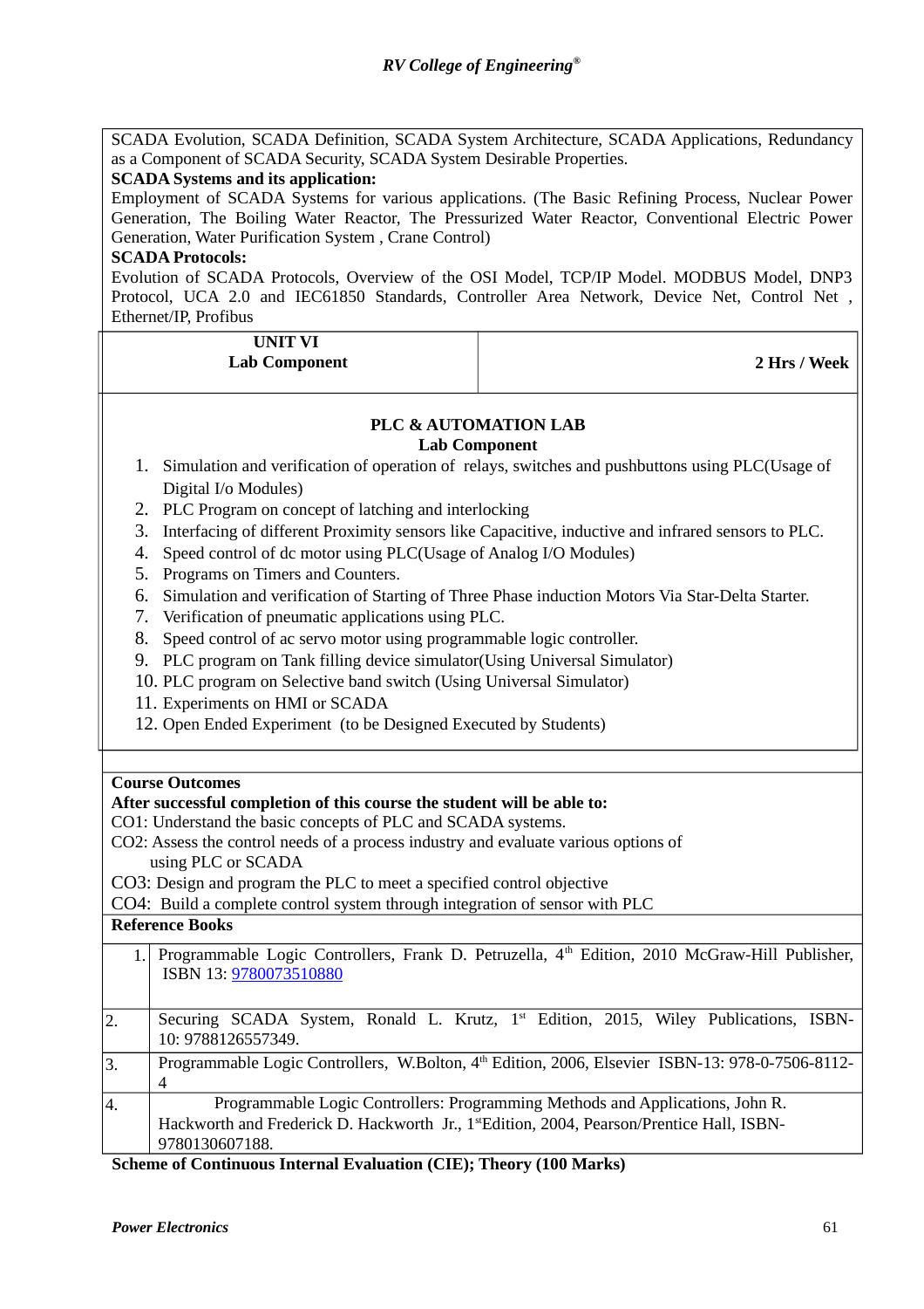SCADA Evolution, SCADA Definition, SCADA System Architecture, SCADA Applications, Redundancy as a Component of SCADA Security, SCADA System Desirable Properties.

**SCADA Systems and its application:**

Employment of SCADA Systems for various applications. (The Basic Refining Process, Nuclear Power Generation, The Boiling Water Reactor, The Pressurized Water Reactor, Conventional Electric Power Generation, Water Purification System , Crane Control)

**SCADA Protocols:**

Evolution of SCADA Protocols, Overview of the OSI Model, TCP/IP Model. MODBUS Model, DNP3 Protocol, UCA 2.0 and IEC61850 Standards, Controller Area Network, Device Net, Control Net , Ethernet/IP, Profibus

| **UNIT VI Lab Component** | **2 Hrs / Week** |
|---|---|

**PLC & AUTOMATION LAB**

**Lab Component**

1. Simulation and verification of operation of relays, switches and pushbuttons using PLC(Usage of Digital I/o Modules)
2. PLC Program on concept of latching and interlocking
3. Interfacing of different Proximity sensors like Capacitive, inductive and infrared sensors to PLC.
4. Speed control of dc motor using PLC(Usage of Analog I/O Modules)
5. Programs on Timers and Counters.
6. Simulation and verification of Starting of Three Phase induction Motors Via Star-Delta Starter.
7. Verification of pneumatic applications using PLC.
8. Speed control of ac servo motor using programmable logic controller.
9. PLC program on Tank filling device simulator(Using Universal Simulator)
10. PLC program on Selective band switch (Using Universal Simulator)
11. Experiments on HMI or SCADA
12. Open Ended Experiment (to be Designed Executed by Students)

**Course Outcomes**

**After successful completion of this course the student will be able to:**

CO1: Understand the basic concepts of PLC and SCADA systems.

CO2: Assess the control needs of a process industry and evaluate various options of using PLC or SCADA

CO3: Design and program the PLC to meet a specified control objective

CO4: Build a complete control system through integration of sensor with PLC

**Reference Books**

| | |
|---|---|
| 1. | Programmable Logic Controllers, Frank D. Petruzella, 4th Edition, 2010 McGraw-Hill Publisher, ISBN 13: 9780073510880 |
| 2. | Securing SCADA System, Ronald L. Krutz, 1st Edition, 2015, Wiley Publications, ISBN-10: 9788126557349. |
| 3. | Programmable Logic Controllers, W.Bolton, 4th Edition, 2006, Elsevier ISBN-13: 978-0-7506-8112-4 |
| 4. | Programmable Logic Controllers: Programming Methods and Applications, John R. Hackworth and Frederick D. Hackworth Jr., 1st Edition, 2004, Pearson/Prentice Hall, ISBN-9780130607188. |

**Scheme of Continuous Internal Evaluation (CIE); Theory (100 Marks)**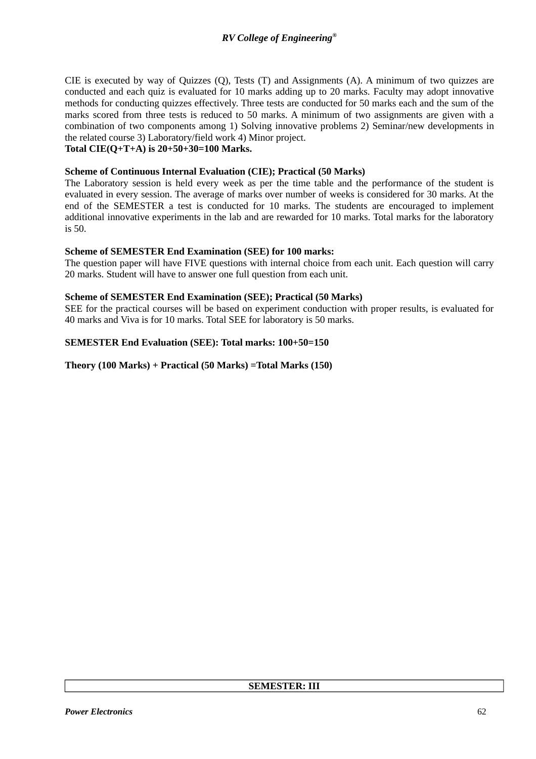CIE is executed by way of Quizzes (Q), Tests (T) and Assignments (A). A minimum of two quizzes are conducted and each quiz is evaluated for 10 marks adding up to 20 marks. Faculty may adopt innovative methods for conducting quizzes effectively. Three tests are conducted for 50 marks each and the sum of the marks scored from three tests is reduced to 50 marks. A minimum of two assignments are given with a combination of two components among 1) Solving innovative problems 2) Seminar/new developments in the related course 3) Laboratory/field work 4) Minor project.

**Total CIE(Q+T+A) is 20+50+30=100 Marks.**

**Scheme of Continuous Internal Evaluation (CIE); Practical (50 Marks)**

The Laboratory session is held every week as per the time table and the performance of the student is evaluated in every session. The average of marks over number of weeks is considered for 30 marks. At the end of the SEMESTER a test is conducted for 10 marks. The students are encouraged to implement additional innovative experiments in the lab and are rewarded for 10 marks. Total marks for the laboratory is 50.

**Scheme of SEMESTER End Examination (SEE) for 100 marks:**

The question paper will have FIVE questions with internal choice from each unit. Each question will carry 20 marks. Student will have to answer one full question from each unit.

**Scheme of SEMESTER End Examination (SEE); Practical (50 Marks)**

SEE for the practical courses will be based on experiment conduction with proper results, is evaluated for 40 marks and Viva is for 10 marks. Total SEE for laboratory is 50 marks.

**SEMESTER End Evaluation (SEE): Total marks: 100+50=150**

**Theory (100 Marks) + Practical (50 Marks) =Total Marks (150)**

| SEMESTER: III |
| --- |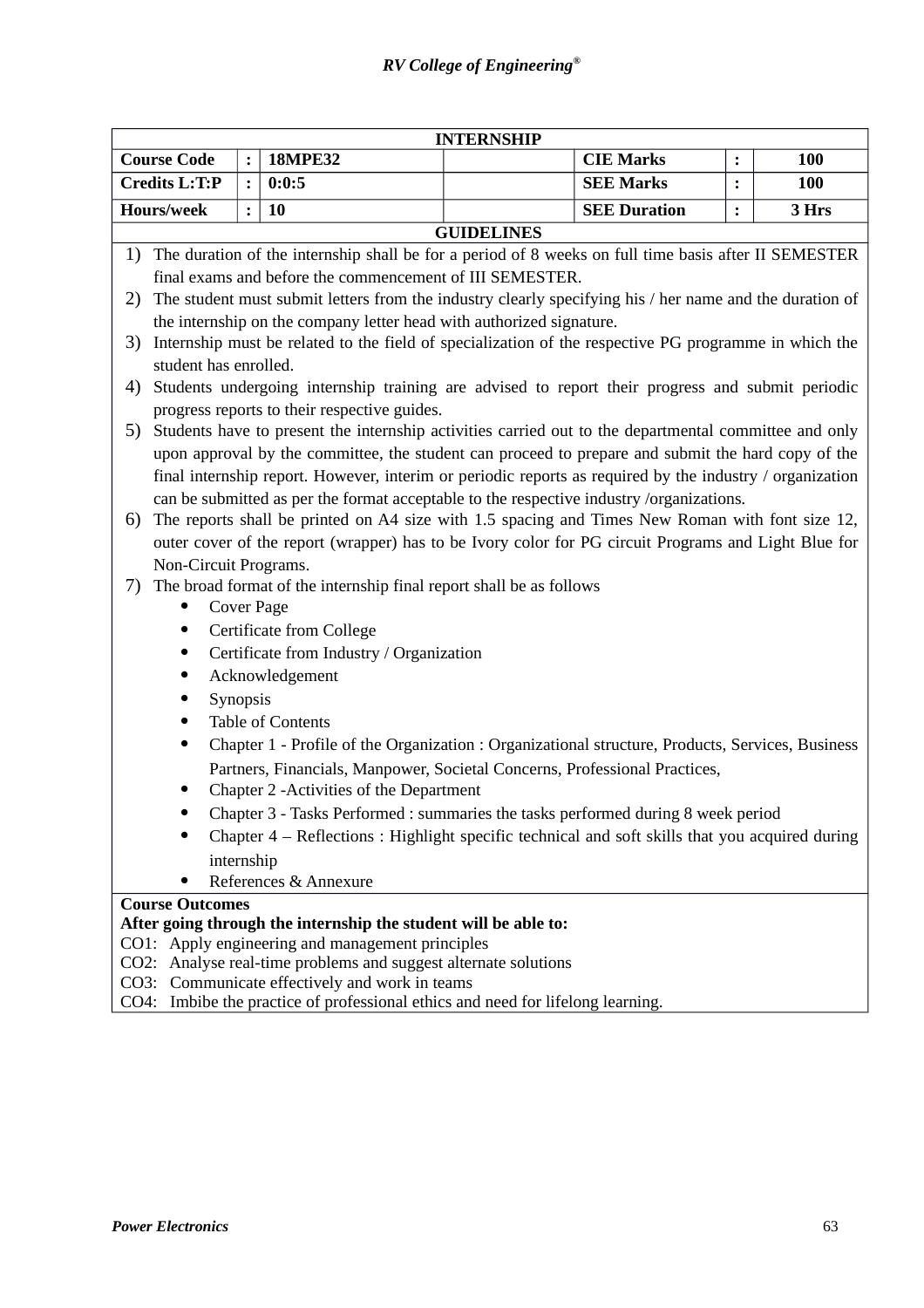## INTERNSHIP

| Course Code | : | 18MPE32 | | CIE Marks | : | 100 |
|---|---|---|---|---|---|---|
| Credits L:T:P | : | 0:0:5 | | SEE Marks | : | 100 |
| Hours/week | : | 10 | | SEE Duration | : | 3 Hrs |

### GUIDELINES

1) The duration of the internship shall be for a period of 8 weeks on full time basis after II SEMESTER final exams and before the commencement of III SEMESTER.
2) The student must submit letters from the industry clearly specifying his / her name and the duration of the internship on the company letter head with authorized signature.
3) Internship must be related to the field of specialization of the respective PG programme in which the student has enrolled.
4) Students undergoing internship training are advised to report their progress and submit periodic progress reports to their respective guides.
5) Students have to present the internship activities carried out to the departmental committee and only upon approval by the committee, the student can proceed to prepare and submit the hard copy of the final internship report. However, interim or periodic reports as required by the industry / organization can be submitted as per the format acceptable to the respective industry /organizations.
6) The reports shall be printed on A4 size with 1.5 spacing and Times New Roman with font size 12, outer cover of the report (wrapper) has to be Ivory color for PG circuit Programs and Light Blue for Non-Circuit Programs.
7) The broad format of the internship final report shall be as follows
   - Cover Page
   - Certificate from College
   - Certificate from Industry / Organization
   - Acknowledgement
   - Synopsis
   - Table of Contents
   - Chapter 1 - Profile of the Organization : Organizational structure, Products, Services, Business Partners, Financials, Manpower, Societal Concerns, Professional Practices,
   - Chapter 2 -Activities of the Department
   - Chapter 3 - Tasks Performed : summaries the tasks performed during 8 week period
   - Chapter 4 – Reflections : Highlight specific technical and soft skills that you acquired during internship
   - References & Annexure

**Course Outcomes**

**After going through the internship the student will be able to:**

CO1: Apply engineering and management principles
CO2: Analyse real-time problems and suggest alternate solutions
CO3: Communicate effectively and work in teams
CO4: Imbibe the practice of professional ethics and need for lifelong learning.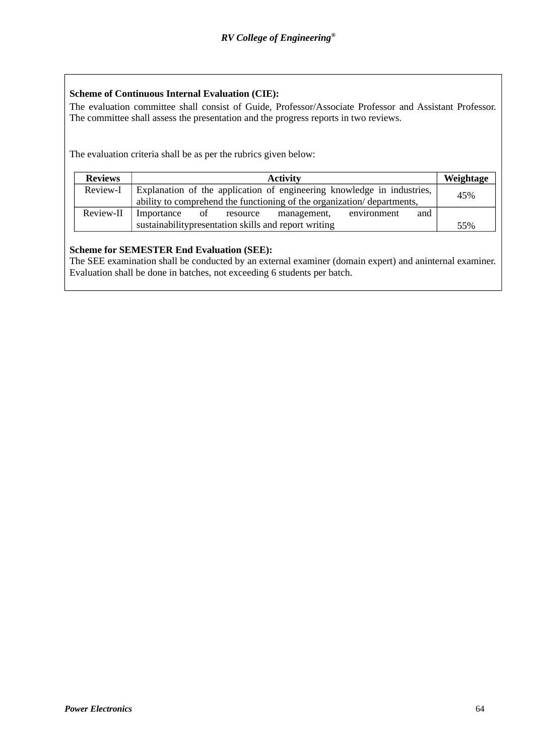**Scheme of Continuous Internal Evaluation (CIE):**

The evaluation committee shall consist of Guide, Professor/Associate Professor and Assistant Professor. The committee shall assess the presentation and the progress reports in two reviews.

The evaluation criteria shall be as per the rubrics given below:

| Reviews | Activity | Weightage |
|---|---|---|
| Review-I | Explanation of the application of engineering knowledge in industries, ability to comprehend the functioning of the organization/ departments, | 45% |
| Review-II | Importance of resource management, environment and sustainabilitypresentation skills and report writing | 55% |

**Scheme for SEMESTER End Evaluation (SEE):**

The SEE examination shall be conducted by an external examiner (domain expert) and aninternal examiner. Evaluation shall be done in batches, not exceeding 6 students per batch.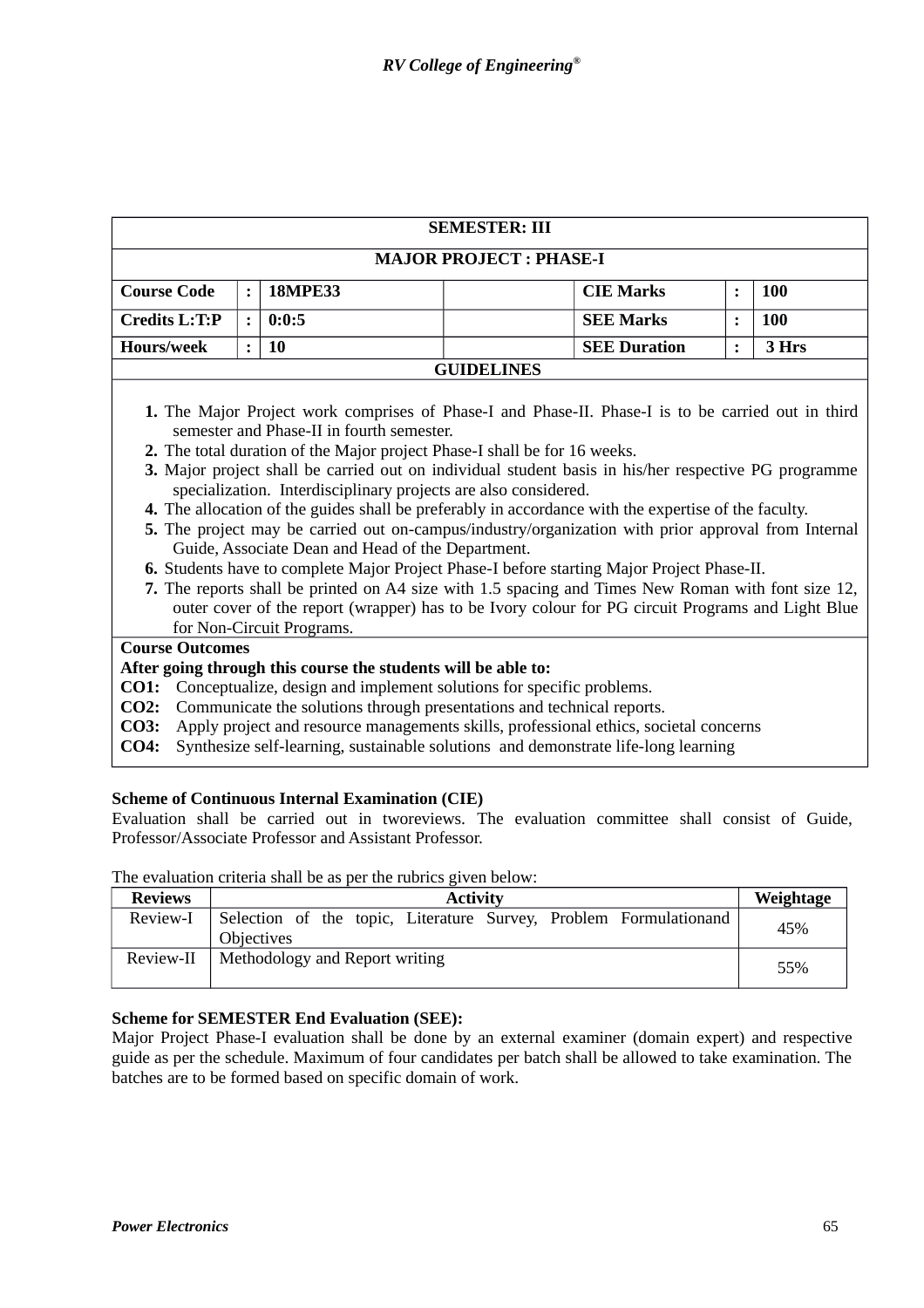| SEMESTER: III | | | | | | |
|---|---|---|---|---|---|---|
| **MAJOR PROJECT : PHASE-I** | | | | | | |
| **Course Code** | **:** | **18MPE33** | | **CIE Marks** | **:** | **100** |
| **Credits L:T:P** | **:** | **0:0:5** | | **SEE Marks** | **:** | **100** |
| **Hours/week** | **:** | **10** | | **SEE Duration** | **:** | **3 Hrs** |

**GUIDELINES**

1. The Major Project work comprises of Phase-I and Phase-II. Phase-I is to be carried out in third semester and Phase-II in fourth semester.
2. The total duration of the Major project Phase-I shall be for 16 weeks.
3. Major project shall be carried out on individual student basis in his/her respective PG programme specialization. Interdisciplinary projects are also considered.
4. The allocation of the guides shall be preferably in accordance with the expertise of the faculty.
5. The project may be carried out on-campus/industry/organization with prior approval from Internal Guide, Associate Dean and Head of the Department.
6. Students have to complete Major Project Phase-I before starting Major Project Phase-II.
7. The reports shall be printed on A4 size with 1.5 spacing and Times New Roman with font size 12, outer cover of the report (wrapper) has to be Ivory colour for PG circuit Programs and Light Blue for Non-Circuit Programs.

**Course Outcomes**

**After going through this course the students will be able to:**

**CO1:** Conceptualize, design and implement solutions for specific problems.
**CO2:** Communicate the solutions through presentations and technical reports.
**CO3:** Apply project and resource managements skills, professional ethics, societal concerns
**CO4:** Synthesize self-learning, sustainable solutions and demonstrate life-long learning

**Scheme of Continuous Internal Examination (CIE)**

Evaluation shall be carried out in tworeviews. The evaluation committee shall consist of Guide, Professor/Associate Professor and Assistant Professor.

The evaluation criteria shall be as per the rubrics given below:

| Reviews | Activity | Weightage |
|---|---|---|
| Review-I | Selection of the topic, Literature Survey, Problem Formulationand Objectives | 45% |
| Review-II | Methodology and Report writing | 55% |

**Scheme for SEMESTER End Evaluation (SEE):**

Major Project Phase-I evaluation shall be done by an external examiner (domain expert) and respective guide as per the schedule. Maximum of four candidates per batch shall be allowed to take examination. The batches are to be formed based on specific domain of work.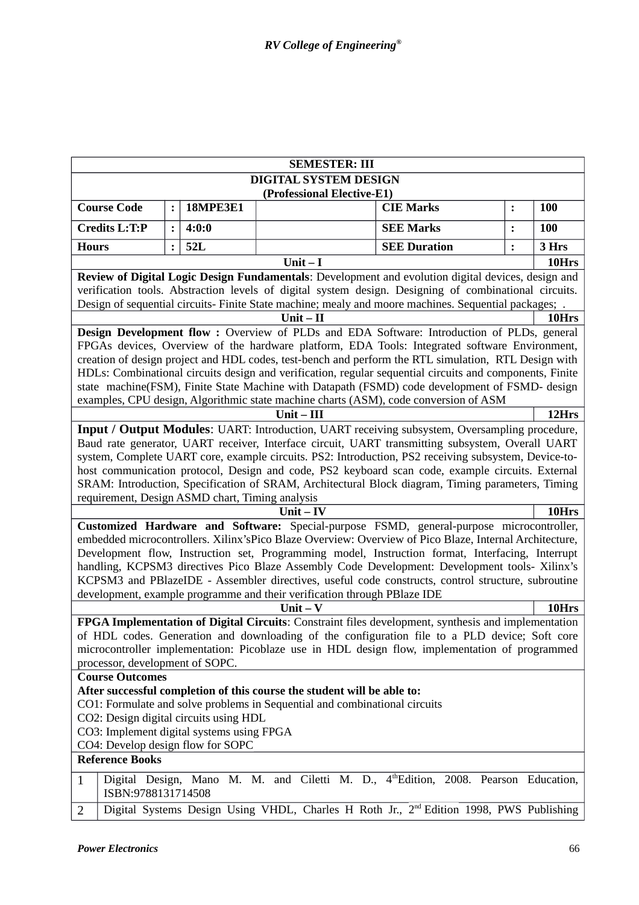| SEMESTER: III | | | | | | |
|---|---|---|---|---|---|---|
| **DIGITAL SYSTEM DESIGN (Professional Elective-E1)** | | | | | | |
| **Course Code** | **:** | **18MPE3E1** | | **CIE Marks** | **:** | **100** |
| **Credits L:T:P** | **:** | **4:0:0** | | **SEE Marks** | **:** | **100** |
| **Hours** | **:** | **52L** | | **SEE Duration** | **:** | **3 Hrs** |

| Unit – I | 10Hrs |
|---|---|
| **Review of Digital Logic Design Fundamentals**: Development and evolution digital devices, design and verification tools. Abstraction levels of digital system design. Designing of combinational circuits. Design of sequential circuits- Finite State machine; mealy and moore machines. Sequential packages; . | |
| **Unit – II** | **10Hrs** |
| **Design Development flow :** Overview of PLDs and EDA Software: Introduction of PLDs, general FPGAs devices, Overview of the hardware platform, EDA Tools: Integrated software Environment, creation of design project and HDL codes, test-bench and perform the RTL simulation, RTL Design with HDLs: Combinational circuits design and verification, regular sequential circuits and components, Finite state machine(FSM), Finite State Machine with Datapath (FSMD) code development of FSMD- design examples, CPU design, Algorithmic state machine charts (ASM), code conversion of ASM | |
| **Unit – III** | **12Hrs** |
| **Input / Output Modules**: UART: Introduction, UART receiving subsystem, Oversampling procedure, Baud rate generator, UART receiver, Interface circuit, UART transmitting subsystem, Overall UART system, Complete UART core, example circuits. PS2: Introduction, PS2 receiving subsystem, Device-to-host communication protocol, Design and code, PS2 keyboard scan code, example circuits. External SRAM: Introduction, Specification of SRAM, Architectural Block diagram, Timing parameters, Timing requirement, Design ASMD chart, Timing analysis | |
| **Unit – IV** | **10Hrs** |
| **Customized Hardware and Software:** Special-purpose FSMD, general-purpose microcontroller, embedded microcontrollers. Xilinx'sPico Blaze Overview: Overview of Pico Blaze, Internal Architecture, Development flow, Instruction set, Programming model, Instruction format, Interfacing, Interrupt handling, KCPSM3 directives Pico Blaze Assembly Code Development: Development tools- Xilinx's KCPSM3 and PBlazeIDE - Assembler directives, useful code constructs, control structure, subroutine development, example programme and their verification through PBlaze IDE | |
| **Unit – V** | **10Hrs** |
| **FPGA Implementation of Digital Circuits**: Constraint files development, synthesis and implementation of HDL codes. Generation and downloading of the configuration file to a PLD device; Soft core microcontroller implementation: Picoblaze use in HDL design flow, implementation of programmed processor, development of SOPC. | |

**Course Outcomes**

**After successful completion of this course the student will be able to:**

CO1: Formulate and solve problems in Sequential and combinational circuits
CO2: Design digital circuits using HDL
CO3: Implement digital systems using FPGA
CO4: Develop design flow for SOPC

**Reference Books**

| | |
|---|---|
| 1 | Digital Design, Mano M. M. and Ciletti M. D., 4th Edition, 2008. Pearson Education, ISBN:9788131714508 |
| 2 | Digital Systems Design Using VHDL, Charles H Roth Jr., 2nd Edition 1998, PWS Publishing |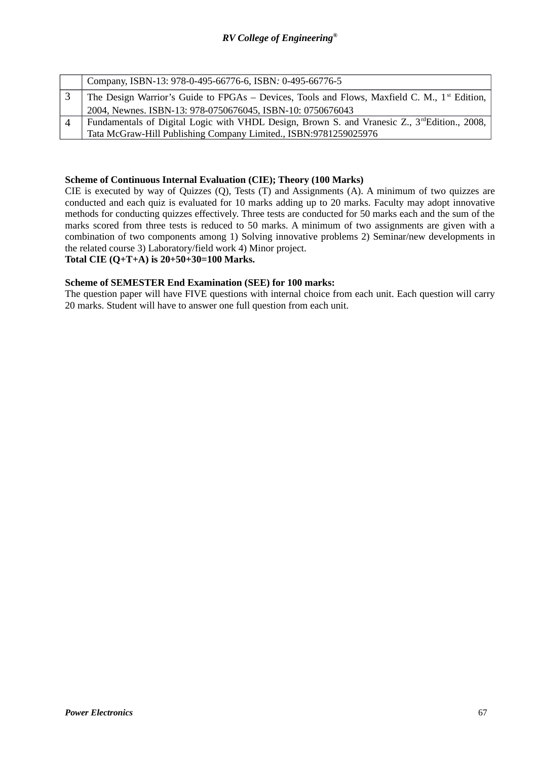|   |   |
|---|---|
|   | Company, ISBN-13: 978-0-495-66776-6, ISBN: 0-495-66776-5 |
| 3 | The Design Warrior's Guide to FPGAs – Devices, Tools and Flows, Maxfield C. M., 1st Edition, 2004, Newnes. ISBN-13: 978-0750676045, ISBN-10: 0750676043 |
| 4 | Fundamentals of Digital Logic with VHDL Design, Brown S. and Vranesic Z., 3rdEdition., 2008, Tata McGraw-Hill Publishing Company Limited., ISBN:9781259025976 |

**Scheme of Continuous Internal Evaluation (CIE); Theory (100 Marks)**

CIE is executed by way of Quizzes (Q), Tests (T) and Assignments (A). A minimum of two quizzes are conducted and each quiz is evaluated for 10 marks adding up to 20 marks. Faculty may adopt innovative methods for conducting quizzes effectively. Three tests are conducted for 50 marks each and the sum of the marks scored from three tests is reduced to 50 marks. A minimum of two assignments are given with a combination of two components among 1) Solving innovative problems 2) Seminar/new developments in the related course 3) Laboratory/field work 4) Minor project.

**Total CIE (Q+T+A) is 20+50+30=100 Marks.**

**Scheme of SEMESTER End Examination (SEE) for 100 marks:**

The question paper will have FIVE questions with internal choice from each unit. Each question will carry 20 marks. Student will have to answer one full question from each unit.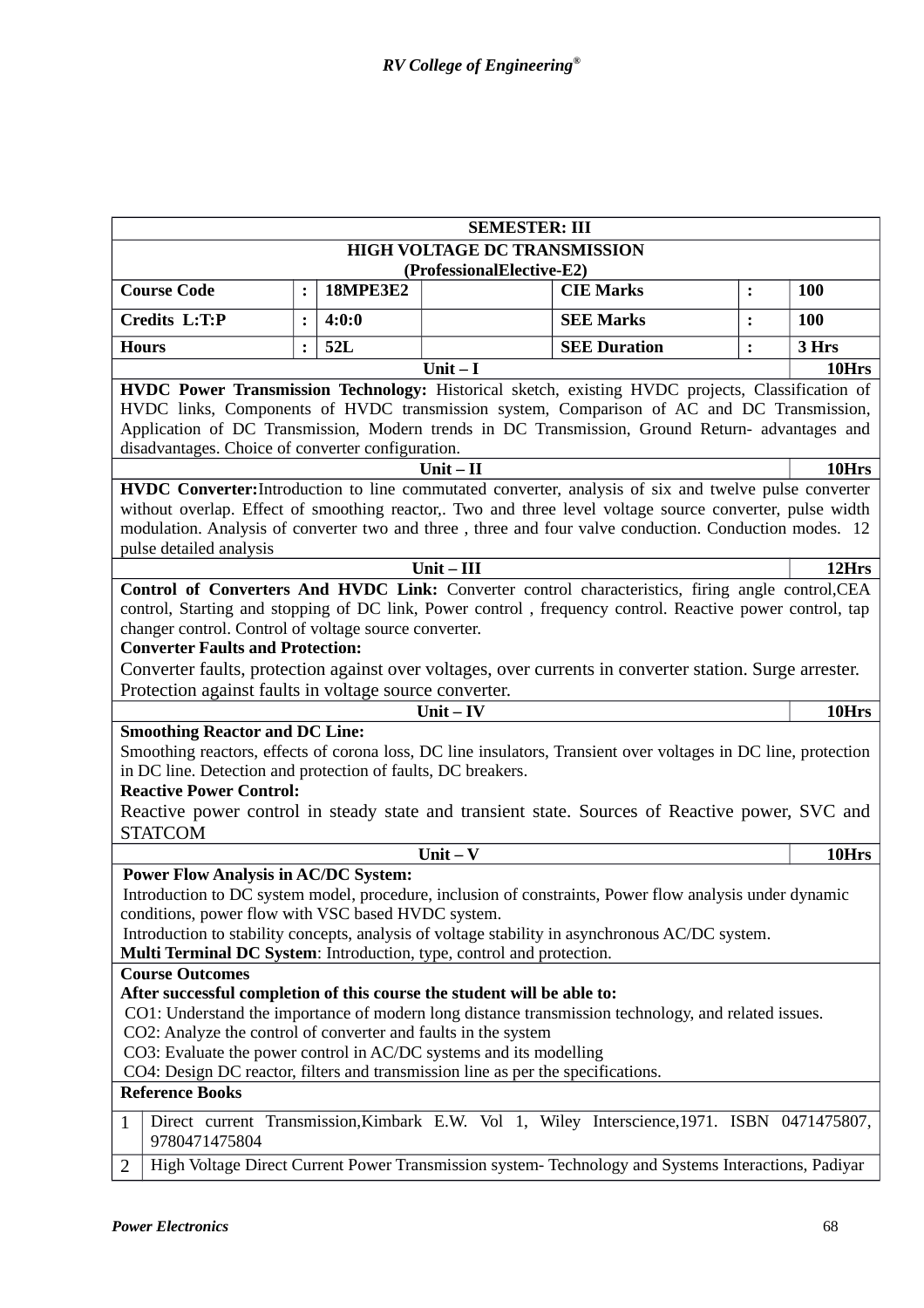| SEMESTER: III | | | | | | |
|---|---|---|---|---|---|---|
| **HIGH VOLTAGE DC TRANSMISSION (ProfessionalElective-E2)** | | | | | | |
| **Course Code** | **:** | **18MPE3E2** | | **CIE Marks** | **:** | **100** |
| **Credits L:T:P** | **:** | **4:0:0** | | **SEE Marks** | **:** | **100** |
| **Hours** | **:** | **52L** | | **SEE Duration** | **:** | **3 Hrs** |

**Unit – I** **10Hrs**

**HVDC Power Transmission Technology:** Historical sketch, existing HVDC projects, Classification of HVDC links, Components of HVDC transmission system, Comparison of AC and DC Transmission, Application of DC Transmission, Modern trends in DC Transmission, Ground Return- advantages and disadvantages. Choice of converter configuration.

**Unit – II** **10Hrs**

**HVDC Converter:**Introduction to line commutated converter, analysis of six and twelve pulse converter without overlap. Effect of smoothing reactor,. Two and three level voltage source converter, pulse width modulation. Analysis of converter two and three , three and four valve conduction. Conduction modes. 12 pulse detailed analysis

**Unit – III** **12Hrs**

**Control of Converters And HVDC Link:** Converter control characteristics, firing angle control,CEA control, Starting and stopping of DC link, Power control , frequency control. Reactive power control, tap changer control. Control of voltage source converter.

**Converter Faults and Protection:**

Converter faults, protection against over voltages, over currents in converter station. Surge arrester. Protection against faults in voltage source converter.

**Unit – IV** **10Hrs**

**Smoothing Reactor and DC Line:**

Smoothing reactors, effects of corona loss, DC line insulators, Transient over voltages in DC line, protection in DC line. Detection and protection of faults, DC breakers.

**Reactive Power Control:**

Reactive power control in steady state and transient state. Sources of Reactive power, SVC and STATCOM

**Unit – V** **10Hrs**

**Power Flow Analysis in AC/DC System:**

Introduction to DC system model, procedure, inclusion of constraints, Power flow analysis under dynamic conditions, power flow with VSC based HVDC system.

Introduction to stability concepts, analysis of voltage stability in asynchronous AC/DC system.

**Multi Terminal DC System**: Introduction, type, control and protection.

**Course Outcomes**

**After successful completion of this course the student will be able to:**

CO1: Understand the importance of modern long distance transmission technology, and related issues.

CO2: Analyze the control of converter and faults in the system

CO3: Evaluate the power control in AC/DC systems and its modelling

CO4: Design DC reactor, filters and transmission line as per the specifications.

**Reference Books**

| | |
|---|---|
| 1 | Direct current Transmission,Kimbark E.W. Vol 1, Wiley Interscience,1971. ISBN 0471475807, 9780471475804 |
| 2 | High Voltage Direct Current Power Transmission system- Technology and Systems Interactions, Padiyar |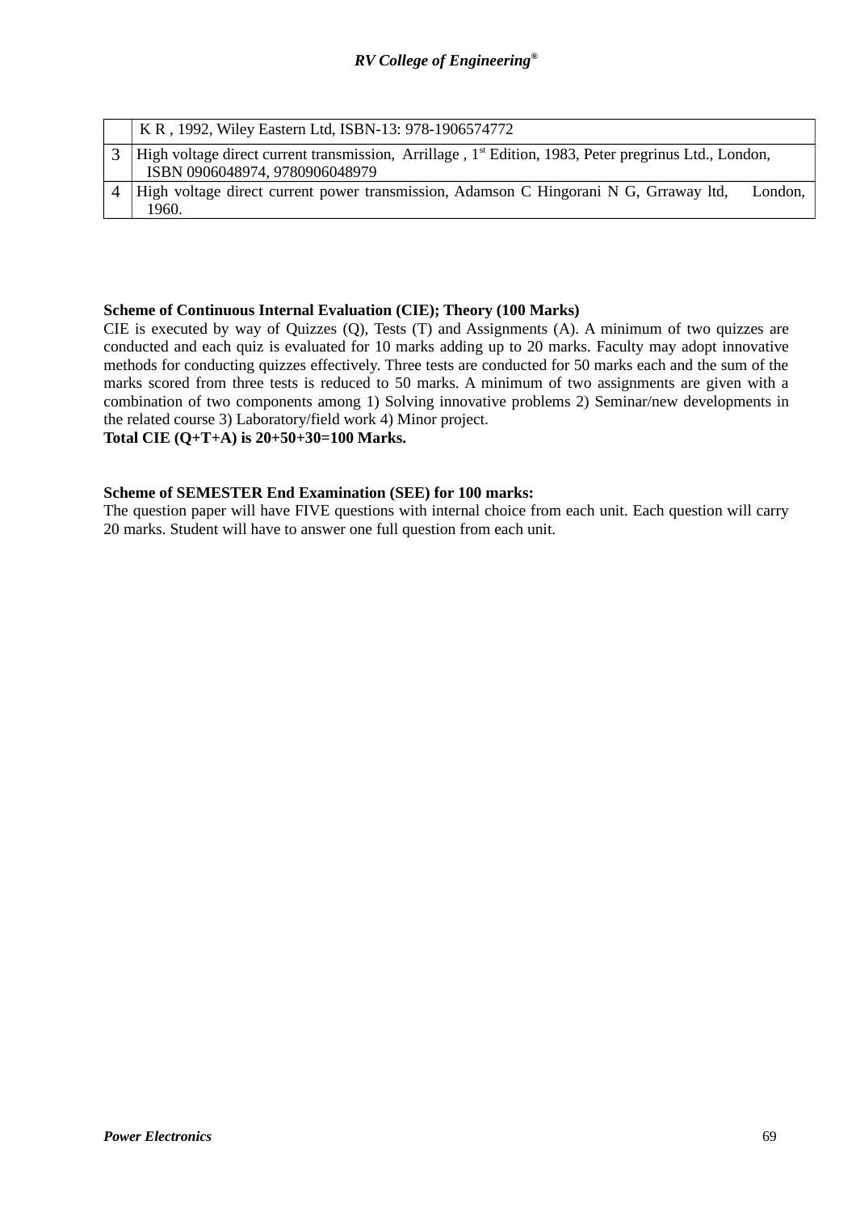| | |
|---|---|
| | K R , 1992, Wiley Eastern Ltd, ISBN-13: 978-1906574772 |
| 3 | High voltage direct current transmission, Arrillage , 1st Edition, 1983, Peter pregrinus Ltd., London, ISBN 0906048974, 9780906048979 |
| 4 | High voltage direct current power transmission, Adamson C Hingorani N G, Grraway ltd, London, 1960. |

**Scheme of Continuous Internal Evaluation (CIE); Theory (100 Marks)**

CIE is executed by way of Quizzes (Q), Tests (T) and Assignments (A). A minimum of two quizzes are conducted and each quiz is evaluated for 10 marks adding up to 20 marks. Faculty may adopt innovative methods for conducting quizzes effectively. Three tests are conducted for 50 marks each and the sum of the marks scored from three tests is reduced to 50 marks. A minimum of two assignments are given with a combination of two components among 1) Solving innovative problems 2) Seminar/new developments in the related course 3) Laboratory/field work 4) Minor project.

**Total CIE (Q+T+A) is 20+50+30=100 Marks.**

**Scheme of SEMESTER End Examination (SEE) for 100 marks:**

The question paper will have FIVE questions with internal choice from each unit. Each question will carry 20 marks. Student will have to answer one full question from each unit.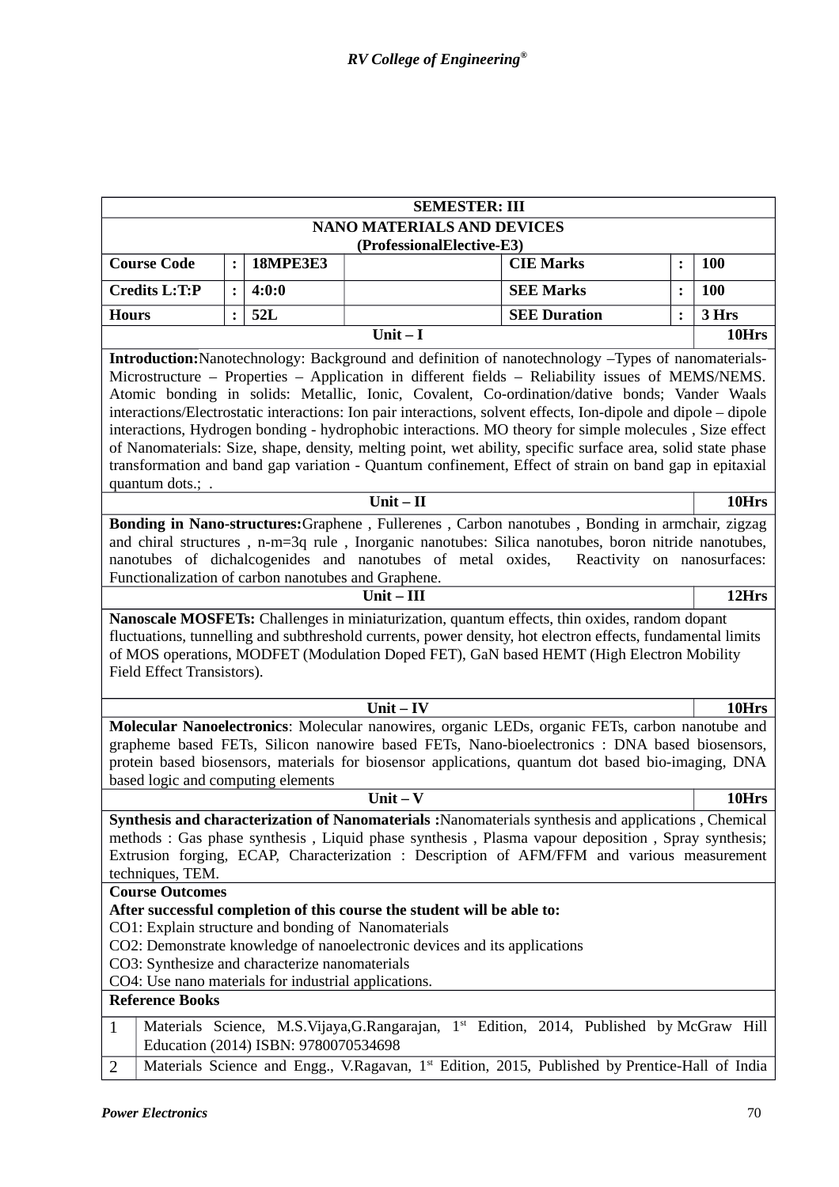| SEMESTER: III | | | | | | |
|---|---|---|---|---|---|---|
| **NANO MATERIALS AND DEVICES (ProfessionalElective-E3)** | | | | | | |
| **Course Code** | **:** | **18MPE3E3** | | **CIE Marks** | **:** | **100** |
| **Credits L:T:P** | **:** | **4:0:0** | | **SEE Marks** | **:** | **100** |
| **Hours** | **:** | **52L** | | **SEE Duration** | **:** | **3 Hrs** |

**Unit – I** — **10Hrs**

**Introduction:**Nanotechnology: Background and definition of nanotechnology –Types of nanomaterials- Microstructure – Properties – Application in different fields – Reliability issues of MEMS/NEMS. Atomic bonding in solids: Metallic, Ionic, Covalent, Co-ordination/dative bonds; Vander Waals interactions/Electrostatic interactions: Ion pair interactions, solvent effects, Ion-dipole and dipole – dipole interactions, Hydrogen bonding - hydrophobic interactions. MO theory for simple molecules , Size effect of Nanomaterials: Size, shape, density, melting point, wet ability, specific surface area, solid state phase transformation and band gap variation - Quantum confinement, Effect of strain on band gap in epitaxial quantum dots.; .

**Unit – II** — **10Hrs**

**Bonding in Nano-structures:**Graphene , Fullerenes , Carbon nanotubes , Bonding in armchair, zigzag and chiral structures , n-m=3q rule , Inorganic nanotubes: Silica nanotubes, boron nitride nanotubes, nanotubes of dichalcogenides and nanotubes of metal oxides, Reactivity on nanosurfaces: Functionalization of carbon nanotubes and Graphene.

**Unit – III** — **12Hrs**

**Nanoscale MOSFETs:** Challenges in miniaturization, quantum effects, thin oxides, random dopant fluctuations, tunnelling and subthreshold currents, power density, hot electron effects, fundamental limits of MOS operations, MODFET (Modulation Doped FET), GaN based HEMT (High Electron Mobility Field Effect Transistors).

**Unit – IV** — **10Hrs**

**Molecular Nanoelectronics**: Molecular nanowires, organic LEDs, organic FETs, carbon nanotube and grapheme based FETs, Silicon nanowire based FETs, Nano-bioelectronics : DNA based biosensors, protein based biosensors, materials for biosensor applications, quantum dot based bio-imaging, DNA based logic and computing elements

**Unit – V** — **10Hrs**

**Synthesis and characterization of Nanomaterials :**Nanomaterials synthesis and applications , Chemical methods : Gas phase synthesis , Liquid phase synthesis , Plasma vapour deposition , Spray synthesis; Extrusion forging, ECAP, Characterization : Description of AFM/FFM and various measurement techniques, TEM.

**Course Outcomes**

**After successful completion of this course the student will be able to:**

CO1: Explain structure and bonding of Nanomaterials

CO2: Demonstrate knowledge of nanoelectronic devices and its applications

CO3: Synthesize and characterize nanomaterials

CO4: Use nano materials for industrial applications.

**Reference Books**

| | |
|---|---|
| 1 | Materials Science, M.S.Vijaya,G.Rangarajan, 1st Edition, 2014, Published by McGraw Hill Education (2014) ISBN: 9780070534698 |
| 2 | Materials Science and Engg., V.Ragavan, 1st Edition, 2015, Published by Prentice-Hall of India |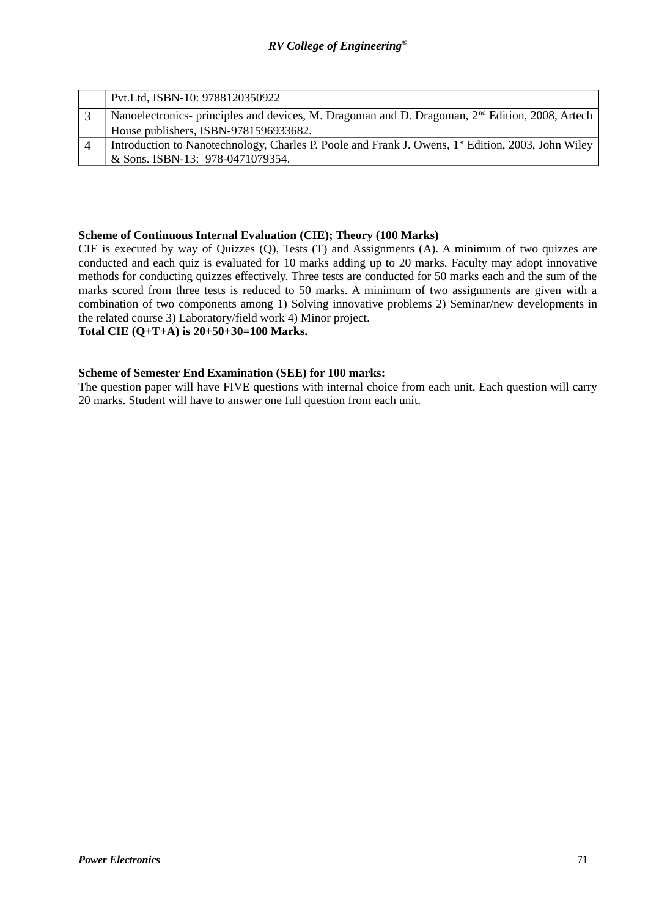|   |   |
|---|---|
|   | Pvt.Ltd, ISBN-10: 9788120350922 |
| 3 | Nanoelectronics- principles and devices, M. Dragoman and D. Dragoman, 2nd Edition, 2008, Artech House publishers, ISBN-9781596933682. |
| 4 | Introduction to Nanotechnology, Charles P. Poole and Frank J. Owens, 1st Edition, 2003, John Wiley & Sons. ISBN-13: 978-0471079354. |

**Scheme of Continuous Internal Evaluation (CIE); Theory (100 Marks)**

CIE is executed by way of Quizzes (Q), Tests (T) and Assignments (A). A minimum of two quizzes are conducted and each quiz is evaluated for 10 marks adding up to 20 marks. Faculty may adopt innovative methods for conducting quizzes effectively. Three tests are conducted for 50 marks each and the sum of the marks scored from three tests is reduced to 50 marks. A minimum of two assignments are given with a combination of two components among 1) Solving innovative problems 2) Seminar/new developments in the related course 3) Laboratory/field work 4) Minor project.

**Total CIE (Q+T+A) is 20+50+30=100 Marks.**

**Scheme of Semester End Examination (SEE) for 100 marks:**

The question paper will have FIVE questions with internal choice from each unit. Each question will carry 20 marks. Student will have to answer one full question from each unit.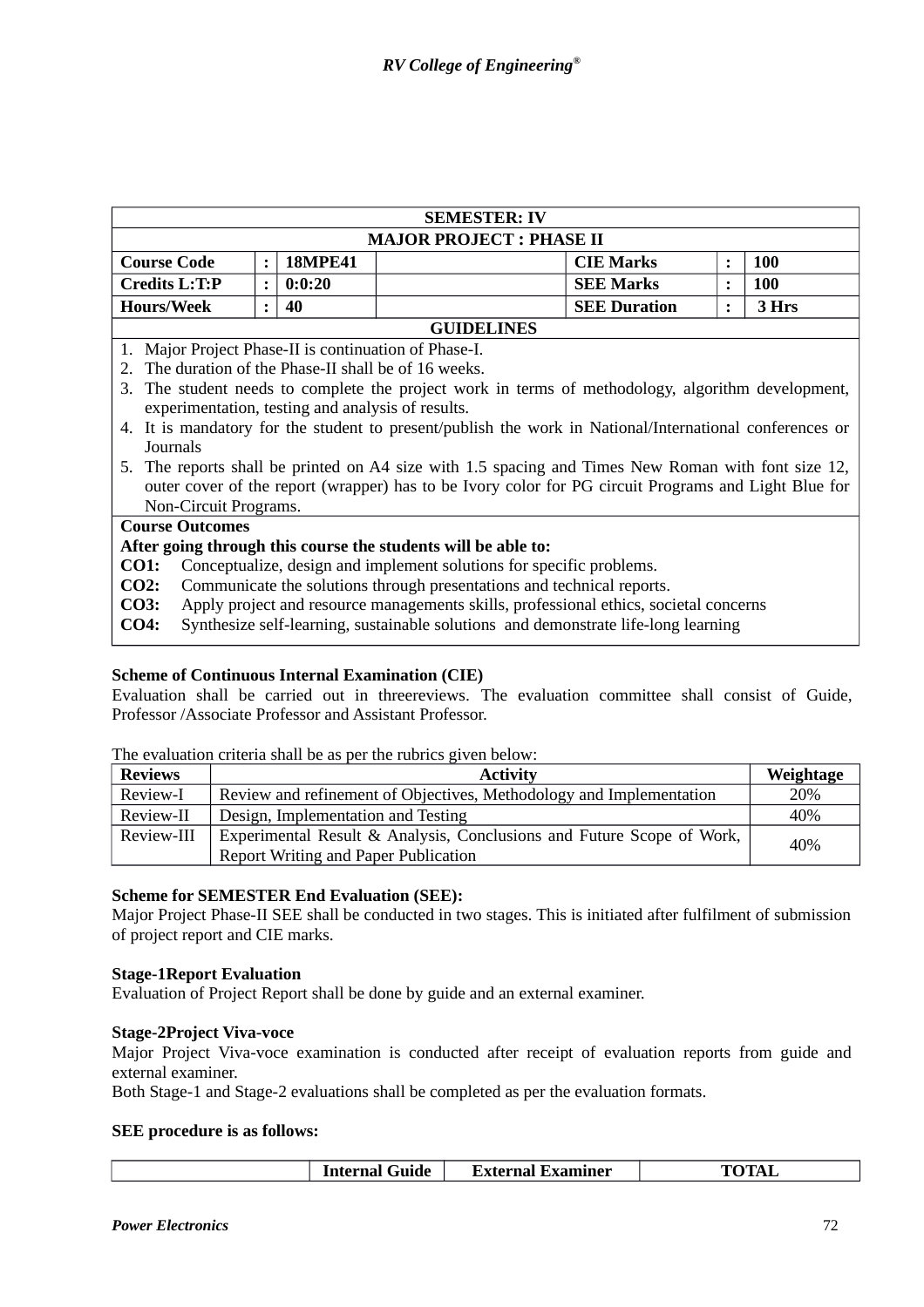| SEMESTER: IV | | | | | | |
|---|---|---|---|---|---|---|
| **MAJOR PROJECT : PHASE II** | | | | | | |
| **Course Code** | **:** | **18MPE41** | | **CIE Marks** | **:** | **100** |
| **Credits L:T:P** | **:** | **0:0:20** | | **SEE Marks** | **:** | **100** |
| **Hours/Week** | **:** | **40** | | **SEE Duration** | **:** | **3 Hrs** |

**GUIDELINES**

1. Major Project Phase-II is continuation of Phase-I.
2. The duration of the Phase-II shall be of 16 weeks.
3. The student needs to complete the project work in terms of methodology, algorithm development, experimentation, testing and analysis of results.
4. It is mandatory for the student to present/publish the work in National/International conferences or Journals
5. The reports shall be printed on A4 size with 1.5 spacing and Times New Roman with font size 12, outer cover of the report (wrapper) has to be Ivory color for PG circuit Programs and Light Blue for Non-Circuit Programs.

**Course Outcomes**

**After going through this course the students will be able to:**

**CO1:** Conceptualize, design and implement solutions for specific problems.
**CO2:** Communicate the solutions through presentations and technical reports.
**CO3:** Apply project and resource managements skills, professional ethics, societal concerns
**CO4:** Synthesize self-learning, sustainable solutions and demonstrate life-long learning

**Scheme of Continuous Internal Examination (CIE)**

Evaluation shall be carried out in threereviews. The evaluation committee shall consist of Guide, Professor /Associate Professor and Assistant Professor.

The evaluation criteria shall be as per the rubrics given below:

| Reviews | Activity | Weightage |
|---|---|---|
| Review-I | Review and refinement of Objectives, Methodology and Implementation | 20% |
| Review-II | Design, Implementation and Testing | 40% |
| Review-III | Experimental Result & Analysis, Conclusions and Future Scope of Work, Report Writing and Paper Publication | 40% |

**Scheme for SEMESTER End Evaluation (SEE):**

Major Project Phase-II SEE shall be conducted in two stages. This is initiated after fulfilment of submission of project report and CIE marks.

**Stage-1Report Evaluation**

Evaluation of Project Report shall be done by guide and an external examiner.

**Stage-2Project Viva-voce**

Major Project Viva-voce examination is conducted after receipt of evaluation reports from guide and external examiner.

Both Stage-1 and Stage-2 evaluations shall be completed as per the evaluation formats.

**SEE procedure is as follows:**

| | Internal Guide | External Examiner | TOTAL |
|---|---|---|---|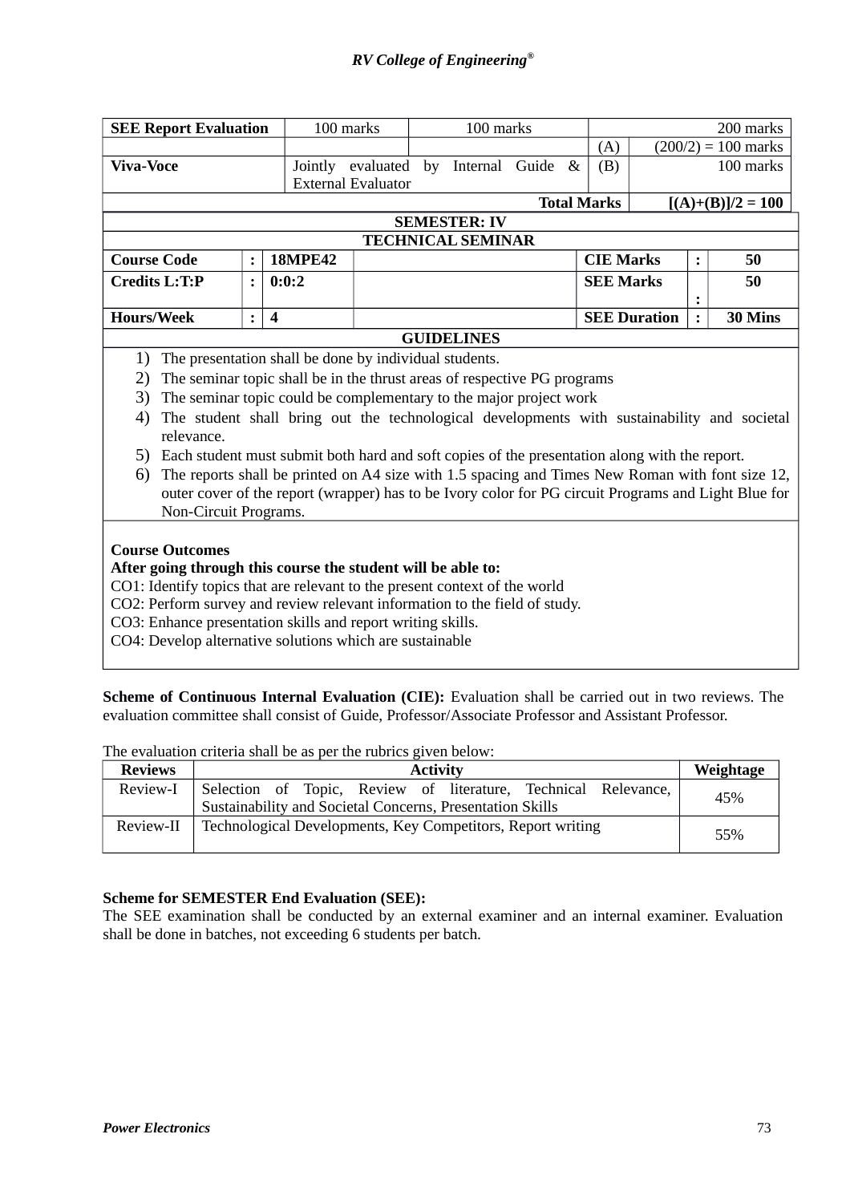| | | | | |
|---|---|---|---|---|
| **SEE Report Evaluation** | 100 marks | 100 marks | | 200 marks |
| | | | (A) | (200/2) = 100 marks |
| **Viva-Voce** | Jointly evaluated by Internal Guide & External Evaluator | | (B) | 100 marks |
| | | | **Total Marks** | **[(A)+(B)]/2 = 100** |

## SEMESTER: IV

## TECHNICAL SEMINAR

| | | | | | | |
|---|---|---|---|---|---|---|
| **Course Code** | **:** | **18MPE42** | | **CIE Marks** | **:** | **50** |
| **Credits L:T:P** | **:** | **0:0:2** | | **SEE Marks** | **:** | **50** |
| **Hours/Week** | **:** | **4** | | **SEE Duration** | **:** | **30 Mins** |

### GUIDELINES

1) The presentation shall be done by individual students.
2) The seminar topic shall be in the thrust areas of respective PG programs
3) The seminar topic could be complementary to the major project work
4) The student shall bring out the technological developments with sustainability and societal relevance.
5) Each student must submit both hard and soft copies of the presentation along with the report.
6) The reports shall be printed on A4 size with 1.5 spacing and Times New Roman with font size 12, outer cover of the report (wrapper) has to be Ivory color for PG circuit Programs and Light Blue for Non-Circuit Programs.

**Course Outcomes**
**After going through this course the student will be able to:**
CO1: Identify topics that are relevant to the present context of the world
CO2: Perform survey and review relevant information to the field of study.
CO3: Enhance presentation skills and report writing skills.
CO4: Develop alternative solutions which are sustainable

**Scheme of Continuous Internal Evaluation (CIE):** Evaluation shall be carried out in two reviews. The evaluation committee shall consist of Guide, Professor/Associate Professor and Assistant Professor.

The evaluation criteria shall be as per the rubrics given below:

| Reviews | Activity | Weightage |
|---|---|---|
| Review-I | Selection of Topic, Review of literature, Technical Relevance, Sustainability and Societal Concerns, Presentation Skills | 45% |
| Review-II | Technological Developments, Key Competitors, Report writing | 55% |

**Scheme for SEMESTER End Evaluation (SEE):**
The SEE examination shall be conducted by an external examiner and an internal examiner. Evaluation shall be done in batches, not exceeding 6 students per batch.